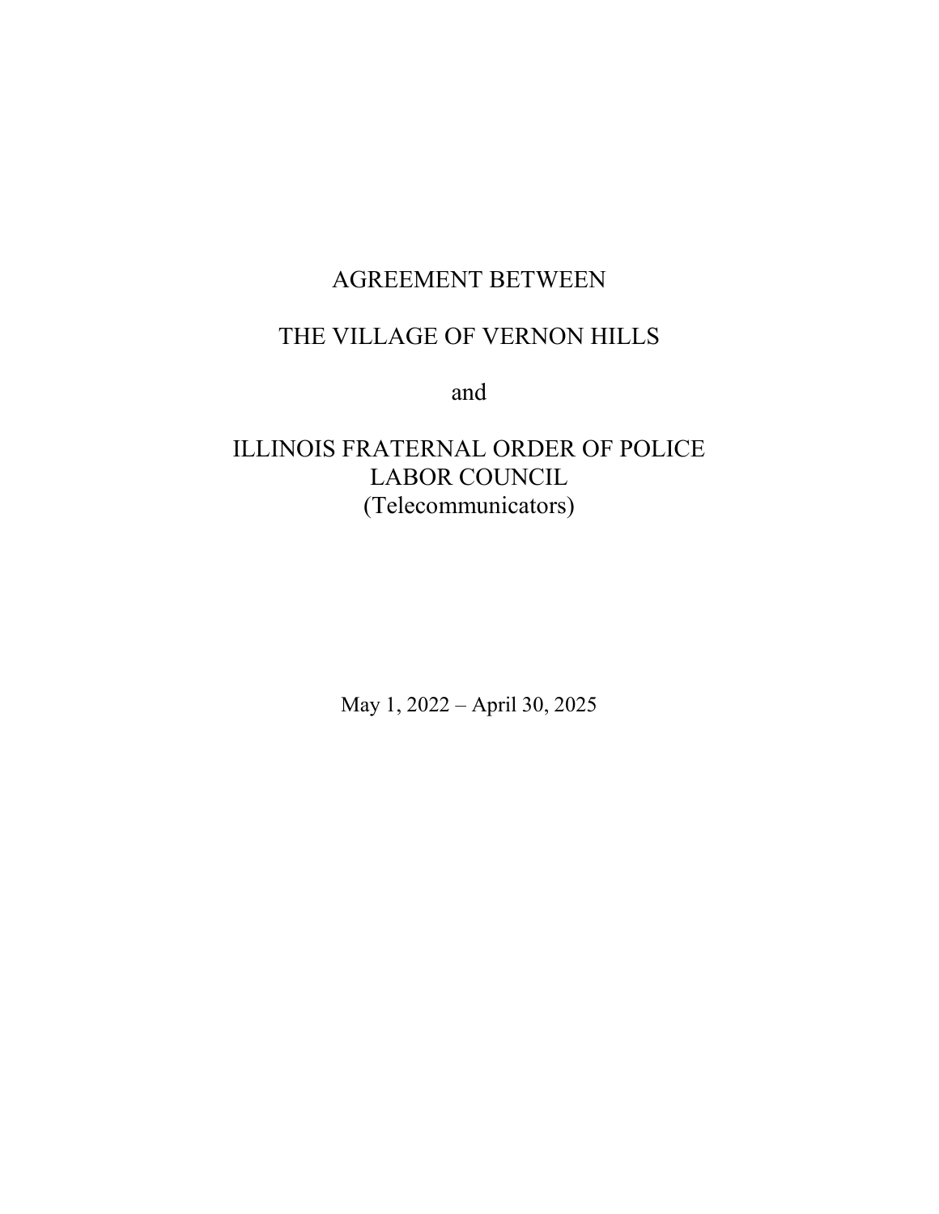# AGREEMENT BETWEEN

# THE VILLAGE OF VERNON HILLS

and

# ILLINOIS FRATERNAL ORDER OF POLICE LABOR COUNCIL (Telecommunicators)

May 1, 2022 – April 30, 2025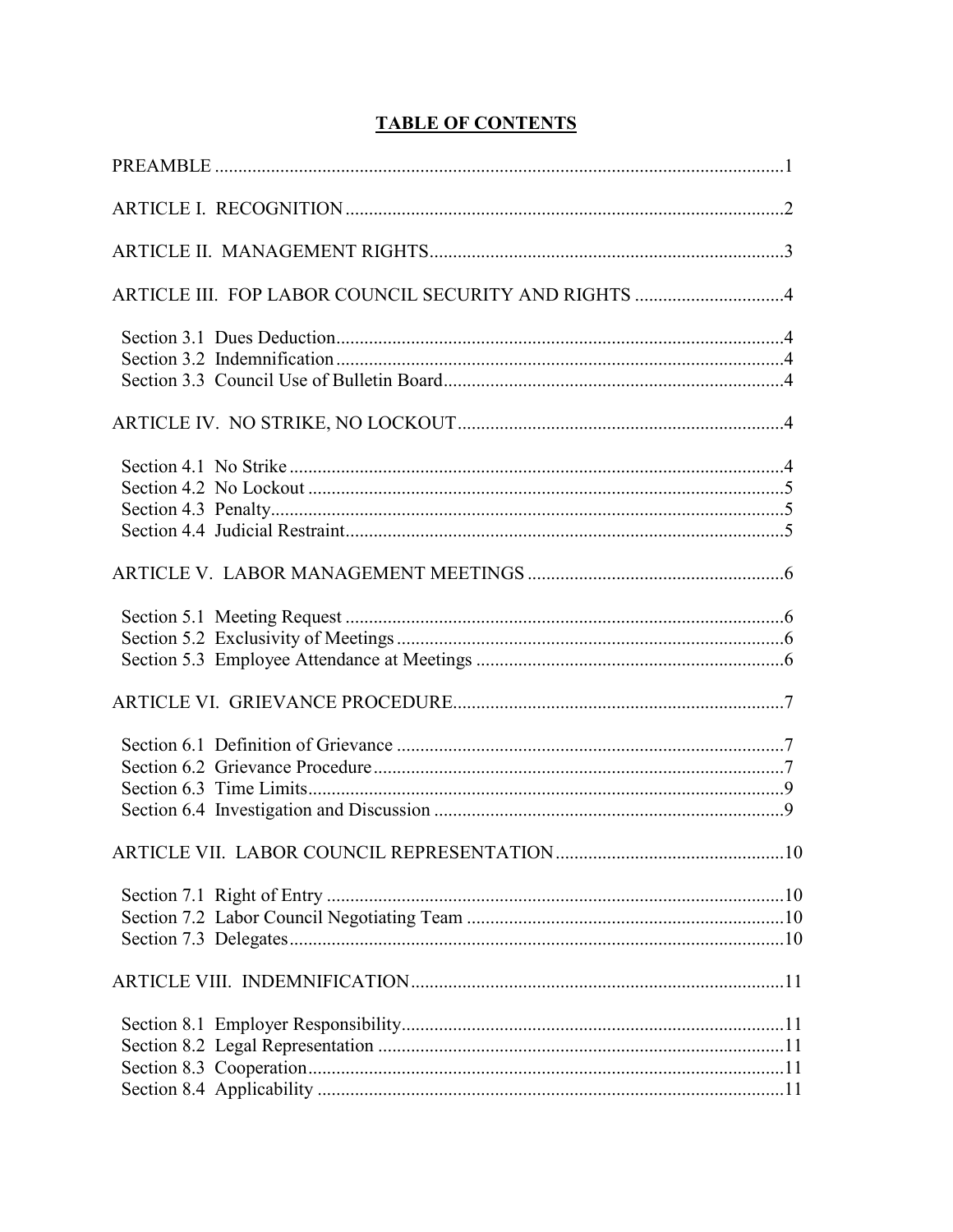# TABLE OF CONTENTS

PREAMBLE ....................................................................................................................1

ARTICLE I. RECOGNITION ..........................................................................................2

ARTICLE II. MANAGEMENT RIGHTS.........................................................................3

ARTICLE III. FOP LABOR COUNCIL SECURITY AND RIGHTS ................................4

Section 3.1 Dues Deduction...............................................................................................4
Section 3.2 Indemnification ...............................................................................................4
Section 3.3 Council Use of Bulletin Board........................................................................4

ARTICLE IV. NO STRIKE, NO LOCKOUT....................................................................4

Section 4.1 No Strike .........................................................................................................4
Section 4.2 No Lockout .....................................................................................................5
Section 4.3 Penalty.............................................................................................................5
Section 4.4 Judicial Restraint.............................................................................................5

ARTICLE V. LABOR MANAGEMENT MEETINGS .......................................................6

Section 5.1 Meeting Request .............................................................................................6
Section 5.2 Exclusivity of Meetings ..................................................................................6
Section 5.3 Employee Attendance at Meetings .................................................................6

ARTICLE VI. GRIEVANCE PROCEDURE.....................................................................7

Section 6.1 Definition of Grievance ..................................................................................7
Section 6.2 Grievance Procedure.......................................................................................7
Section 6.3 Time Limits.....................................................................................................9
Section 6.4 Investigation and Discussion ..........................................................................9

ARTICLE VII. LABOR COUNCIL REPRESENTATION................................................10

Section 7.1 Right of Entry .................................................................................................10
Section 7.2 Labor Council Negotiating Team ...................................................................10
Section 7.3 Delegates.........................................................................................................10

ARTICLE VIII. INDEMNIFICATION...............................................................................11

Section 8.1 Employer Responsibility.................................................................................11
Section 8.2 Legal Representation ......................................................................................11
Section 8.3 Cooperation.....................................................................................................11
Section 8.4 Applicability ...................................................................................................11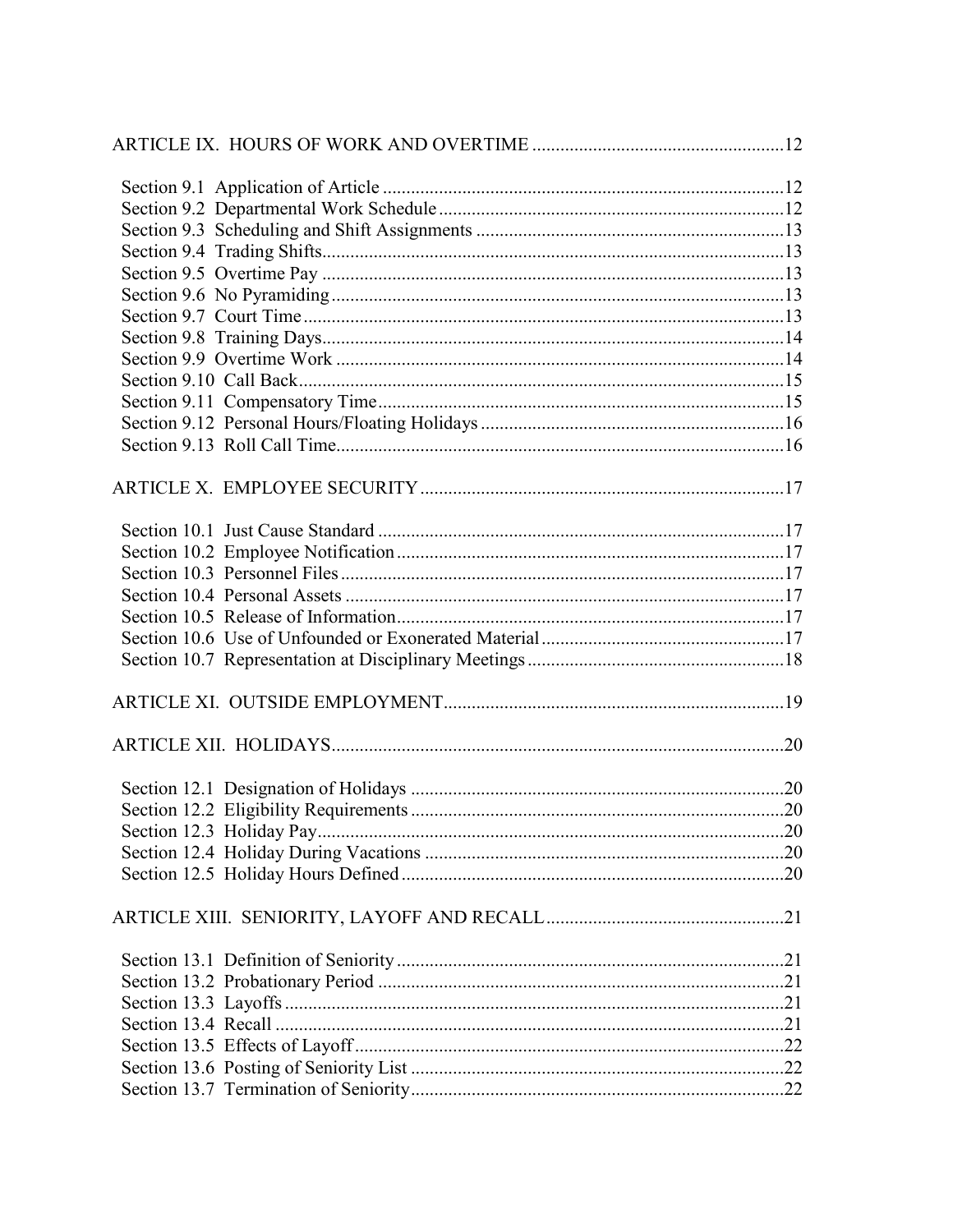ARTICLE IX. HOURS OF WORK AND OVERTIME ......12

Section 9.1 Application of Article ......12
Section 9.2 Departmental Work Schedule ......12
Section 9.3 Scheduling and Shift Assignments ......13
Section 9.4 Trading Shifts......13
Section 9.5 Overtime Pay ......13
Section 9.6 No Pyramiding......13
Section 9.7 Court Time......13
Section 9.8 Training Days......14
Section 9.9 Overtime Work ......14
Section 9.10 Call Back......15
Section 9.11 Compensatory Time......15
Section 9.12 Personal Hours/Floating Holidays ......16
Section 9.13 Roll Call Time......16

ARTICLE X. EMPLOYEE SECURITY ......17

Section 10.1 Just Cause Standard ......17
Section 10.2 Employee Notification......17
Section 10.3 Personnel Files......17
Section 10.4 Personal Assets ......17
Section 10.5 Release of Information......17
Section 10.6 Use of Unfounded or Exonerated Material......17
Section 10.7 Representation at Disciplinary Meetings......18

ARTICLE XI. OUTSIDE EMPLOYMENT......19

ARTICLE XII. HOLIDAYS......20

Section 12.1 Designation of Holidays ......20
Section 12.2 Eligibility Requirements......20
Section 12.3 Holiday Pay......20
Section 12.4 Holiday During Vacations ......20
Section 12.5 Holiday Hours Defined......20

ARTICLE XIII. SENIORITY, LAYOFF AND RECALL......21

Section 13.1 Definition of Seniority......21
Section 13.2 Probationary Period ......21
Section 13.3 Layoffs......21
Section 13.4 Recall ......21
Section 13.5 Effects of Layoff......22
Section 13.6 Posting of Seniority List ......22
Section 13.7 Termination of Seniority......22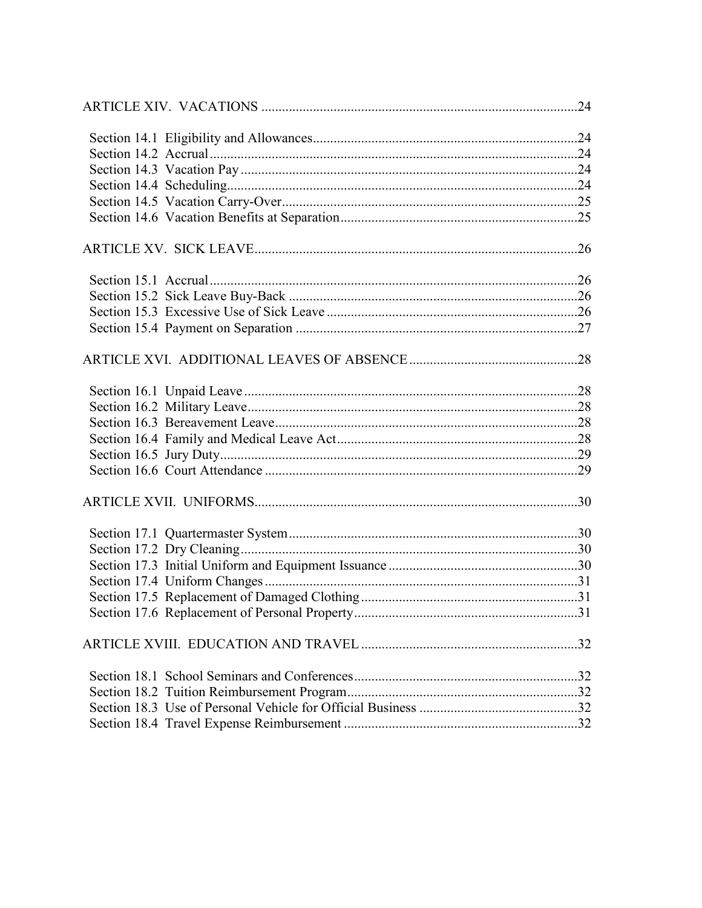ARTICLE XIV. VACATIONS ....................................................................................24

Section 14.1 Eligibility and Allowances....................................................................24
Section 14.2 Accrual......................................................................................................24
Section 14.3 Vacation Pay.............................................................................................24
Section 14.4 Scheduling.................................................................................................24
Section 14.5 Vacation Carry-Over.................................................................................25
Section 14.6 Vacation Benefits at Separation................................................................25

ARTICLE XV. SICK LEAVE.......................................................................................26

Section 15.1 Accrual......................................................................................................26
Section 15.2 Sick Leave Buy-Back ...............................................................................26
Section 15.3 Excessive Use of Sick Leave ....................................................................26
Section 15.4 Payment on Separation .............................................................................27

ARTICLE XVI. ADDITIONAL LEAVES OF ABSENCE ..........................................28

Section 16.1 Unpaid Leave ............................................................................................28
Section 16.2 Military Leave...........................................................................................28
Section 16.3 Bereavement Leave...................................................................................28
Section 16.4 Family and Medical Leave Act.................................................................28
Section 16.5 Jury Duty...................................................................................................29
Section 16.6 Court Attendance ......................................................................................29

ARTICLE XVII. UNIFORMS.......................................................................................30

Section 17.1 Quartermaster System...............................................................................30
Section 17.2 Dry Cleaning.............................................................................................30
Section 17.3 Initial Uniform and Equipment Issuance ..................................................30
Section 17.4 Uniform Changes ......................................................................................31
Section 17.5 Replacement of Damaged Clothing ..........................................................31
Section 17.6 Replacement of Personal Property............................................................31

ARTICLE XVIII. EDUCATION AND TRAVEL ........................................................32

Section 18.1 School Seminars and Conferences............................................................32
Section 18.2 Tuition Reimbursement Program..............................................................32
Section 18.3 Use of Personal Vehicle for Official Business .........................................32
Section 18.4 Travel Expense Reimbursement ...............................................................32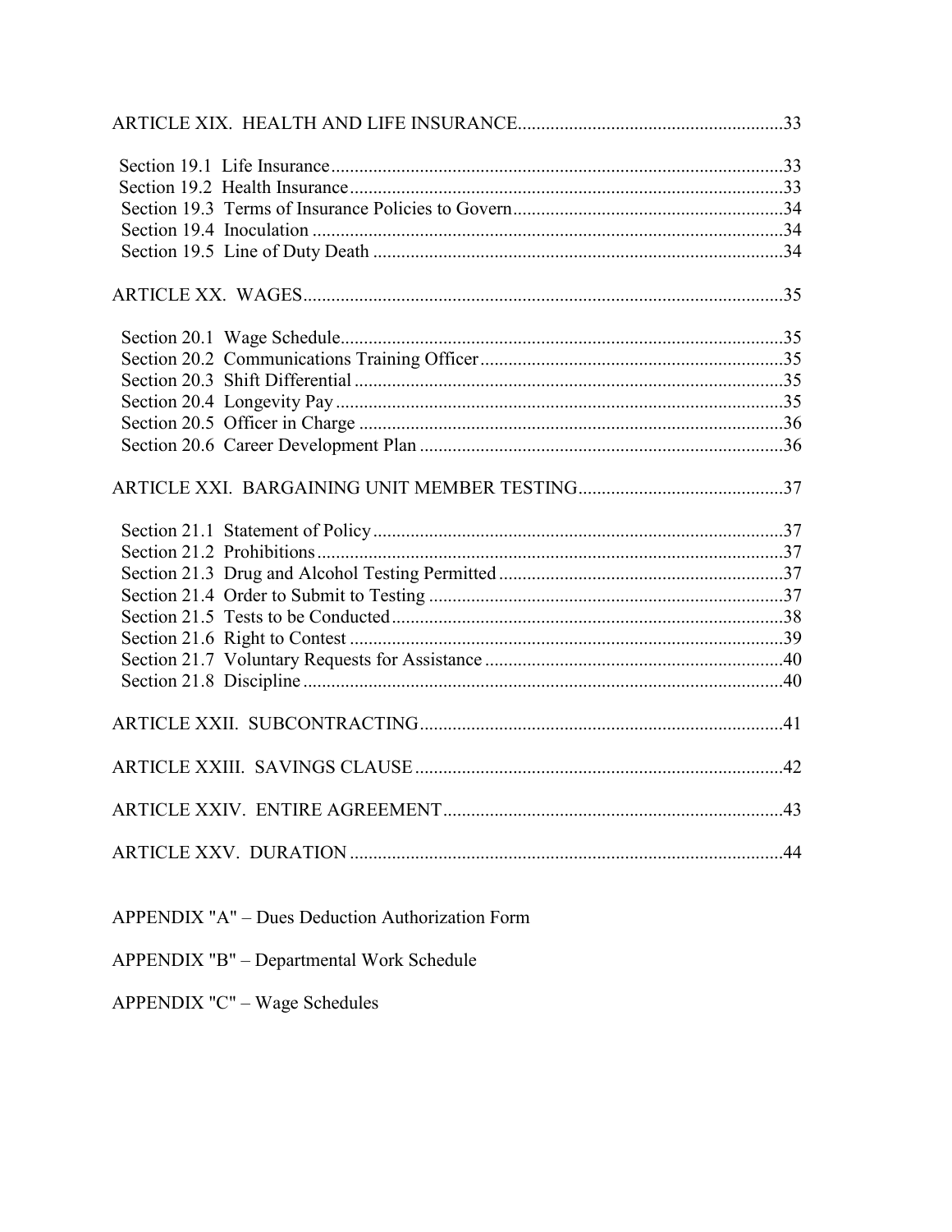ARTICLE XIX. HEALTH AND LIFE INSURANCE........................................................33

Section 19.1 Life Insurance................................................................................................33
Section 19.2 Health Insurance............................................................................................33
Section 19.3 Terms of Insurance Policies to Govern..........................................................34
Section 19.4 Inoculation ....................................................................................................34
Section 19.5 Line of Duty Death .......................................................................................34

ARTICLE XX. WAGES......................................................................................................35

Section 20.1 Wage Schedule..............................................................................................35
Section 20.2 Communications Training Officer.................................................................35
Section 20.3 Shift Differential ...........................................................................................35
Section 20.4 Longevity Pay...............................................................................................35
Section 20.5 Officer in Charge ..........................................................................................36
Section 20.6 Career Development Plan .............................................................................36

ARTICLE XXI. BARGAINING UNIT MEMBER TESTING............................................37

Section 21.1 Statement of Policy.......................................................................................37
Section 21.2 Prohibitions...................................................................................................37
Section 21.3 Drug and Alcohol Testing Permitted.............................................................37
Section 21.4 Order to Submit to Testing ............................................................................37
Section 21.5 Tests to be Conducted....................................................................................38
Section 21.6 Right to Contest .............................................................................................39
Section 21.7 Voluntary Requests for Assistance ................................................................40
Section 21.8 Discipline ......................................................................................................40

ARTICLE XXII. SUBCONTRACTING.............................................................................41

ARTICLE XXIII. SAVINGS CLAUSE..............................................................................42

ARTICLE XXIV. ENTIRE AGREEMENT........................................................................43

ARTICLE XXV. DURATION ............................................................................................44

APPENDIX "A" – Dues Deduction Authorization Form

APPENDIX "B" – Departmental Work Schedule

APPENDIX "C" – Wage Schedules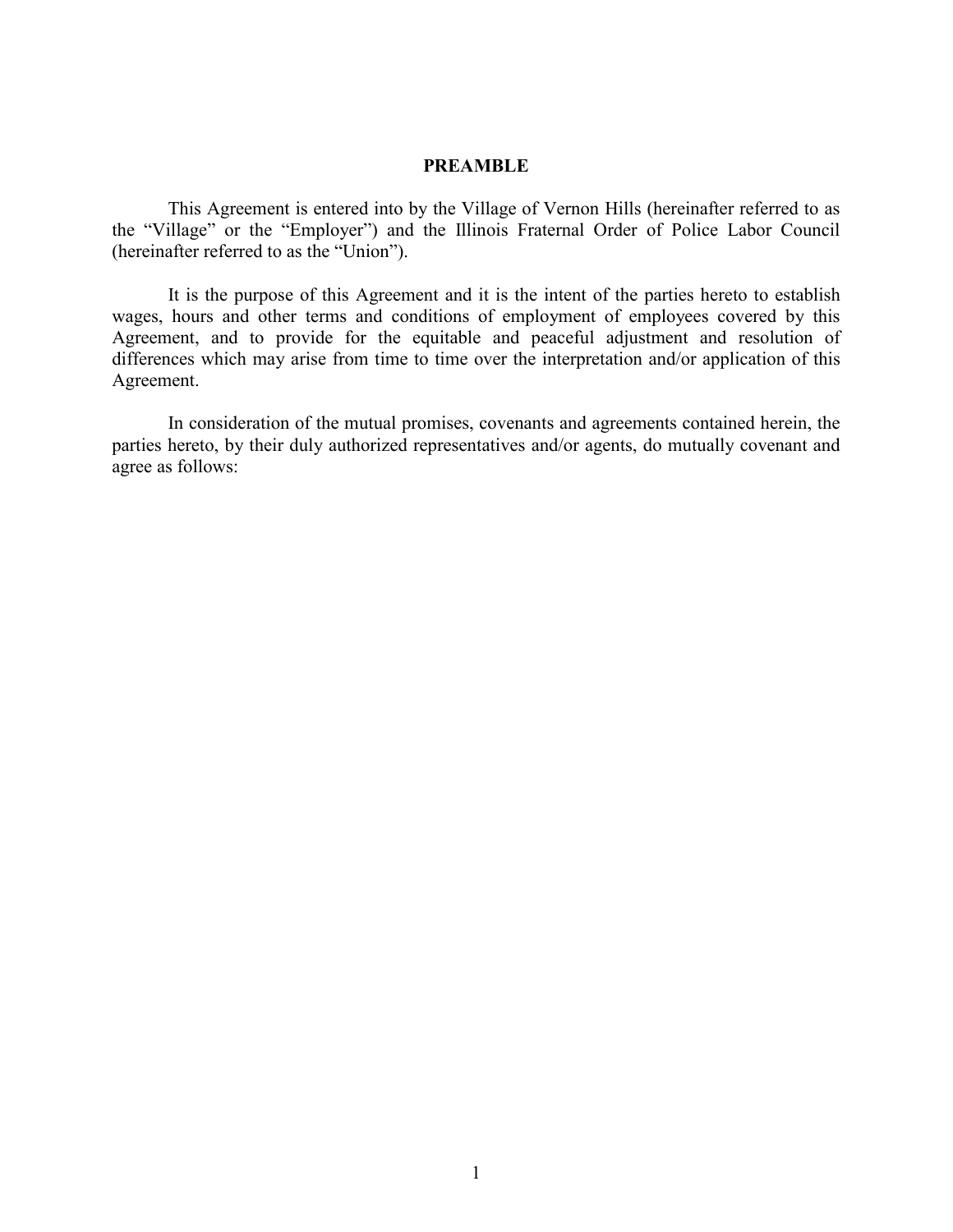## PREAMBLE

This Agreement is entered into by the Village of Vernon Hills (hereinafter referred to as the "Village" or the "Employer") and the Illinois Fraternal Order of Police Labor Council (hereinafter referred to as the "Union").

It is the purpose of this Agreement and it is the intent of the parties hereto to establish wages, hours and other terms and conditions of employment of employees covered by this Agreement, and to provide for the equitable and peaceful adjustment and resolution of differences which may arise from time to time over the interpretation and/or application of this Agreement.

In consideration of the mutual promises, covenants and agreements contained herein, the parties hereto, by their duly authorized representatives and/or agents, do mutually covenant and agree as follows: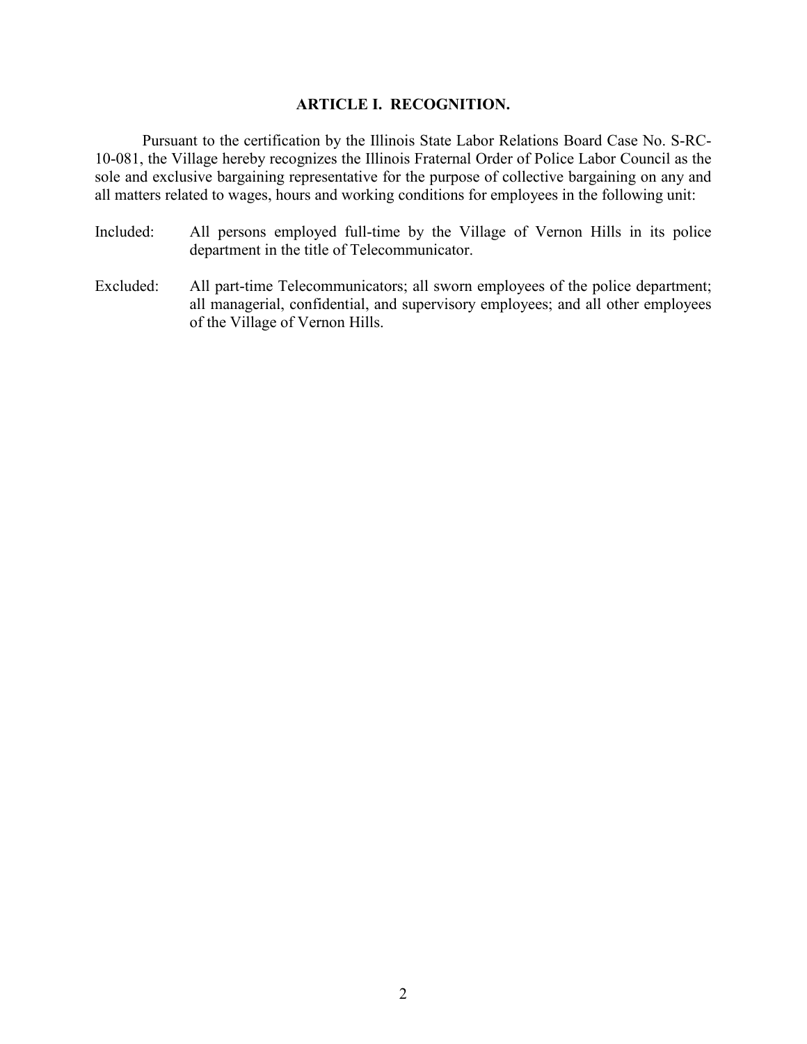## ARTICLE I. RECOGNITION.

Pursuant to the certification by the Illinois State Labor Relations Board Case No. S-RC-10-081, the Village hereby recognizes the Illinois Fraternal Order of Police Labor Council as the sole and exclusive bargaining representative for the purpose of collective bargaining on any and all matters related to wages, hours and working conditions for employees in the following unit:

Included: All persons employed full-time by the Village of Vernon Hills in its police department in the title of Telecommunicator.

Excluded: All part-time Telecommunicators; all sworn employees of the police department; all managerial, confidential, and supervisory employees; and all other employees of the Village of Vernon Hills.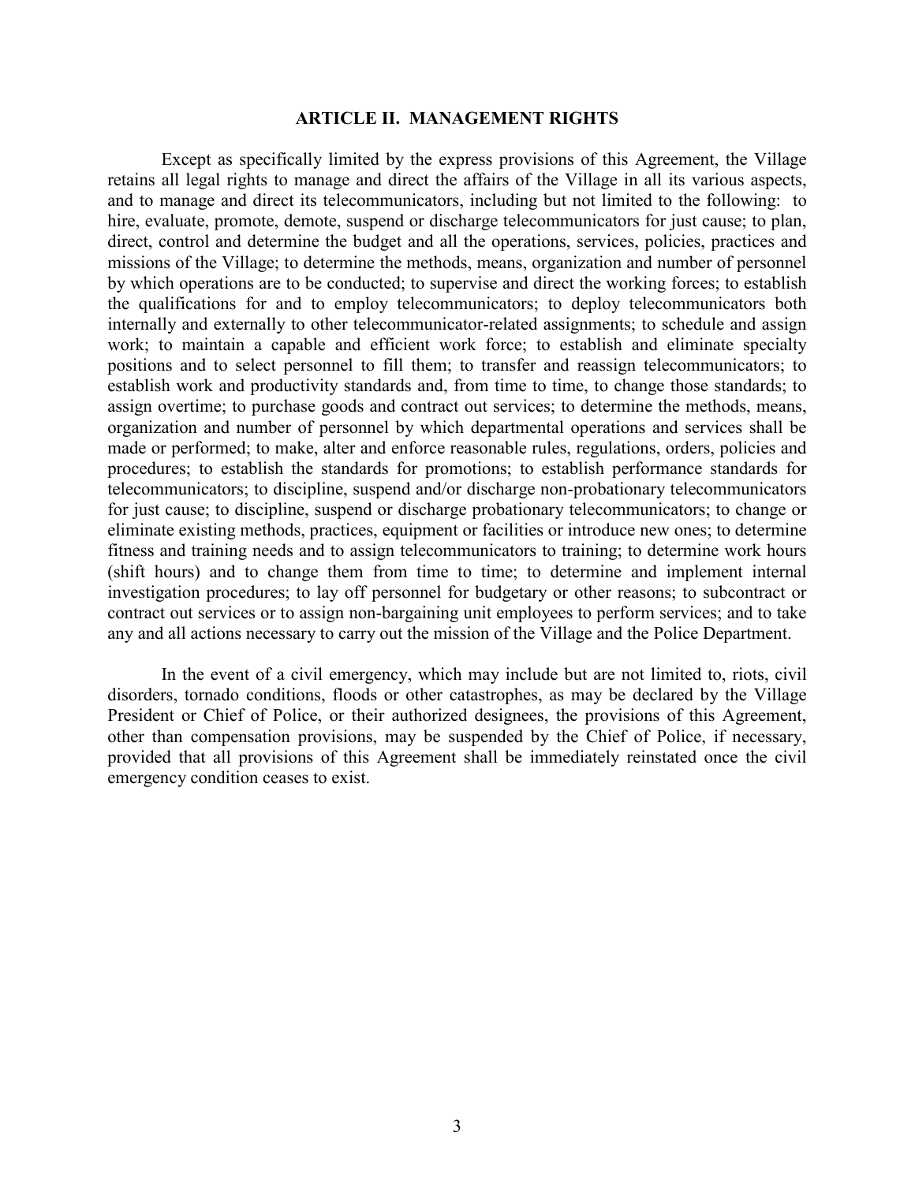## ARTICLE II. MANAGEMENT RIGHTS

Except as specifically limited by the express provisions of this Agreement, the Village retains all legal rights to manage and direct the affairs of the Village in all its various aspects, and to manage and direct its telecommunicators, including but not limited to the following: to hire, evaluate, promote, demote, suspend or discharge telecommunicators for just cause; to plan, direct, control and determine the budget and all the operations, services, policies, practices and missions of the Village; to determine the methods, means, organization and number of personnel by which operations are to be conducted; to supervise and direct the working forces; to establish the qualifications for and to employ telecommunicators; to deploy telecommunicators both internally and externally to other telecommunicator-related assignments; to schedule and assign work; to maintain a capable and efficient work force; to establish and eliminate specialty positions and to select personnel to fill them; to transfer and reassign telecommunicators; to establish work and productivity standards and, from time to time, to change those standards; to assign overtime; to purchase goods and contract out services; to determine the methods, means, organization and number of personnel by which departmental operations and services shall be made or performed; to make, alter and enforce reasonable rules, regulations, orders, policies and procedures; to establish the standards for promotions; to establish performance standards for telecommunicators; to discipline, suspend and/or discharge non-probationary telecommunicators for just cause; to discipline, suspend or discharge probationary telecommunicators; to change or eliminate existing methods, practices, equipment or facilities or introduce new ones; to determine fitness and training needs and to assign telecommunicators to training; to determine work hours (shift hours) and to change them from time to time; to determine and implement internal investigation procedures; to lay off personnel for budgetary or other reasons; to subcontract or contract out services or to assign non-bargaining unit employees to perform services; and to take any and all actions necessary to carry out the mission of the Village and the Police Department.

In the event of a civil emergency, which may include but are not limited to, riots, civil disorders, tornado conditions, floods or other catastrophes, as may be declared by the Village President or Chief of Police, or their authorized designees, the provisions of this Agreement, other than compensation provisions, may be suspended by the Chief of Police, if necessary, provided that all provisions of this Agreement shall be immediately reinstated once the civil emergency condition ceases to exist.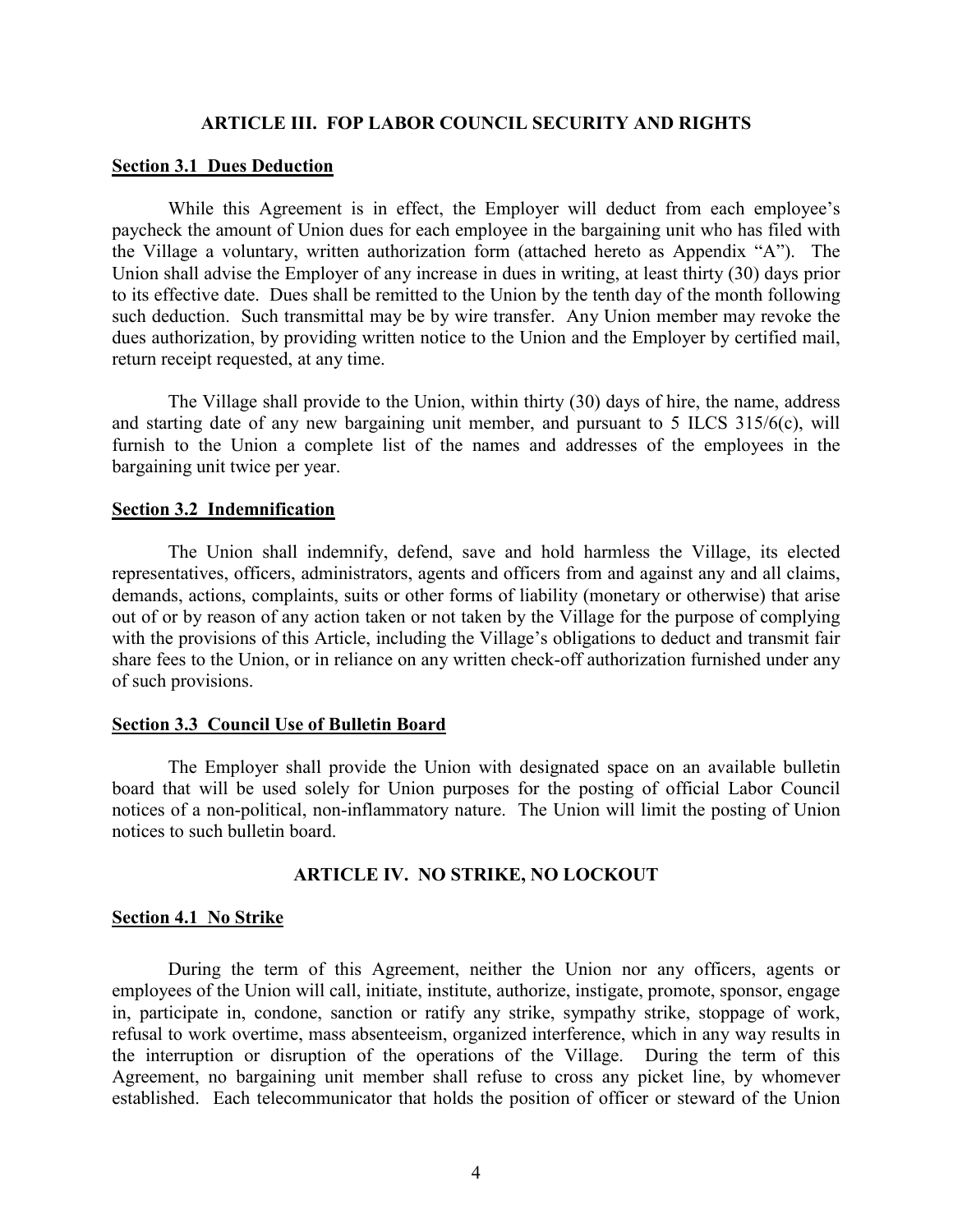## ARTICLE III. FOP LABOR COUNCIL SECURITY AND RIGHTS

**Section 3.1 Dues Deduction**

While this Agreement is in effect, the Employer will deduct from each employee's paycheck the amount of Union dues for each employee in the bargaining unit who has filed with the Village a voluntary, written authorization form (attached hereto as Appendix "A"). The Union shall advise the Employer of any increase in dues in writing, at least thirty (30) days prior to its effective date. Dues shall be remitted to the Union by the tenth day of the month following such deduction. Such transmittal may be by wire transfer. Any Union member may revoke the dues authorization, by providing written notice to the Union and the Employer by certified mail, return receipt requested, at any time.

The Village shall provide to the Union, within thirty (30) days of hire, the name, address and starting date of any new bargaining unit member, and pursuant to 5 ILCS 315/6(c), will furnish to the Union a complete list of the names and addresses of the employees in the bargaining unit twice per year.

**Section 3.2 Indemnification**

The Union shall indemnify, defend, save and hold harmless the Village, its elected representatives, officers, administrators, agents and officers from and against any and all claims, demands, actions, complaints, suits or other forms of liability (monetary or otherwise) that arise out of or by reason of any action taken or not taken by the Village for the purpose of complying with the provisions of this Article, including the Village's obligations to deduct and transmit fair share fees to the Union, or in reliance on any written check-off authorization furnished under any of such provisions.

**Section 3.3 Council Use of Bulletin Board**

The Employer shall provide the Union with designated space on an available bulletin board that will be used solely for Union purposes for the posting of official Labor Council notices of a non-political, non-inflammatory nature. The Union will limit the posting of Union notices to such bulletin board.

## ARTICLE IV. NO STRIKE, NO LOCKOUT

**Section 4.1 No Strike**

During the term of this Agreement, neither the Union nor any officers, agents or employees of the Union will call, initiate, institute, authorize, instigate, promote, sponsor, engage in, participate in, condone, sanction or ratify any strike, sympathy strike, stoppage of work, refusal to work overtime, mass absenteeism, organized interference, which in any way results in the interruption or disruption of the operations of the Village. During the term of this Agreement, no bargaining unit member shall refuse to cross any picket line, by whomever established. Each telecommunicator that holds the position of officer or steward of the Union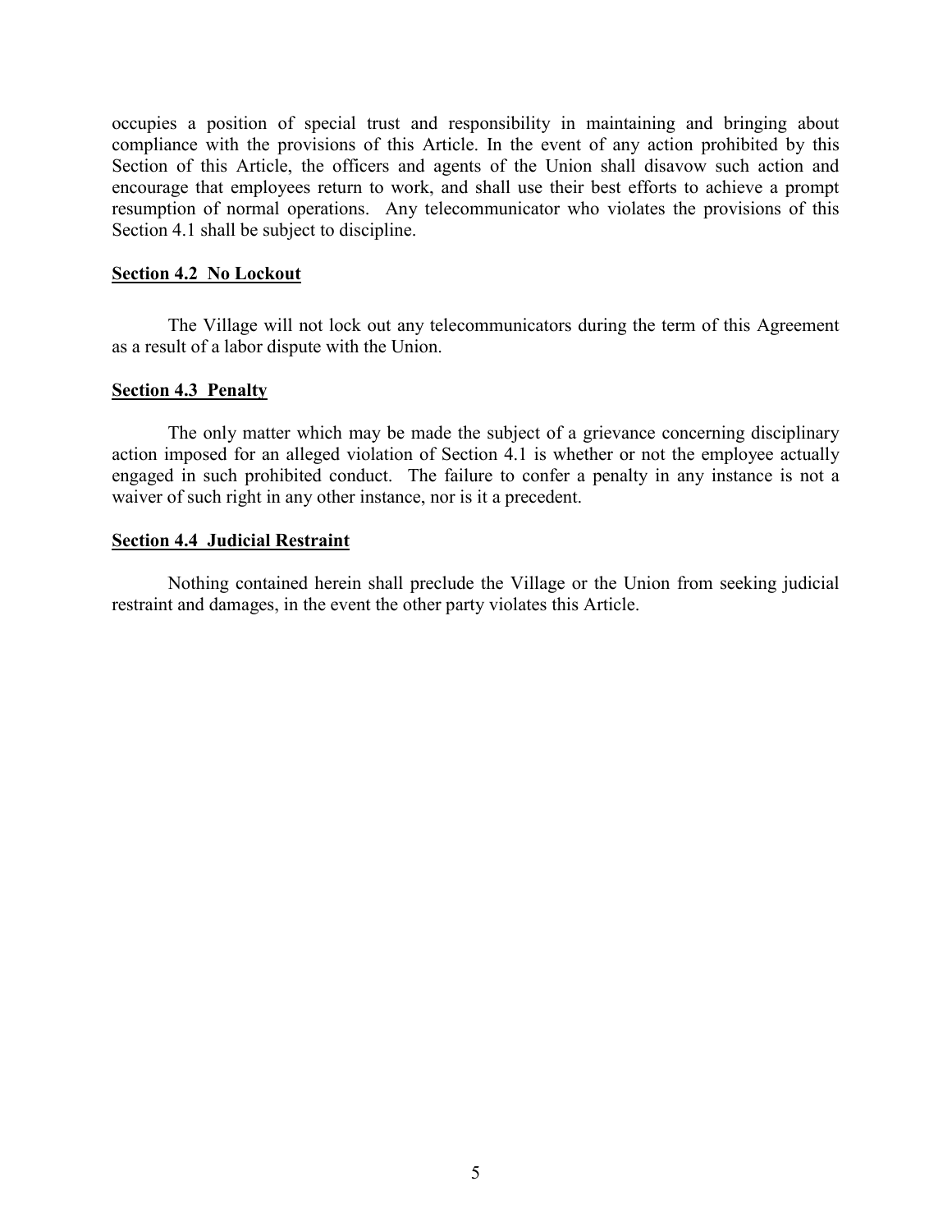occupies a position of special trust and responsibility in maintaining and bringing about compliance with the provisions of this Article. In the event of any action prohibited by this Section of this Article, the officers and agents of the Union shall disavow such action and encourage that employees return to work, and shall use their best efforts to achieve a prompt resumption of normal operations. Any telecommunicator who violates the provisions of this Section 4.1 shall be subject to discipline.

**Section 4.2 No Lockout**

The Village will not lock out any telecommunicators during the term of this Agreement as a result of a labor dispute with the Union.

**Section 4.3 Penalty**

The only matter which may be made the subject of a grievance concerning disciplinary action imposed for an alleged violation of Section 4.1 is whether or not the employee actually engaged in such prohibited conduct. The failure to confer a penalty in any instance is not a waiver of such right in any other instance, nor is it a precedent.

**Section 4.4 Judicial Restraint**

Nothing contained herein shall preclude the Village or the Union from seeking judicial restraint and damages, in the event the other party violates this Article.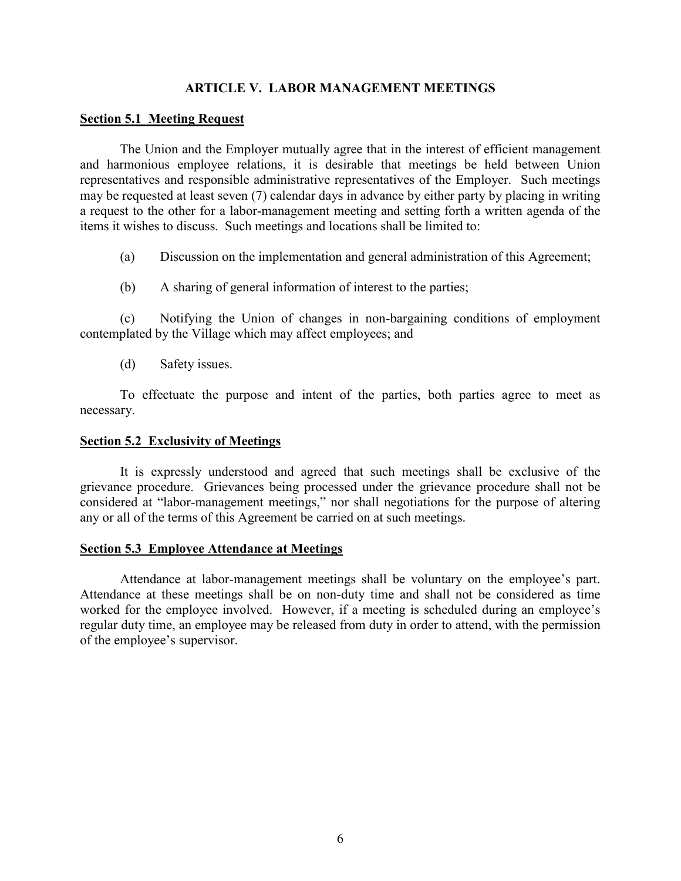## ARTICLE V. LABOR MANAGEMENT MEETINGS

### Section 5.1 Meeting Request

The Union and the Employer mutually agree that in the interest of efficient management and harmonious employee relations, it is desirable that meetings be held between Union representatives and responsible administrative representatives of the Employer. Such meetings may be requested at least seven (7) calendar days in advance by either party by placing in writing a request to the other for a labor-management meeting and setting forth a written agenda of the items it wishes to discuss. Such meetings and locations shall be limited to:

(a) Discussion on the implementation and general administration of this Agreement;

(b) A sharing of general information of interest to the parties;

(c) Notifying the Union of changes in non-bargaining conditions of employment contemplated by the Village which may affect employees; and

(d) Safety issues.

To effectuate the purpose and intent of the parties, both parties agree to meet as necessary.

### Section 5.2 Exclusivity of Meetings

It is expressly understood and agreed that such meetings shall be exclusive of the grievance procedure. Grievances being processed under the grievance procedure shall not be considered at "labor-management meetings," nor shall negotiations for the purpose of altering any or all of the terms of this Agreement be carried on at such meetings.

### Section 5.3 Employee Attendance at Meetings

Attendance at labor-management meetings shall be voluntary on the employee's part. Attendance at these meetings shall be on non-duty time and shall not be considered as time worked for the employee involved. However, if a meeting is scheduled during an employee's regular duty time, an employee may be released from duty in order to attend, with the permission of the employee's supervisor.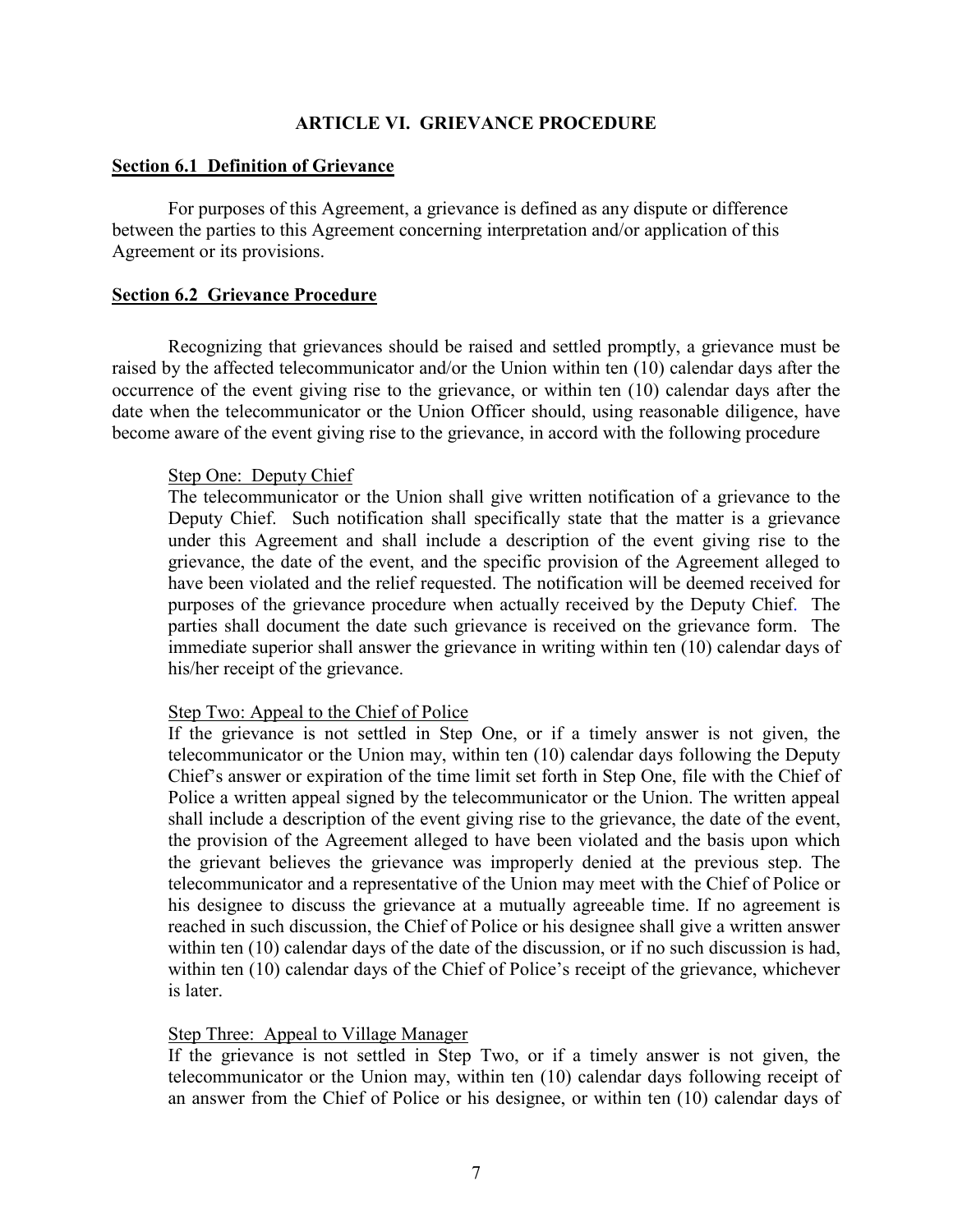## ARTICLE VI. GRIEVANCE PROCEDURE

**Section 6.1 Definition of Grievance**

For purposes of this Agreement, a grievance is defined as any dispute or difference between the parties to this Agreement concerning interpretation and/or application of this Agreement or its provisions.

**Section 6.2 Grievance Procedure**

Recognizing that grievances should be raised and settled promptly, a grievance must be raised by the affected telecommunicator and/or the Union within ten (10) calendar days after the occurrence of the event giving rise to the grievance, or within ten (10) calendar days after the date when the telecommunicator or the Union Officer should, using reasonable diligence, have become aware of the event giving rise to the grievance, in accord with the following procedure

Step One: Deputy Chief

The telecommunicator or the Union shall give written notification of a grievance to the Deputy Chief. Such notification shall specifically state that the matter is a grievance under this Agreement and shall include a description of the event giving rise to the grievance, the date of the event, and the specific provision of the Agreement alleged to have been violated and the relief requested. The notification will be deemed received for purposes of the grievance procedure when actually received by the Deputy Chief. The parties shall document the date such grievance is received on the grievance form. The immediate superior shall answer the grievance in writing within ten (10) calendar days of his/her receipt of the grievance.

Step Two: Appeal to the Chief of Police

If the grievance is not settled in Step One, or if a timely answer is not given, the telecommunicator or the Union may, within ten (10) calendar days following the Deputy Chief's answer or expiration of the time limit set forth in Step One, file with the Chief of Police a written appeal signed by the telecommunicator or the Union. The written appeal shall include a description of the event giving rise to the grievance, the date of the event, the provision of the Agreement alleged to have been violated and the basis upon which the grievant believes the grievance was improperly denied at the previous step. The telecommunicator and a representative of the Union may meet with the Chief of Police or his designee to discuss the grievance at a mutually agreeable time. If no agreement is reached in such discussion, the Chief of Police or his designee shall give a written answer within ten (10) calendar days of the date of the discussion, or if no such discussion is had, within ten (10) calendar days of the Chief of Police's receipt of the grievance, whichever is later.

Step Three: Appeal to Village Manager

If the grievance is not settled in Step Two, or if a timely answer is not given, the telecommunicator or the Union may, within ten (10) calendar days following receipt of an answer from the Chief of Police or his designee, or within ten (10) calendar days of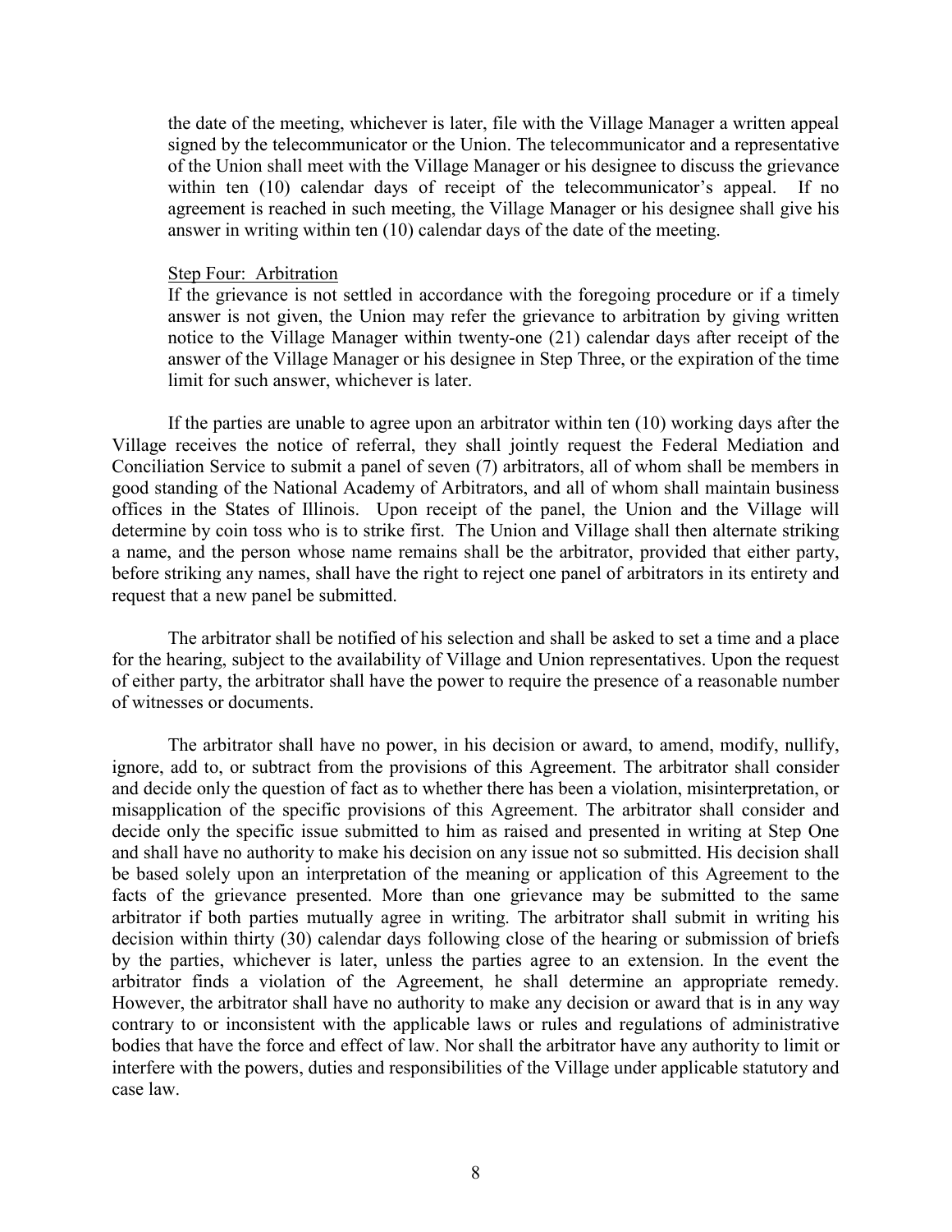the date of the meeting, whichever is later, file with the Village Manager a written appeal signed by the telecommunicator or the Union. The telecommunicator and a representative of the Union shall meet with the Village Manager or his designee to discuss the grievance within ten (10) calendar days of receipt of the telecommunicator's appeal. If no agreement is reached in such meeting, the Village Manager or his designee shall give his answer in writing within ten (10) calendar days of the date of the meeting.

Step Four: Arbitration

If the grievance is not settled in accordance with the foregoing procedure or if a timely answer is not given, the Union may refer the grievance to arbitration by giving written notice to the Village Manager within twenty-one (21) calendar days after receipt of the answer of the Village Manager or his designee in Step Three, or the expiration of the time limit for such answer, whichever is later.

If the parties are unable to agree upon an arbitrator within ten (10) working days after the Village receives the notice of referral, they shall jointly request the Federal Mediation and Conciliation Service to submit a panel of seven (7) arbitrators, all of whom shall be members in good standing of the National Academy of Arbitrators, and all of whom shall maintain business offices in the States of Illinois. Upon receipt of the panel, the Union and the Village will determine by coin toss who is to strike first. The Union and Village shall then alternate striking a name, and the person whose name remains shall be the arbitrator, provided that either party, before striking any names, shall have the right to reject one panel of arbitrators in its entirety and request that a new panel be submitted.

The arbitrator shall be notified of his selection and shall be asked to set a time and a place for the hearing, subject to the availability of Village and Union representatives. Upon the request of either party, the arbitrator shall have the power to require the presence of a reasonable number of witnesses or documents.

The arbitrator shall have no power, in his decision or award, to amend, modify, nullify, ignore, add to, or subtract from the provisions of this Agreement. The arbitrator shall consider and decide only the question of fact as to whether there has been a violation, misinterpretation, or misapplication of the specific provisions of this Agreement. The arbitrator shall consider and decide only the specific issue submitted to him as raised and presented in writing at Step One and shall have no authority to make his decision on any issue not so submitted. His decision shall be based solely upon an interpretation of the meaning or application of this Agreement to the facts of the grievance presented. More than one grievance may be submitted to the same arbitrator if both parties mutually agree in writing. The arbitrator shall submit in writing his decision within thirty (30) calendar days following close of the hearing or submission of briefs by the parties, whichever is later, unless the parties agree to an extension. In the event the arbitrator finds a violation of the Agreement, he shall determine an appropriate remedy. However, the arbitrator shall have no authority to make any decision or award that is in any way contrary to or inconsistent with the applicable laws or rules and regulations of administrative bodies that have the force and effect of law. Nor shall the arbitrator have any authority to limit or interfere with the powers, duties and responsibilities of the Village under applicable statutory and case law.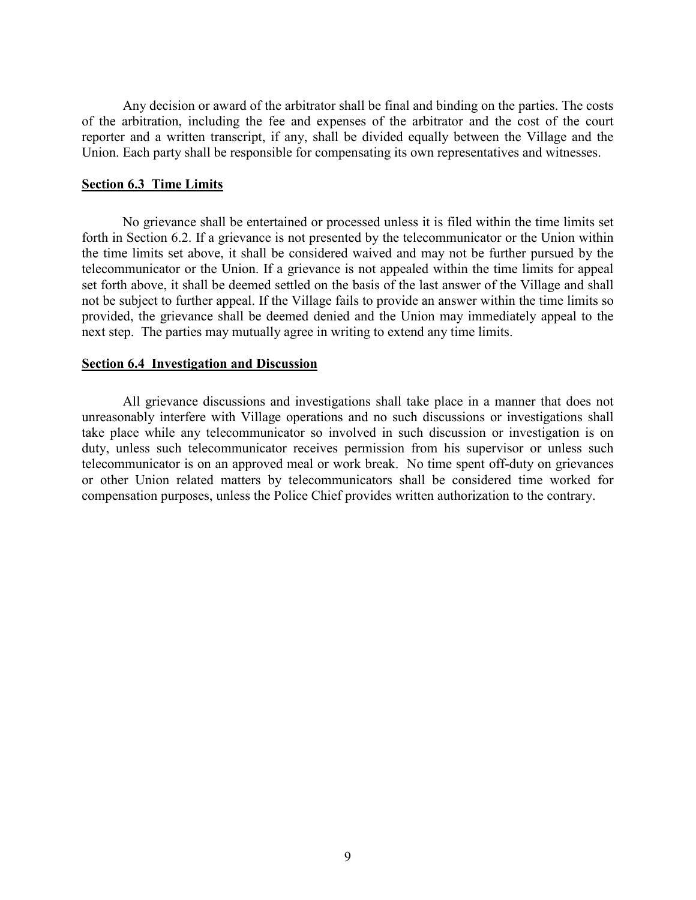Any decision or award of the arbitrator shall be final and binding on the parties. The costs of the arbitration, including the fee and expenses of the arbitrator and the cost of the court reporter and a written transcript, if any, shall be divided equally between the Village and the Union. Each party shall be responsible for compensating its own representatives and witnesses.

**Section 6.3 Time Limits**

No grievance shall be entertained or processed unless it is filed within the time limits set forth in Section 6.2. If a grievance is not presented by the telecommunicator or the Union within the time limits set above, it shall be considered waived and may not be further pursued by the telecommunicator or the Union. If a grievance is not appealed within the time limits for appeal set forth above, it shall be deemed settled on the basis of the last answer of the Village and shall not be subject to further appeal. If the Village fails to provide an answer within the time limits so provided, the grievance shall be deemed denied and the Union may immediately appeal to the next step. The parties may mutually agree in writing to extend any time limits.

**Section 6.4 Investigation and Discussion**

All grievance discussions and investigations shall take place in a manner that does not unreasonably interfere with Village operations and no such discussions or investigations shall take place while any telecommunicator so involved in such discussion or investigation is on duty, unless such telecommunicator receives permission from his supervisor or unless such telecommunicator is on an approved meal or work break. No time spent off-duty on grievances or other Union related matters by telecommunicators shall be considered time worked for compensation purposes, unless the Police Chief provides written authorization to the contrary.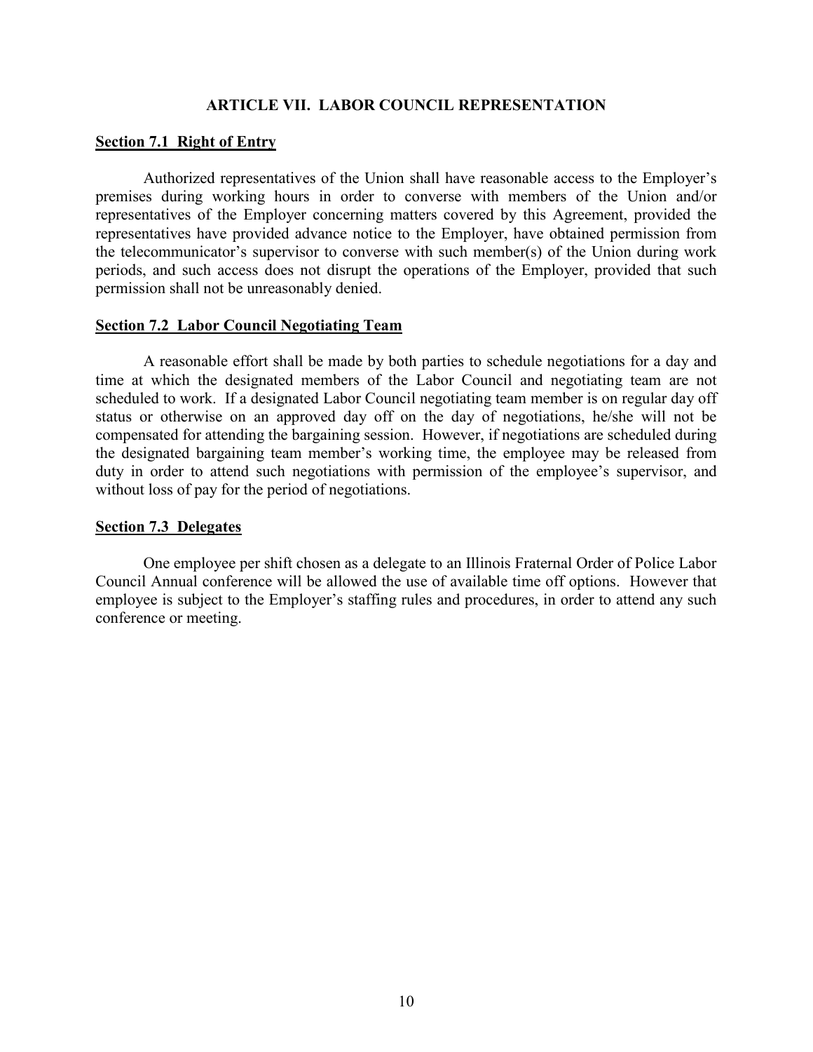## ARTICLE VII. LABOR COUNCIL REPRESENTATION

### Section 7.1 Right of Entry

Authorized representatives of the Union shall have reasonable access to the Employer's premises during working hours in order to converse with members of the Union and/or representatives of the Employer concerning matters covered by this Agreement, provided the representatives have provided advance notice to the Employer, have obtained permission from the telecommunicator's supervisor to converse with such member(s) of the Union during work periods, and such access does not disrupt the operations of the Employer, provided that such permission shall not be unreasonably denied.

### Section 7.2 Labor Council Negotiating Team

A reasonable effort shall be made by both parties to schedule negotiations for a day and time at which the designated members of the Labor Council and negotiating team are not scheduled to work. If a designated Labor Council negotiating team member is on regular day off status or otherwise on an approved day off on the day of negotiations, he/she will not be compensated for attending the bargaining session. However, if negotiations are scheduled during the designated bargaining team member's working time, the employee may be released from duty in order to attend such negotiations with permission of the employee's supervisor, and without loss of pay for the period of negotiations.

### Section 7.3 Delegates

One employee per shift chosen as a delegate to an Illinois Fraternal Order of Police Labor Council Annual conference will be allowed the use of available time off options. However that employee is subject to the Employer's staffing rules and procedures, in order to attend any such conference or meeting.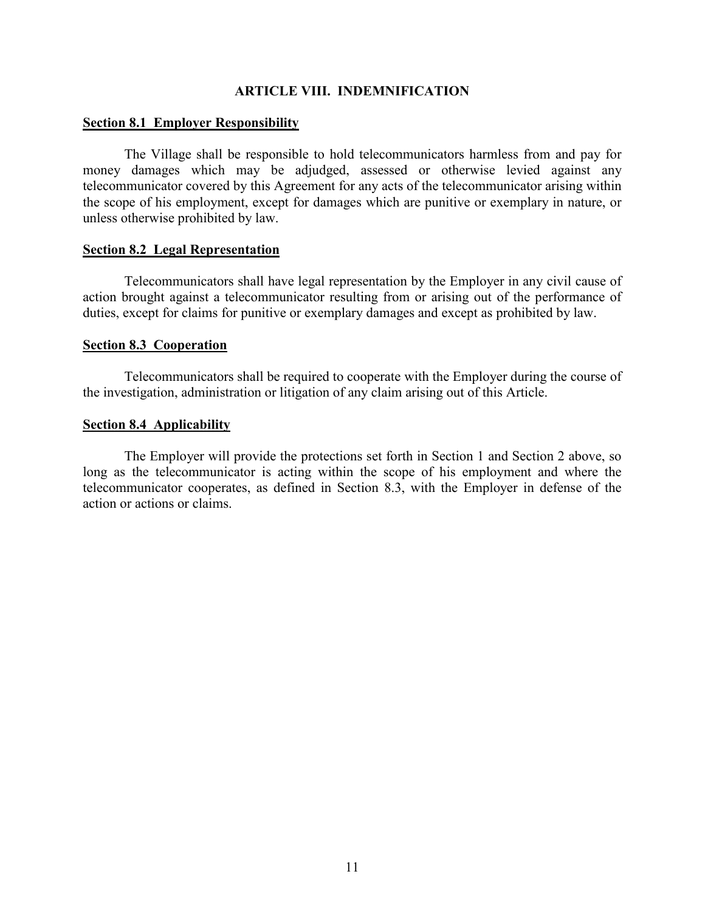## ARTICLE VIII. INDEMNIFICATION

### Section 8.1 Employer Responsibility

The Village shall be responsible to hold telecommunicators harmless from and pay for money damages which may be adjudged, assessed or otherwise levied against any telecommunicator covered by this Agreement for any acts of the telecommunicator arising within the scope of his employment, except for damages which are punitive or exemplary in nature, or unless otherwise prohibited by law.

### Section 8.2 Legal Representation

Telecommunicators shall have legal representation by the Employer in any civil cause of action brought against a telecommunicator resulting from or arising out of the performance of duties, except for claims for punitive or exemplary damages and except as prohibited by law.

### Section 8.3 Cooperation

Telecommunicators shall be required to cooperate with the Employer during the course of the investigation, administration or litigation of any claim arising out of this Article.

### Section 8.4 Applicability

The Employer will provide the protections set forth in Section 1 and Section 2 above, so long as the telecommunicator is acting within the scope of his employment and where the telecommunicator cooperates, as defined in Section 8.3, with the Employer in defense of the action or actions or claims.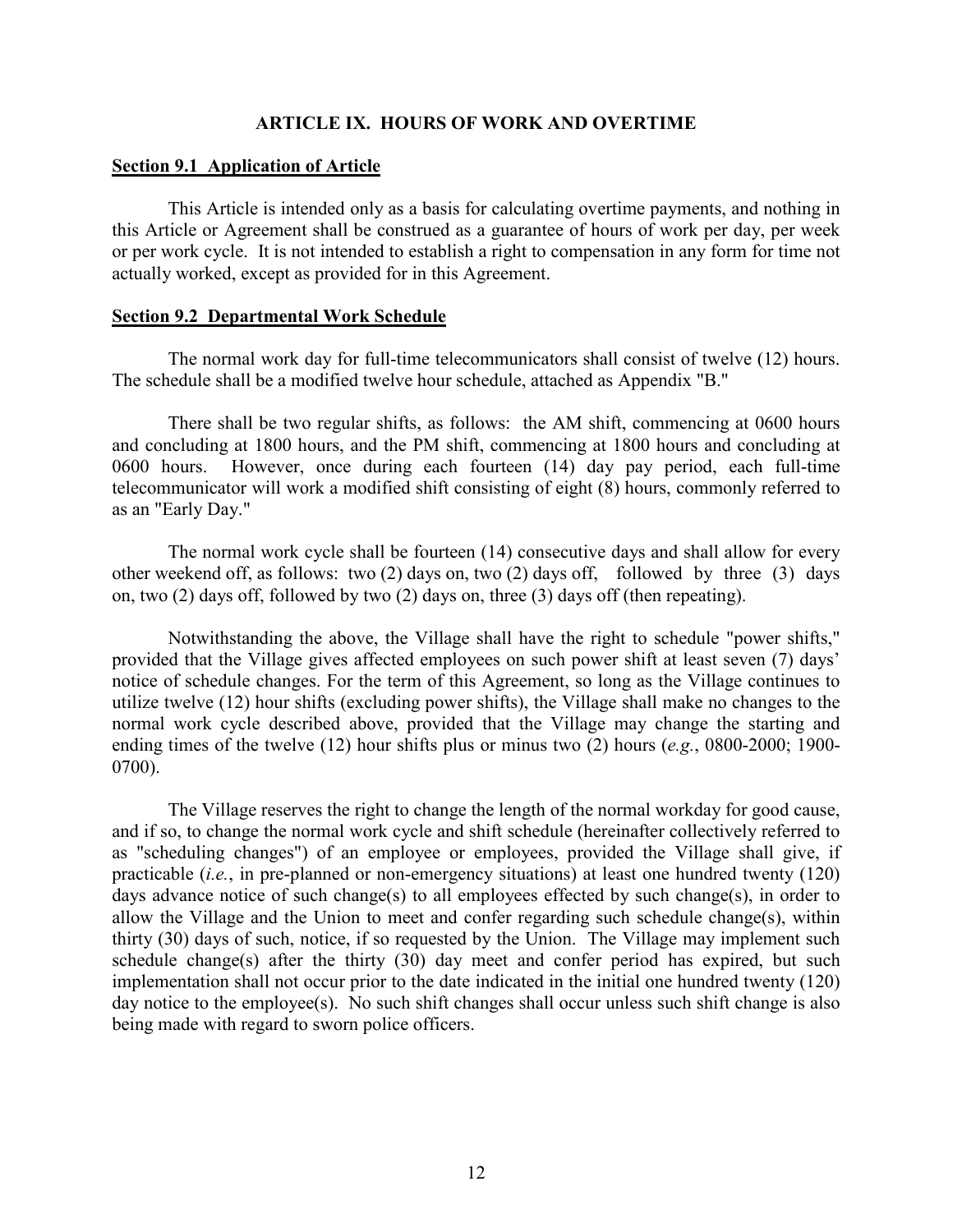## ARTICLE IX. HOURS OF WORK AND OVERTIME

### Section 9.1 Application of Article

This Article is intended only as a basis for calculating overtime payments, and nothing in this Article or Agreement shall be construed as a guarantee of hours of work per day, per week or per work cycle. It is not intended to establish a right to compensation in any form for time not actually worked, except as provided for in this Agreement.

### Section 9.2 Departmental Work Schedule

The normal work day for full-time telecommunicators shall consist of twelve (12) hours. The schedule shall be a modified twelve hour schedule, attached as Appendix "B."

There shall be two regular shifts, as follows: the AM shift, commencing at 0600 hours and concluding at 1800 hours, and the PM shift, commencing at 1800 hours and concluding at 0600 hours. However, once during each fourteen (14) day pay period, each full-time telecommunicator will work a modified shift consisting of eight (8) hours, commonly referred to as an "Early Day."

The normal work cycle shall be fourteen (14) consecutive days and shall allow for every other weekend off, as follows: two (2) days on, two (2) days off, followed by three (3) days on, two (2) days off, followed by two (2) days on, three (3) days off (then repeating).

Notwithstanding the above, the Village shall have the right to schedule "power shifts," provided that the Village gives affected employees on such power shift at least seven (7) days' notice of schedule changes. For the term of this Agreement, so long as the Village continues to utilize twelve (12) hour shifts (excluding power shifts), the Village shall make no changes to the normal work cycle described above, provided that the Village may change the starting and ending times of the twelve (12) hour shifts plus or minus two (2) hours (*e.g.*, 0800-2000; 1900-0700).

The Village reserves the right to change the length of the normal workday for good cause, and if so, to change the normal work cycle and shift schedule (hereinafter collectively referred to as "scheduling changes") of an employee or employees, provided the Village shall give, if practicable (*i.e.*, in pre-planned or non-emergency situations) at least one hundred twenty (120) days advance notice of such change(s) to all employees effected by such change(s), in order to allow the Village and the Union to meet and confer regarding such schedule change(s), within thirty (30) days of such, notice, if so requested by the Union. The Village may implement such schedule change(s) after the thirty (30) day meet and confer period has expired, but such implementation shall not occur prior to the date indicated in the initial one hundred twenty (120) day notice to the employee(s). No such shift changes shall occur unless such shift change is also being made with regard to sworn police officers.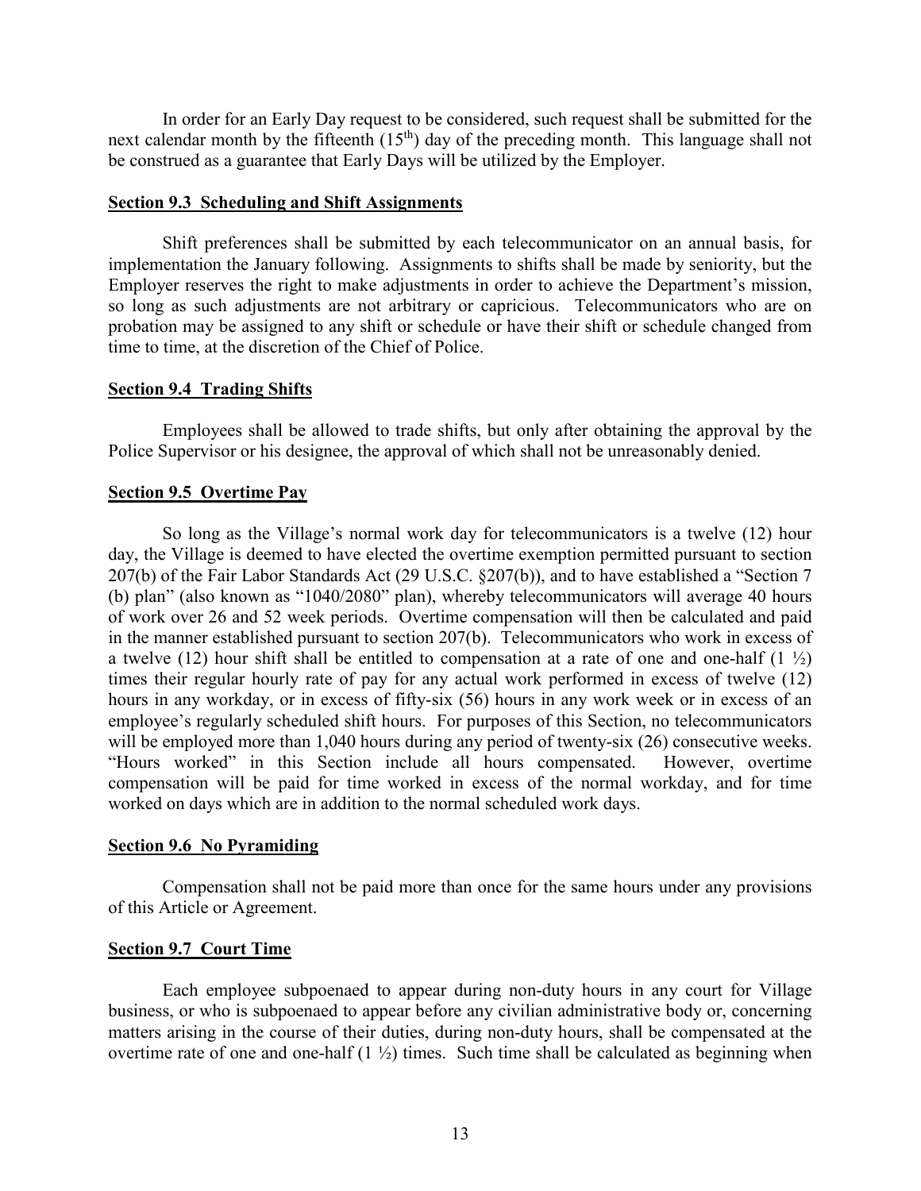In order for an Early Day request to be considered, such request shall be submitted for the next calendar month by the fifteenth (15th) day of the preceding month. This language shall not be construed as a guarantee that Early Days will be utilized by the Employer.

**Section 9.3 Scheduling and Shift Assignments**

Shift preferences shall be submitted by each telecommunicator on an annual basis, for implementation the January following. Assignments to shifts shall be made by seniority, but the Employer reserves the right to make adjustments in order to achieve the Department's mission, so long as such adjustments are not arbitrary or capricious. Telecommunicators who are on probation may be assigned to any shift or schedule or have their shift or schedule changed from time to time, at the discretion of the Chief of Police.

**Section 9.4 Trading Shifts**

Employees shall be allowed to trade shifts, but only after obtaining the approval by the Police Supervisor or his designee, the approval of which shall not be unreasonably denied.

**Section 9.5 Overtime Pay**

So long as the Village's normal work day for telecommunicators is a twelve (12) hour day, the Village is deemed to have elected the overtime exemption permitted pursuant to section 207(b) of the Fair Labor Standards Act (29 U.S.C. §207(b)), and to have established a "Section 7 (b) plan" (also known as "1040/2080" plan), whereby telecommunicators will average 40 hours of work over 26 and 52 week periods. Overtime compensation will then be calculated and paid in the manner established pursuant to section 207(b). Telecommunicators who work in excess of a twelve (12) hour shift shall be entitled to compensation at a rate of one and one-half (1 ½) times their regular hourly rate of pay for any actual work performed in excess of twelve (12) hours in any workday, or in excess of fifty-six (56) hours in any work week or in excess of an employee's regularly scheduled shift hours. For purposes of this Section, no telecommunicators will be employed more than 1,040 hours during any period of twenty-six (26) consecutive weeks. "Hours worked" in this Section include all hours compensated. However, overtime compensation will be paid for time worked in excess of the normal workday, and for time worked on days which are in addition to the normal scheduled work days.

**Section 9.6 No Pyramiding**

Compensation shall not be paid more than once for the same hours under any provisions of this Article or Agreement.

**Section 9.7 Court Time**

Each employee subpoenaed to appear during non-duty hours in any court for Village business, or who is subpoenaed to appear before any civilian administrative body or, concerning matters arising in the course of their duties, during non-duty hours, shall be compensated at the overtime rate of one and one-half (1 ½) times. Such time shall be calculated as beginning when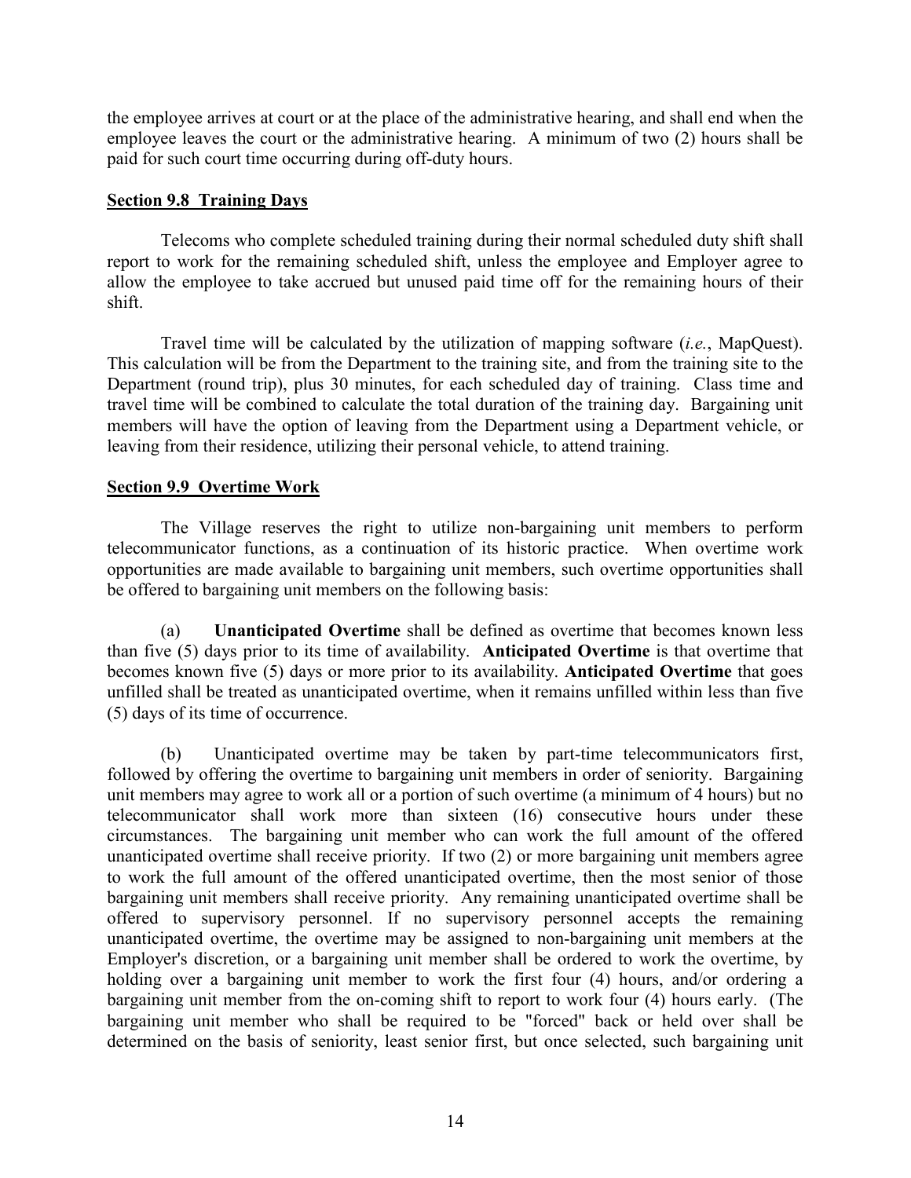the employee arrives at court or at the place of the administrative hearing, and shall end when the employee leaves the court or the administrative hearing. A minimum of two (2) hours shall be paid for such court time occurring during off-duty hours.

**Section 9.8 Training Days**

Telecoms who complete scheduled training during their normal scheduled duty shift shall report to work for the remaining scheduled shift, unless the employee and Employer agree to allow the employee to take accrued but unused paid time off for the remaining hours of their shift.

Travel time will be calculated by the utilization of mapping software (*i.e.*, MapQuest). This calculation will be from the Department to the training site, and from the training site to the Department (round trip), plus 30 minutes, for each scheduled day of training. Class time and travel time will be combined to calculate the total duration of the training day. Bargaining unit members will have the option of leaving from the Department using a Department vehicle, or leaving from their residence, utilizing their personal vehicle, to attend training.

**Section 9.9 Overtime Work**

The Village reserves the right to utilize non-bargaining unit members to perform telecommunicator functions, as a continuation of its historic practice. When overtime work opportunities are made available to bargaining unit members, such overtime opportunities shall be offered to bargaining unit members on the following basis:

(a) **Unanticipated Overtime** shall be defined as overtime that becomes known less than five (5) days prior to its time of availability. **Anticipated Overtime** is that overtime that becomes known five (5) days or more prior to its availability. **Anticipated Overtime** that goes unfilled shall be treated as unanticipated overtime, when it remains unfilled within less than five (5) days of its time of occurrence.

(b) Unanticipated overtime may be taken by part-time telecommunicators first, followed by offering the overtime to bargaining unit members in order of seniority. Bargaining unit members may agree to work all or a portion of such overtime (a minimum of 4 hours) but no telecommunicator shall work more than sixteen (16) consecutive hours under these circumstances. The bargaining unit member who can work the full amount of the offered unanticipated overtime shall receive priority. If two (2) or more bargaining unit members agree to work the full amount of the offered unanticipated overtime, then the most senior of those bargaining unit members shall receive priority. Any remaining unanticipated overtime shall be offered to supervisory personnel. If no supervisory personnel accepts the remaining unanticipated overtime, the overtime may be assigned to non-bargaining unit members at the Employer's discretion, or a bargaining unit member shall be ordered to work the overtime, by holding over a bargaining unit member to work the first four (4) hours, and/or ordering a bargaining unit member from the on-coming shift to report to work four (4) hours early. (The bargaining unit member who shall be required to be "forced" back or held over shall be determined on the basis of seniority, least senior first, but once selected, such bargaining unit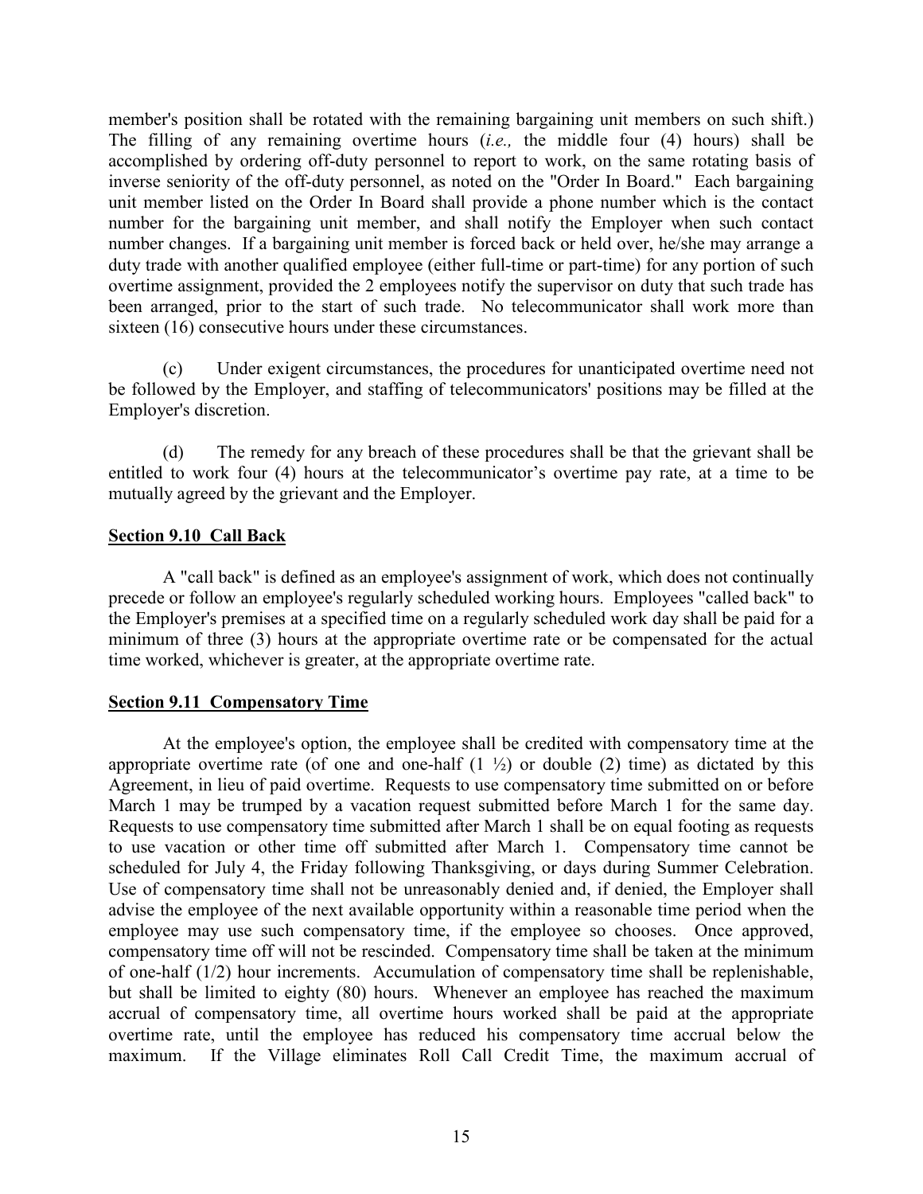member's position shall be rotated with the remaining bargaining unit members on such shift.) The filling of any remaining overtime hours (*i.e.,* the middle four (4) hours) shall be accomplished by ordering off-duty personnel to report to work, on the same rotating basis of inverse seniority of the off-duty personnel, as noted on the "Order In Board." Each bargaining unit member listed on the Order In Board shall provide a phone number which is the contact number for the bargaining unit member, and shall notify the Employer when such contact number changes. If a bargaining unit member is forced back or held over, he/she may arrange a duty trade with another qualified employee (either full-time or part-time) for any portion of such overtime assignment, provided the 2 employees notify the supervisor on duty that such trade has been arranged, prior to the start of such trade. No telecommunicator shall work more than sixteen (16) consecutive hours under these circumstances.

(c) Under exigent circumstances, the procedures for unanticipated overtime need not be followed by the Employer, and staffing of telecommunicators' positions may be filled at the Employer's discretion.

(d) The remedy for any breach of these procedures shall be that the grievant shall be entitled to work four (4) hours at the telecommunicator's overtime pay rate, at a time to be mutually agreed by the grievant and the Employer.

**Section 9.10 Call Back**

A "call back" is defined as an employee's assignment of work, which does not continually precede or follow an employee's regularly scheduled working hours. Employees "called back" to the Employer's premises at a specified time on a regularly scheduled work day shall be paid for a minimum of three (3) hours at the appropriate overtime rate or be compensated for the actual time worked, whichever is greater, at the appropriate overtime rate.

**Section 9.11 Compensatory Time**

At the employee's option, the employee shall be credited with compensatory time at the appropriate overtime rate (of one and one-half (1 ½) or double (2) time) as dictated by this Agreement, in lieu of paid overtime. Requests to use compensatory time submitted on or before March 1 may be trumped by a vacation request submitted before March 1 for the same day. Requests to use compensatory time submitted after March 1 shall be on equal footing as requests to use vacation or other time off submitted after March 1. Compensatory time cannot be scheduled for July 4, the Friday following Thanksgiving, or days during Summer Celebration. Use of compensatory time shall not be unreasonably denied and, if denied, the Employer shall advise the employee of the next available opportunity within a reasonable time period when the employee may use such compensatory time, if the employee so chooses. Once approved, compensatory time off will not be rescinded. Compensatory time shall be taken at the minimum of one-half (1/2) hour increments. Accumulation of compensatory time shall be replenishable, but shall be limited to eighty (80) hours. Whenever an employee has reached the maximum accrual of compensatory time, all overtime hours worked shall be paid at the appropriate overtime rate, until the employee has reduced his compensatory time accrual below the maximum. If the Village eliminates Roll Call Credit Time, the maximum accrual of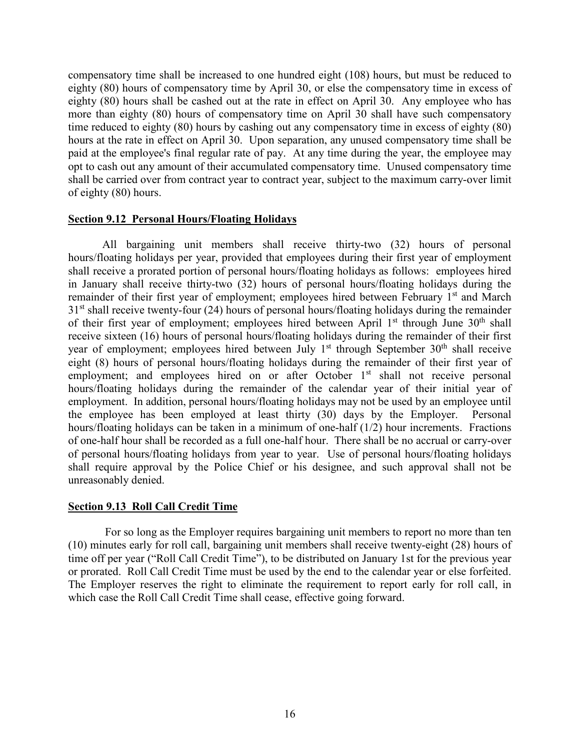compensatory time shall be increased to one hundred eight (108) hours, but must be reduced to eighty (80) hours of compensatory time by April 30, or else the compensatory time in excess of eighty (80) hours shall be cashed out at the rate in effect on April 30. Any employee who has more than eighty (80) hours of compensatory time on April 30 shall have such compensatory time reduced to eighty (80) hours by cashing out any compensatory time in excess of eighty (80) hours at the rate in effect on April 30. Upon separation, any unused compensatory time shall be paid at the employee's final regular rate of pay. At any time during the year, the employee may opt to cash out any amount of their accumulated compensatory time. Unused compensatory time shall be carried over from contract year to contract year, subject to the maximum carry-over limit of eighty (80) hours.

**Section 9.12 Personal Hours/Floating Holidays**

All bargaining unit members shall receive thirty-two (32) hours of personal hours/floating holidays per year, provided that employees during their first year of employment shall receive a prorated portion of personal hours/floating holidays as follows: employees hired in January shall receive thirty-two (32) hours of personal hours/floating holidays during the remainder of their first year of employment; employees hired between February 1st and March 31st shall receive twenty-four (24) hours of personal hours/floating holidays during the remainder of their first year of employment; employees hired between April 1st through June 30th shall receive sixteen (16) hours of personal hours/floating holidays during the remainder of their first year of employment; employees hired between July 1st through September 30th shall receive eight (8) hours of personal hours/floating holidays during the remainder of their first year of employment; and employees hired on or after October 1st shall not receive personal hours/floating holidays during the remainder of the calendar year of their initial year of employment. In addition, personal hours/floating holidays may not be used by an employee until the employee has been employed at least thirty (30) days by the Employer. Personal hours/floating holidays can be taken in a minimum of one-half (1/2) hour increments. Fractions of one-half hour shall be recorded as a full one-half hour. There shall be no accrual or carry-over of personal hours/floating holidays from year to year. Use of personal hours/floating holidays shall require approval by the Police Chief or his designee, and such approval shall not be unreasonably denied.

**Section 9.13 Roll Call Credit Time**

For so long as the Employer requires bargaining unit members to report no more than ten (10) minutes early for roll call, bargaining unit members shall receive twenty-eight (28) hours of time off per year ("Roll Call Credit Time"), to be distributed on January 1st for the previous year or prorated. Roll Call Credit Time must be used by the end to the calendar year or else forfeited. The Employer reserves the right to eliminate the requirement to report early for roll call, in which case the Roll Call Credit Time shall cease, effective going forward.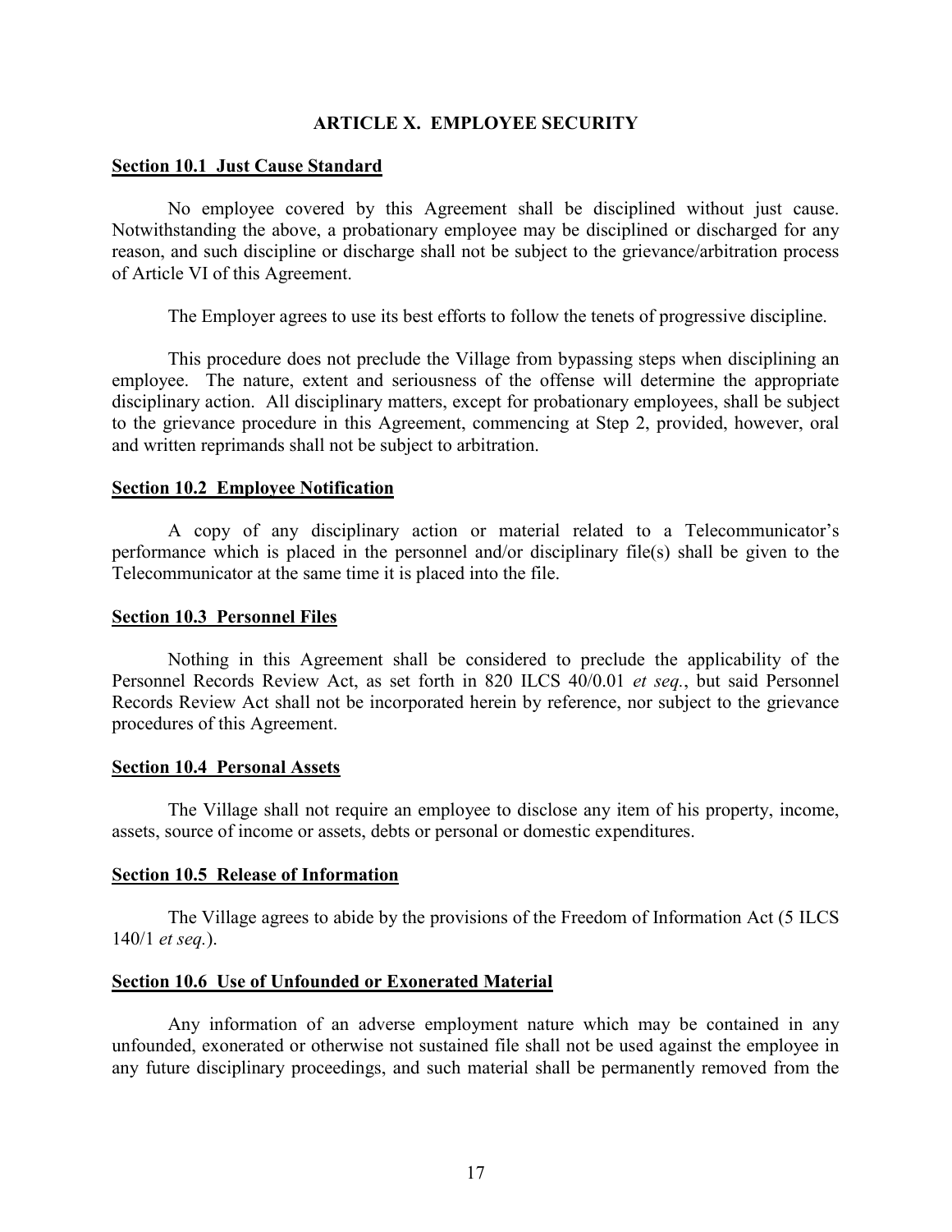## ARTICLE X. EMPLOYEE SECURITY

### Section 10.1 Just Cause Standard

No employee covered by this Agreement shall be disciplined without just cause. Notwithstanding the above, a probationary employee may be disciplined or discharged for any reason, and such discipline or discharge shall not be subject to the grievance/arbitration process of Article VI of this Agreement.

The Employer agrees to use its best efforts to follow the tenets of progressive discipline.

This procedure does not preclude the Village from bypassing steps when disciplining an employee. The nature, extent and seriousness of the offense will determine the appropriate disciplinary action. All disciplinary matters, except for probationary employees, shall be subject to the grievance procedure in this Agreement, commencing at Step 2, provided, however, oral and written reprimands shall not be subject to arbitration.

### Section 10.2 Employee Notification

A copy of any disciplinary action or material related to a Telecommunicator's performance which is placed in the personnel and/or disciplinary file(s) shall be given to the Telecommunicator at the same time it is placed into the file.

### Section 10.3 Personnel Files

Nothing in this Agreement shall be considered to preclude the applicability of the Personnel Records Review Act, as set forth in 820 ILCS 40/0.01 *et seq.*, but said Personnel Records Review Act shall not be incorporated herein by reference, nor subject to the grievance procedures of this Agreement.

### Section 10.4 Personal Assets

The Village shall not require an employee to disclose any item of his property, income, assets, source of income or assets, debts or personal or domestic expenditures.

### Section 10.5 Release of Information

The Village agrees to abide by the provisions of the Freedom of Information Act (5 ILCS 140/1 *et seq.*).

### Section 10.6 Use of Unfounded or Exonerated Material

Any information of an adverse employment nature which may be contained in any unfounded, exonerated or otherwise not sustained file shall not be used against the employee in any future disciplinary proceedings, and such material shall be permanently removed from the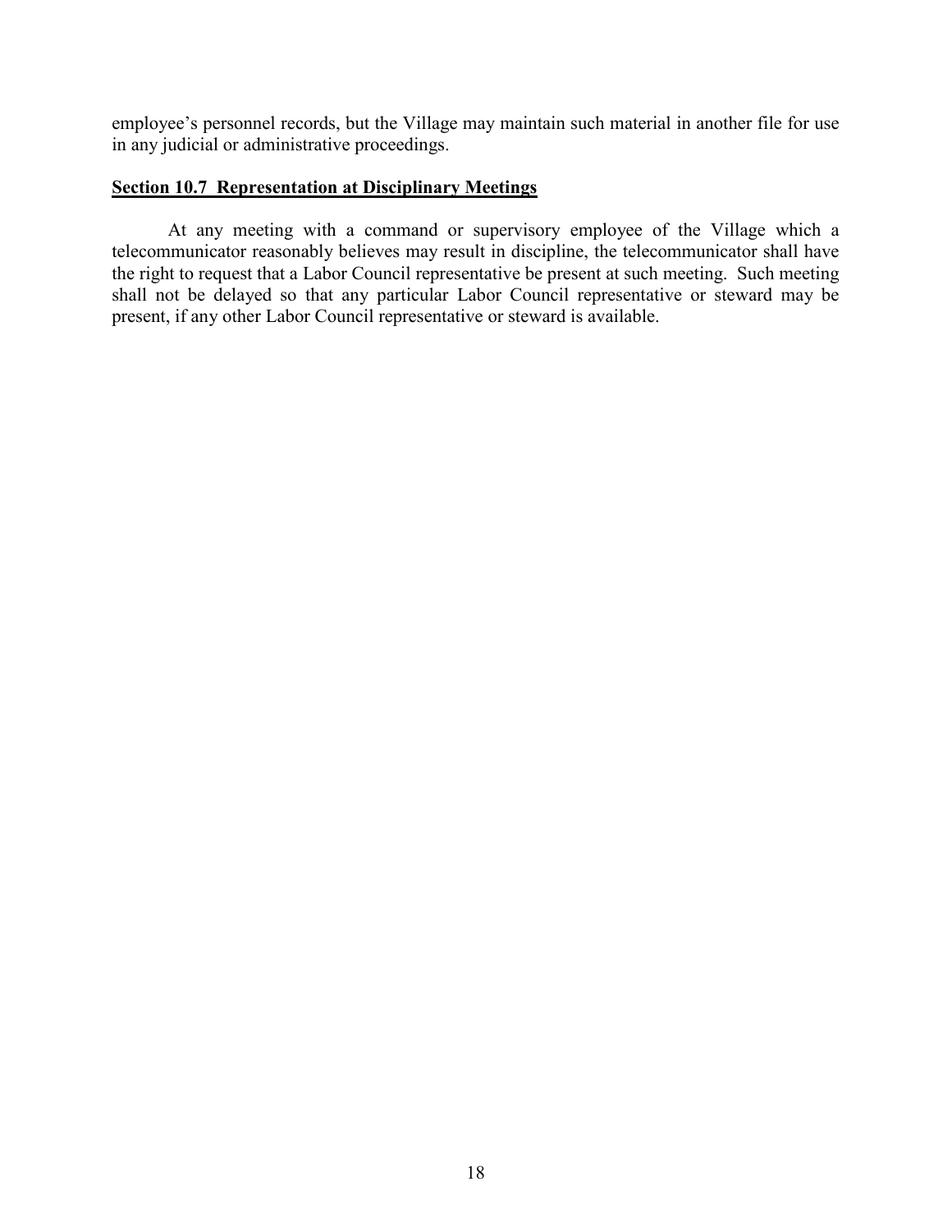employee's personnel records, but the Village may maintain such material in another file for use in any judicial or administrative proceedings.

**Section 10.7 Representation at Disciplinary Meetings**

At any meeting with a command or supervisory employee of the Village which a telecommunicator reasonably believes may result in discipline, the telecommunicator shall have the right to request that a Labor Council representative be present at such meeting. Such meeting shall not be delayed so that any particular Labor Council representative or steward may be present, if any other Labor Council representative or steward is available.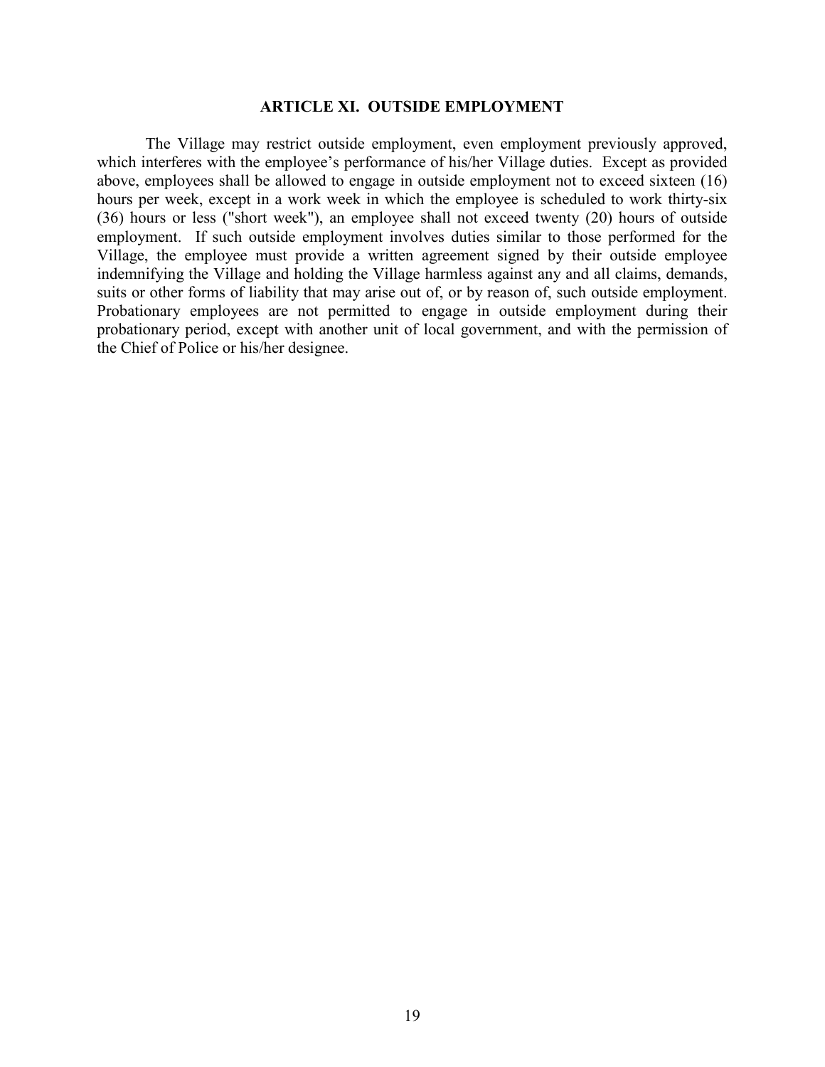## ARTICLE XI. OUTSIDE EMPLOYMENT

The Village may restrict outside employment, even employment previously approved, which interferes with the employee's performance of his/her Village duties. Except as provided above, employees shall be allowed to engage in outside employment not to exceed sixteen (16) hours per week, except in a work week in which the employee is scheduled to work thirty-six (36) hours or less ("short week"), an employee shall not exceed twenty (20) hours of outside employment. If such outside employment involves duties similar to those performed for the Village, the employee must provide a written agreement signed by their outside employee indemnifying the Village and holding the Village harmless against any and all claims, demands, suits or other forms of liability that may arise out of, or by reason of, such outside employment. Probationary employees are not permitted to engage in outside employment during their probationary period, except with another unit of local government, and with the permission of the Chief of Police or his/her designee.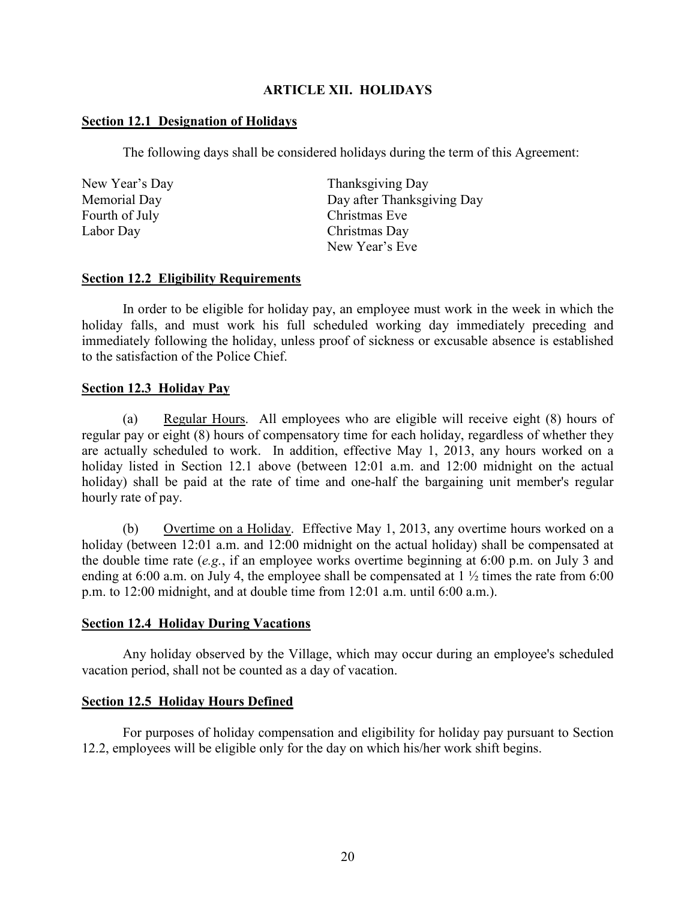## ARTICLE XII. HOLIDAYS

### Section 12.1 Designation of Holidays

The following days shall be considered holidays during the term of this Agreement:

New Year's Day
Memorial Day
Fourth of July
Labor Day
Thanksgiving Day
Day after Thanksgiving Day
Christmas Eve
Christmas Day
New Year's Eve

### Section 12.2 Eligibility Requirements

In order to be eligible for holiday pay, an employee must work in the week in which the holiday falls, and must work his full scheduled working day immediately preceding and immediately following the holiday, unless proof of sickness or excusable absence is established to the satisfaction of the Police Chief.

### Section 12.3 Holiday Pay

(a) Regular Hours. All employees who are eligible will receive eight (8) hours of regular pay or eight (8) hours of compensatory time for each holiday, regardless of whether they are actually scheduled to work. In addition, effective May 1, 2013, any hours worked on a holiday listed in Section 12.1 above (between 12:01 a.m. and 12:00 midnight on the actual holiday) shall be paid at the rate of time and one-half the bargaining unit member's regular hourly rate of pay.

(b) Overtime on a Holiday. Effective May 1, 2013, any overtime hours worked on a holiday (between 12:01 a.m. and 12:00 midnight on the actual holiday) shall be compensated at the double time rate (*e.g.*, if an employee works overtime beginning at 6:00 p.m. on July 3 and ending at 6:00 a.m. on July 4, the employee shall be compensated at 1 ½ times the rate from 6:00 p.m. to 12:00 midnight, and at double time from 12:01 a.m. until 6:00 a.m.).

### Section 12.4 Holiday During Vacations

Any holiday observed by the Village, which may occur during an employee's scheduled vacation period, shall not be counted as a day of vacation.

### Section 12.5 Holiday Hours Defined

For purposes of holiday compensation and eligibility for holiday pay pursuant to Section 12.2, employees will be eligible only for the day on which his/her work shift begins.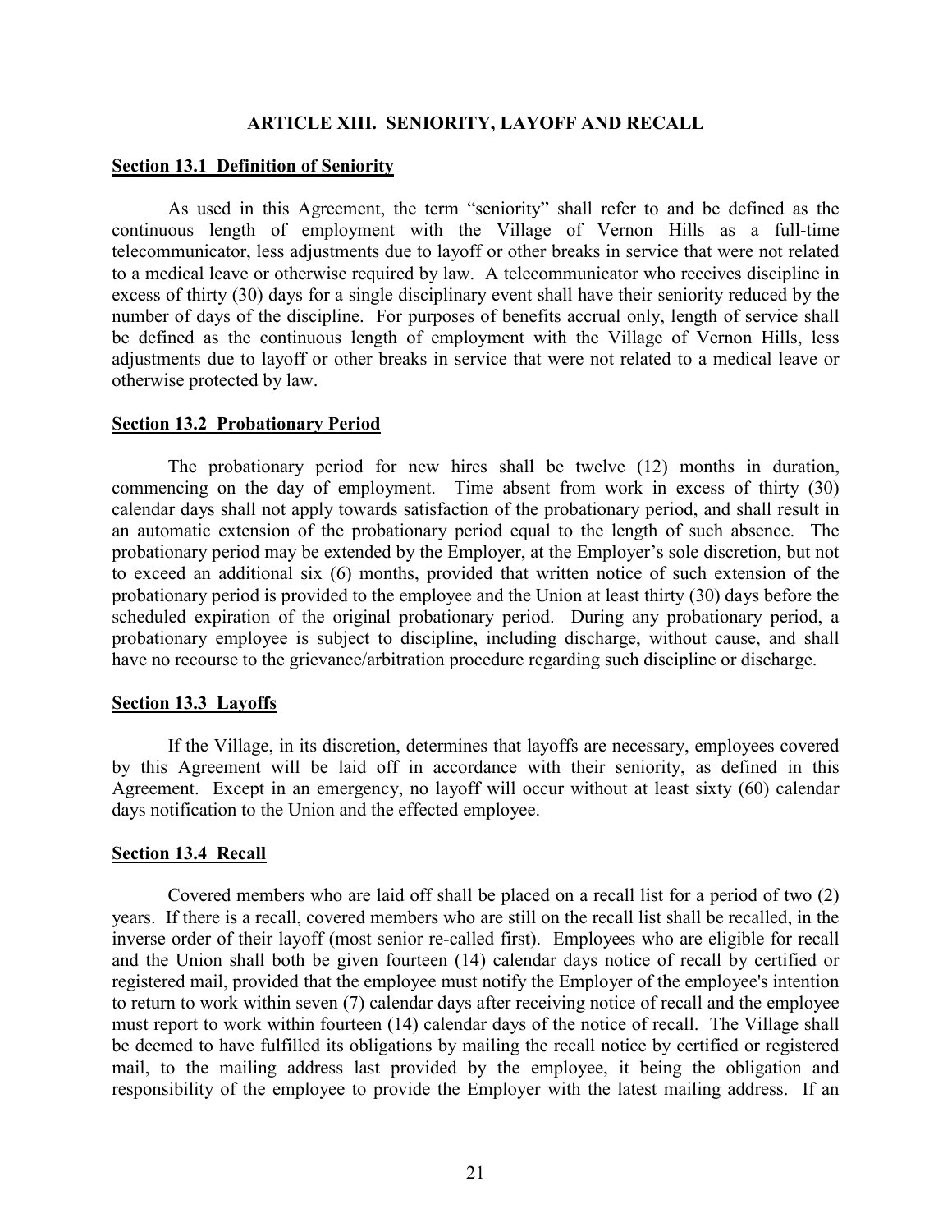## ARTICLE XIII. SENIORITY, LAYOFF AND RECALL

### Section 13.1 Definition of Seniority

As used in this Agreement, the term "seniority" shall refer to and be defined as the continuous length of employment with the Village of Vernon Hills as a full-time telecommunicator, less adjustments due to layoff or other breaks in service that were not related to a medical leave or otherwise required by law. A telecommunicator who receives discipline in excess of thirty (30) days for a single disciplinary event shall have their seniority reduced by the number of days of the discipline. For purposes of benefits accrual only, length of service shall be defined as the continuous length of employment with the Village of Vernon Hills, less adjustments due to layoff or other breaks in service that were not related to a medical leave or otherwise protected by law.

### Section 13.2 Probationary Period

The probationary period for new hires shall be twelve (12) months in duration, commencing on the day of employment. Time absent from work in excess of thirty (30) calendar days shall not apply towards satisfaction of the probationary period, and shall result in an automatic extension of the probationary period equal to the length of such absence. The probationary period may be extended by the Employer, at the Employer's sole discretion, but not to exceed an additional six (6) months, provided that written notice of such extension of the probationary period is provided to the employee and the Union at least thirty (30) days before the scheduled expiration of the original probationary period. During any probationary period, a probationary employee is subject to discipline, including discharge, without cause, and shall have no recourse to the grievance/arbitration procedure regarding such discipline or discharge.

### Section 13.3 Layoffs

If the Village, in its discretion, determines that layoffs are necessary, employees covered by this Agreement will be laid off in accordance with their seniority, as defined in this Agreement. Except in an emergency, no layoff will occur without at least sixty (60) calendar days notification to the Union and the effected employee.

### Section 13.4 Recall

Covered members who are laid off shall be placed on a recall list for a period of two (2) years. If there is a recall, covered members who are still on the recall list shall be recalled, in the inverse order of their layoff (most senior re-called first). Employees who are eligible for recall and the Union shall both be given fourteen (14) calendar days notice of recall by certified or registered mail, provided that the employee must notify the Employer of the employee's intention to return to work within seven (7) calendar days after receiving notice of recall and the employee must report to work within fourteen (14) calendar days of the notice of recall. The Village shall be deemed to have fulfilled its obligations by mailing the recall notice by certified or registered mail, to the mailing address last provided by the employee, it being the obligation and responsibility of the employee to provide the Employer with the latest mailing address. If an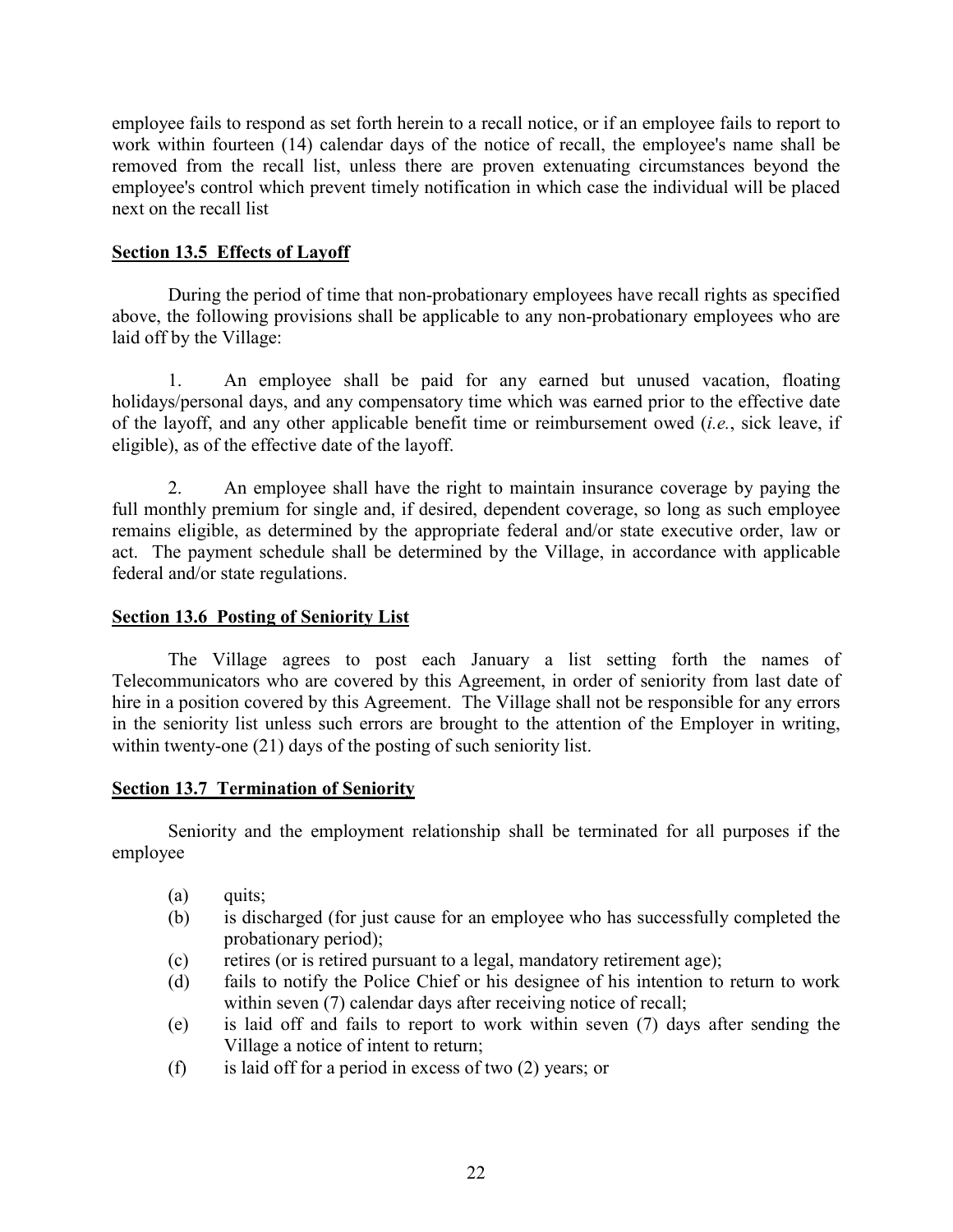employee fails to respond as set forth herein to a recall notice, or if an employee fails to report to work within fourteen (14) calendar days of the notice of recall, the employee's name shall be removed from the recall list, unless there are proven extenuating circumstances beyond the employee's control which prevent timely notification in which case the individual will be placed next on the recall list

**Section 13.5 Effects of Layoff**

During the period of time that non-probationary employees have recall rights as specified above, the following provisions shall be applicable to any non-probationary employees who are laid off by the Village:

1. An employee shall be paid for any earned but unused vacation, floating holidays/personal days, and any compensatory time which was earned prior to the effective date of the layoff, and any other applicable benefit time or reimbursement owed (*i.e.*, sick leave, if eligible), as of the effective date of the layoff.

2. An employee shall have the right to maintain insurance coverage by paying the full monthly premium for single and, if desired, dependent coverage, so long as such employee remains eligible, as determined by the appropriate federal and/or state executive order, law or act. The payment schedule shall be determined by the Village, in accordance with applicable federal and/or state regulations.

**Section 13.6 Posting of Seniority List**

The Village agrees to post each January a list setting forth the names of Telecommunicators who are covered by this Agreement, in order of seniority from last date of hire in a position covered by this Agreement. The Village shall not be responsible for any errors in the seniority list unless such errors are brought to the attention of the Employer in writing, within twenty-one (21) days of the posting of such seniority list.

**Section 13.7 Termination of Seniority**

Seniority and the employment relationship shall be terminated for all purposes if the employee

(a) quits;
(b) is discharged (for just cause for an employee who has successfully completed the probationary period);
(c) retires (or is retired pursuant to a legal, mandatory retirement age);
(d) fails to notify the Police Chief or his designee of his intention to return to work within seven (7) calendar days after receiving notice of recall;
(e) is laid off and fails to report to work within seven (7) days after sending the Village a notice of intent to return;
(f) is laid off for a period in excess of two (2) years; or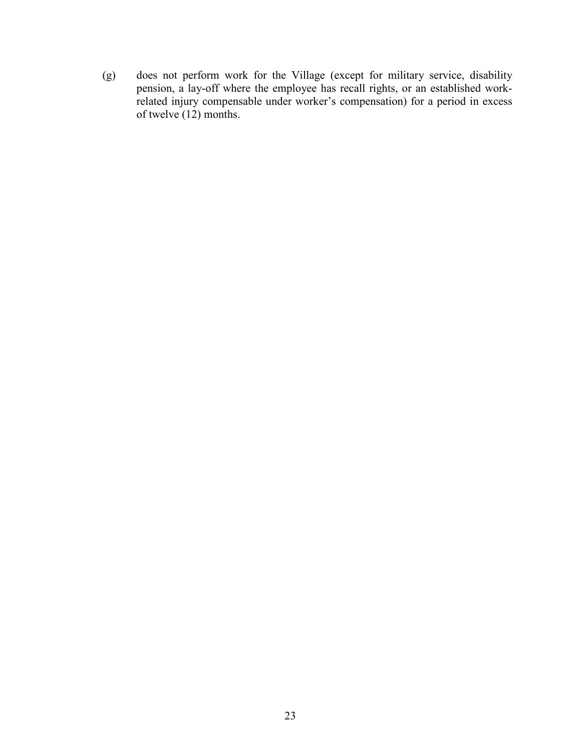(g) does not perform work for the Village (except for military service, disability pension, a lay-off where the employee has recall rights, or an established work-related injury compensable under worker's compensation) for a period in excess of twelve (12) months.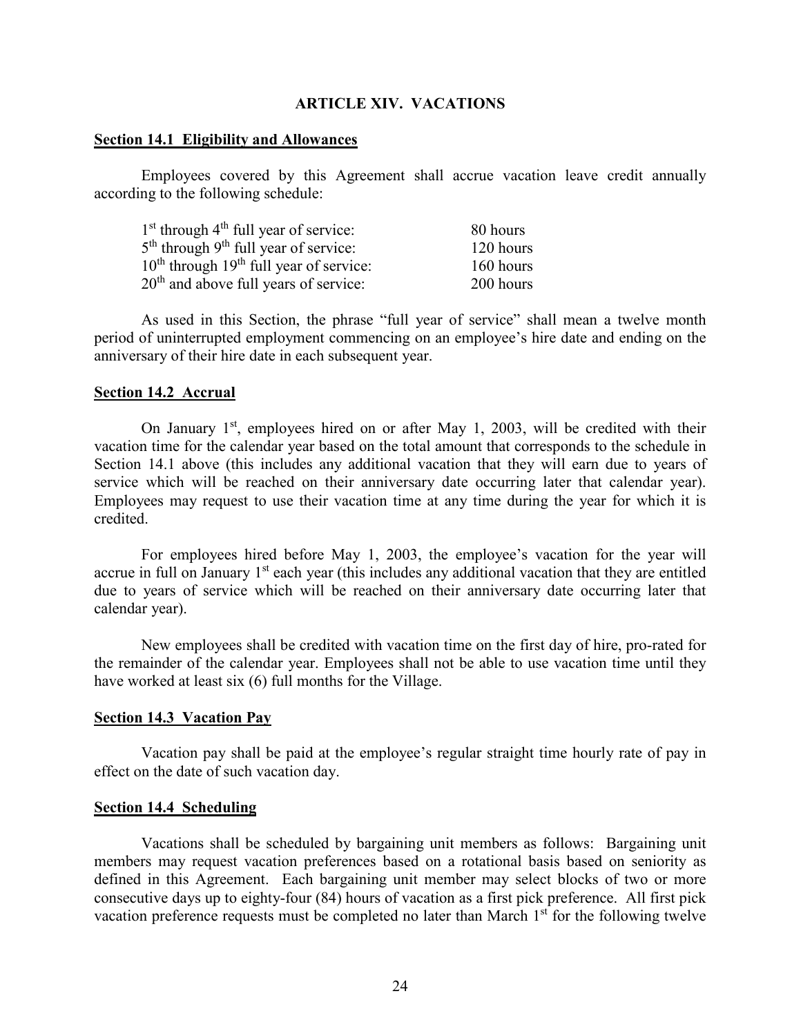## ARTICLE XIV. VACATIONS

### Section 14.1 Eligibility and Allowances

Employees covered by this Agreement shall accrue vacation leave credit annually according to the following schedule:

| | |
|---|---|
| 1st through 4th full year of service: | 80 hours |
| 5th through 9th full year of service: | 120 hours |
| 10th through 19th full year of service: | 160 hours |
| 20th and above full years of service: | 200 hours |

As used in this Section, the phrase "full year of service" shall mean a twelve month period of uninterrupted employment commencing on an employee's hire date and ending on the anniversary of their hire date in each subsequent year.

### Section 14.2 Accrual

On January 1st, employees hired on or after May 1, 2003, will be credited with their vacation time for the calendar year based on the total amount that corresponds to the schedule in Section 14.1 above (this includes any additional vacation that they will earn due to years of service which will be reached on their anniversary date occurring later that calendar year). Employees may request to use their vacation time at any time during the year for which it is credited.

For employees hired before May 1, 2003, the employee's vacation for the year will accrue in full on January 1st each year (this includes any additional vacation that they are entitled due to years of service which will be reached on their anniversary date occurring later that calendar year).

New employees shall be credited with vacation time on the first day of hire, pro-rated for the remainder of the calendar year. Employees shall not be able to use vacation time until they have worked at least six (6) full months for the Village.

### Section 14.3 Vacation Pay

Vacation pay shall be paid at the employee's regular straight time hourly rate of pay in effect on the date of such vacation day.

### Section 14.4 Scheduling

Vacations shall be scheduled by bargaining unit members as follows: Bargaining unit members may request vacation preferences based on a rotational basis based on seniority as defined in this Agreement. Each bargaining unit member may select blocks of two or more consecutive days up to eighty-four (84) hours of vacation as a first pick preference. All first pick vacation preference requests must be completed no later than March 1st for the following twelve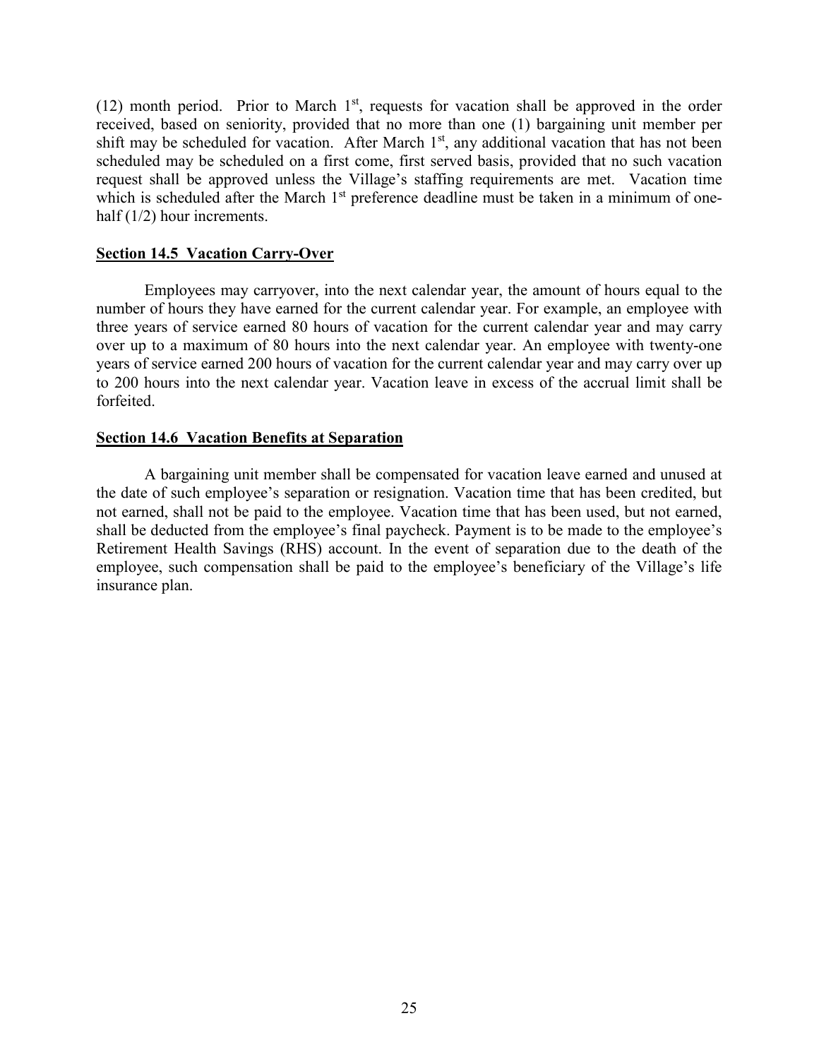(12) month period. Prior to March 1st, requests for vacation shall be approved in the order received, based on seniority, provided that no more than one (1) bargaining unit member per shift may be scheduled for vacation. After March 1st, any additional vacation that has not been scheduled may be scheduled on a first come, first served basis, provided that no such vacation request shall be approved unless the Village's staffing requirements are met. Vacation time which is scheduled after the March 1st preference deadline must be taken in a minimum of one-half (1/2) hour increments.

**Section 14.5 Vacation Carry-Over**

Employees may carryover, into the next calendar year, the amount of hours equal to the number of hours they have earned for the current calendar year. For example, an employee with three years of service earned 80 hours of vacation for the current calendar year and may carry over up to a maximum of 80 hours into the next calendar year. An employee with twenty-one years of service earned 200 hours of vacation for the current calendar year and may carry over up to 200 hours into the next calendar year. Vacation leave in excess of the accrual limit shall be forfeited.

**Section 14.6 Vacation Benefits at Separation**

A bargaining unit member shall be compensated for vacation leave earned and unused at the date of such employee's separation or resignation. Vacation time that has been credited, but not earned, shall not be paid to the employee. Vacation time that has been used, but not earned, shall be deducted from the employee's final paycheck. Payment is to be made to the employee's Retirement Health Savings (RHS) account. In the event of separation due to the death of the employee, such compensation shall be paid to the employee's beneficiary of the Village's life insurance plan.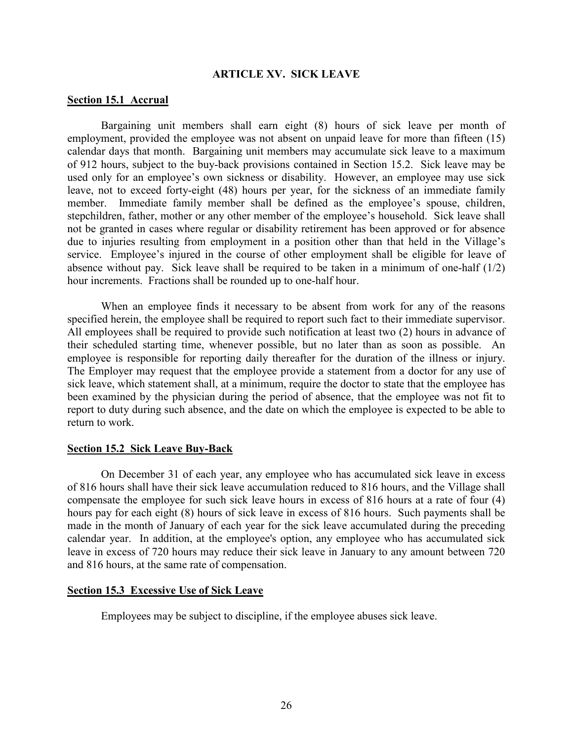## ARTICLE XV. SICK LEAVE

### Section 15.1 Accrual

Bargaining unit members shall earn eight (8) hours of sick leave per month of employment, provided the employee was not absent on unpaid leave for more than fifteen (15) calendar days that month. Bargaining unit members may accumulate sick leave to a maximum of 912 hours, subject to the buy-back provisions contained in Section 15.2. Sick leave may be used only for an employee's own sickness or disability. However, an employee may use sick leave, not to exceed forty-eight (48) hours per year, for the sickness of an immediate family member. Immediate family member shall be defined as the employee's spouse, children, stepchildren, father, mother or any other member of the employee's household. Sick leave shall not be granted in cases where regular or disability retirement has been approved or for absence due to injuries resulting from employment in a position other than that held in the Village's service. Employee's injured in the course of other employment shall be eligible for leave of absence without pay. Sick leave shall be required to be taken in a minimum of one-half (1/2) hour increments. Fractions shall be rounded up to one-half hour.

When an employee finds it necessary to be absent from work for any of the reasons specified herein, the employee shall be required to report such fact to their immediate supervisor. All employees shall be required to provide such notification at least two (2) hours in advance of their scheduled starting time, whenever possible, but no later than as soon as possible. An employee is responsible for reporting daily thereafter for the duration of the illness or injury. The Employer may request that the employee provide a statement from a doctor for any use of sick leave, which statement shall, at a minimum, require the doctor to state that the employee has been examined by the physician during the period of absence, that the employee was not fit to report to duty during such absence, and the date on which the employee is expected to be able to return to work.

### Section 15.2 Sick Leave Buy-Back

On December 31 of each year, any employee who has accumulated sick leave in excess of 816 hours shall have their sick leave accumulation reduced to 816 hours, and the Village shall compensate the employee for such sick leave hours in excess of 816 hours at a rate of four (4) hours pay for each eight (8) hours of sick leave in excess of 816 hours. Such payments shall be made in the month of January of each year for the sick leave accumulated during the preceding calendar year. In addition, at the employee's option, any employee who has accumulated sick leave in excess of 720 hours may reduce their sick leave in January to any amount between 720 and 816 hours, at the same rate of compensation.

### Section 15.3 Excessive Use of Sick Leave

Employees may be subject to discipline, if the employee abuses sick leave.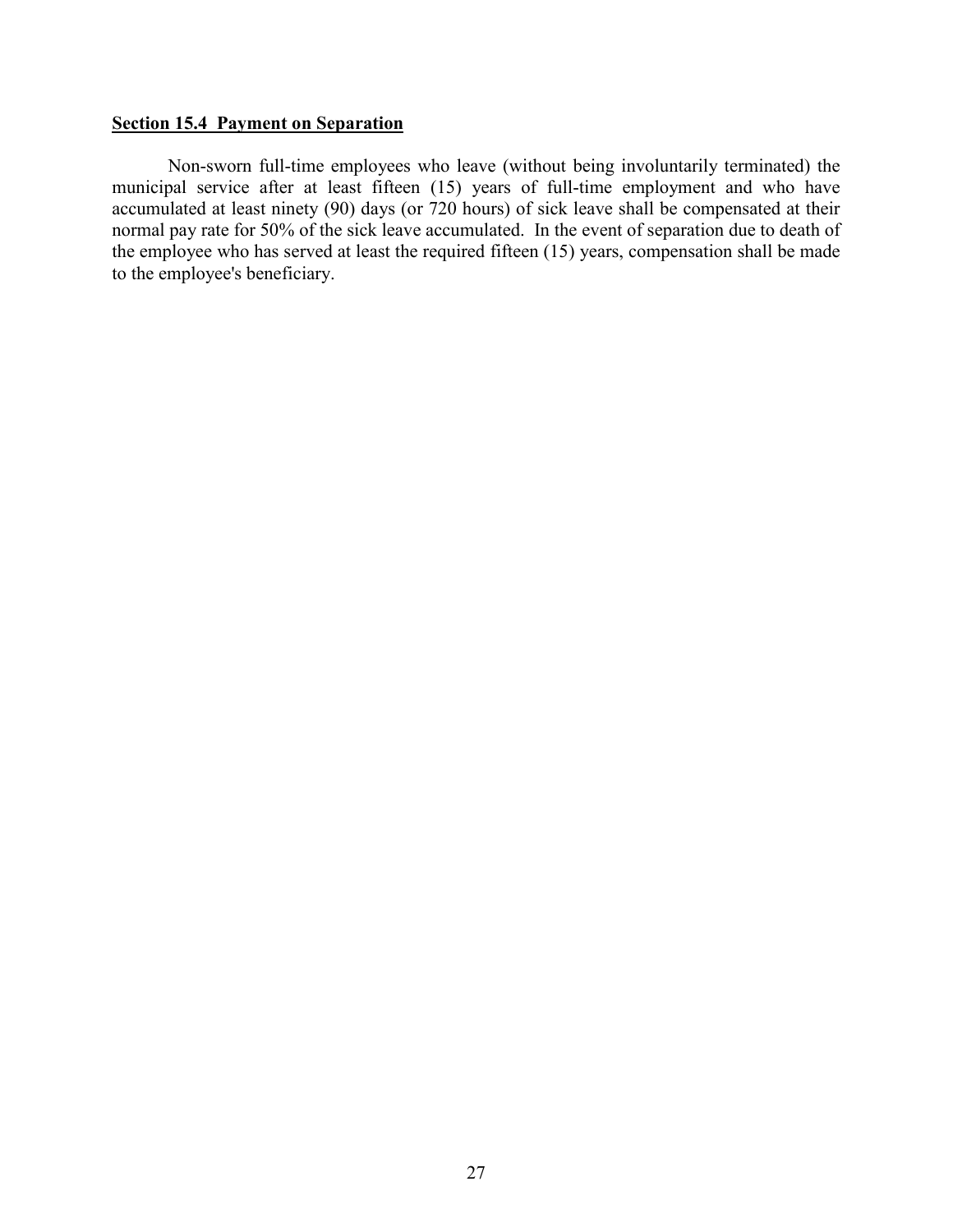**Section 15.4 Payment on Separation**

Non-sworn full-time employees who leave (without being involuntarily terminated) the municipal service after at least fifteen (15) years of full-time employment and who have accumulated at least ninety (90) days (or 720 hours) of sick leave shall be compensated at their normal pay rate for 50% of the sick leave accumulated. In the event of separation due to death of the employee who has served at least the required fifteen (15) years, compensation shall be made to the employee's beneficiary.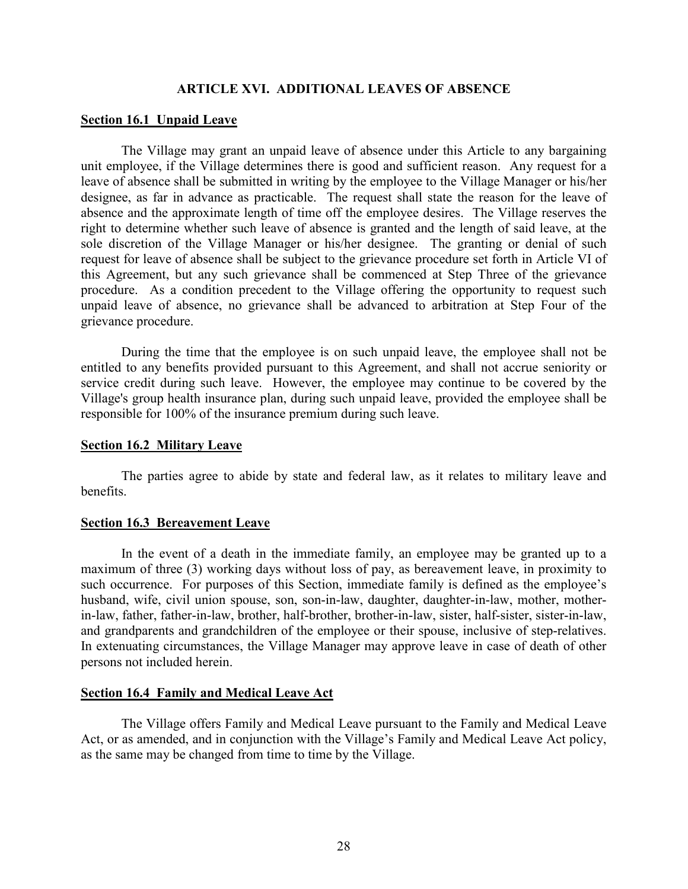## ARTICLE XVI. ADDITIONAL LEAVES OF ABSENCE

### Section 16.1 Unpaid Leave

The Village may grant an unpaid leave of absence under this Article to any bargaining unit employee, if the Village determines there is good and sufficient reason. Any request for a leave of absence shall be submitted in writing by the employee to the Village Manager or his/her designee, as far in advance as practicable. The request shall state the reason for the leave of absence and the approximate length of time off the employee desires. The Village reserves the right to determine whether such leave of absence is granted and the length of said leave, at the sole discretion of the Village Manager or his/her designee. The granting or denial of such request for leave of absence shall be subject to the grievance procedure set forth in Article VI of this Agreement, but any such grievance shall be commenced at Step Three of the grievance procedure. As a condition precedent to the Village offering the opportunity to request such unpaid leave of absence, no grievance shall be advanced to arbitration at Step Four of the grievance procedure.

During the time that the employee is on such unpaid leave, the employee shall not be entitled to any benefits provided pursuant to this Agreement, and shall not accrue seniority or service credit during such leave. However, the employee may continue to be covered by the Village's group health insurance plan, during such unpaid leave, provided the employee shall be responsible for 100% of the insurance premium during such leave.

### Section 16.2 Military Leave

The parties agree to abide by state and federal law, as it relates to military leave and benefits.

### Section 16.3 Bereavement Leave

In the event of a death in the immediate family, an employee may be granted up to a maximum of three (3) working days without loss of pay, as bereavement leave, in proximity to such occurrence. For purposes of this Section, immediate family is defined as the employee's husband, wife, civil union spouse, son, son-in-law, daughter, daughter-in-law, mother, mother-in-law, father, father-in-law, brother, half-brother, brother-in-law, sister, half-sister, sister-in-law, and grandparents and grandchildren of the employee or their spouse, inclusive of step-relatives. In extenuating circumstances, the Village Manager may approve leave in case of death of other persons not included herein.

### Section 16.4 Family and Medical Leave Act

The Village offers Family and Medical Leave pursuant to the Family and Medical Leave Act, or as amended, and in conjunction with the Village's Family and Medical Leave Act policy, as the same may be changed from time to time by the Village.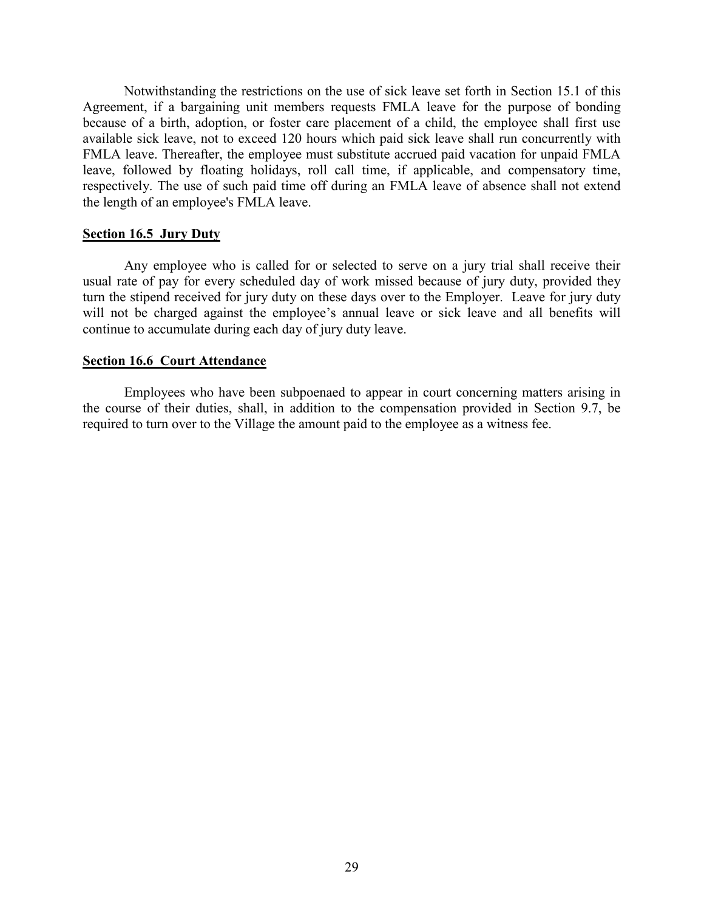Notwithstanding the restrictions on the use of sick leave set forth in Section 15.1 of this Agreement, if a bargaining unit members requests FMLA leave for the purpose of bonding because of a birth, adoption, or foster care placement of a child, the employee shall first use available sick leave, not to exceed 120 hours which paid sick leave shall run concurrently with FMLA leave. Thereafter, the employee must substitute accrued paid vacation for unpaid FMLA leave, followed by floating holidays, roll call time, if applicable, and compensatory time, respectively. The use of such paid time off during an FMLA leave of absence shall not extend the length of an employee's FMLA leave.

**Section 16.5 Jury Duty**

Any employee who is called for or selected to serve on a jury trial shall receive their usual rate of pay for every scheduled day of work missed because of jury duty, provided they turn the stipend received for jury duty on these days over to the Employer. Leave for jury duty will not be charged against the employee's annual leave or sick leave and all benefits will continue to accumulate during each day of jury duty leave.

**Section 16.6 Court Attendance**

Employees who have been subpoenaed to appear in court concerning matters arising in the course of their duties, shall, in addition to the compensation provided in Section 9.7, be required to turn over to the Village the amount paid to the employee as a witness fee.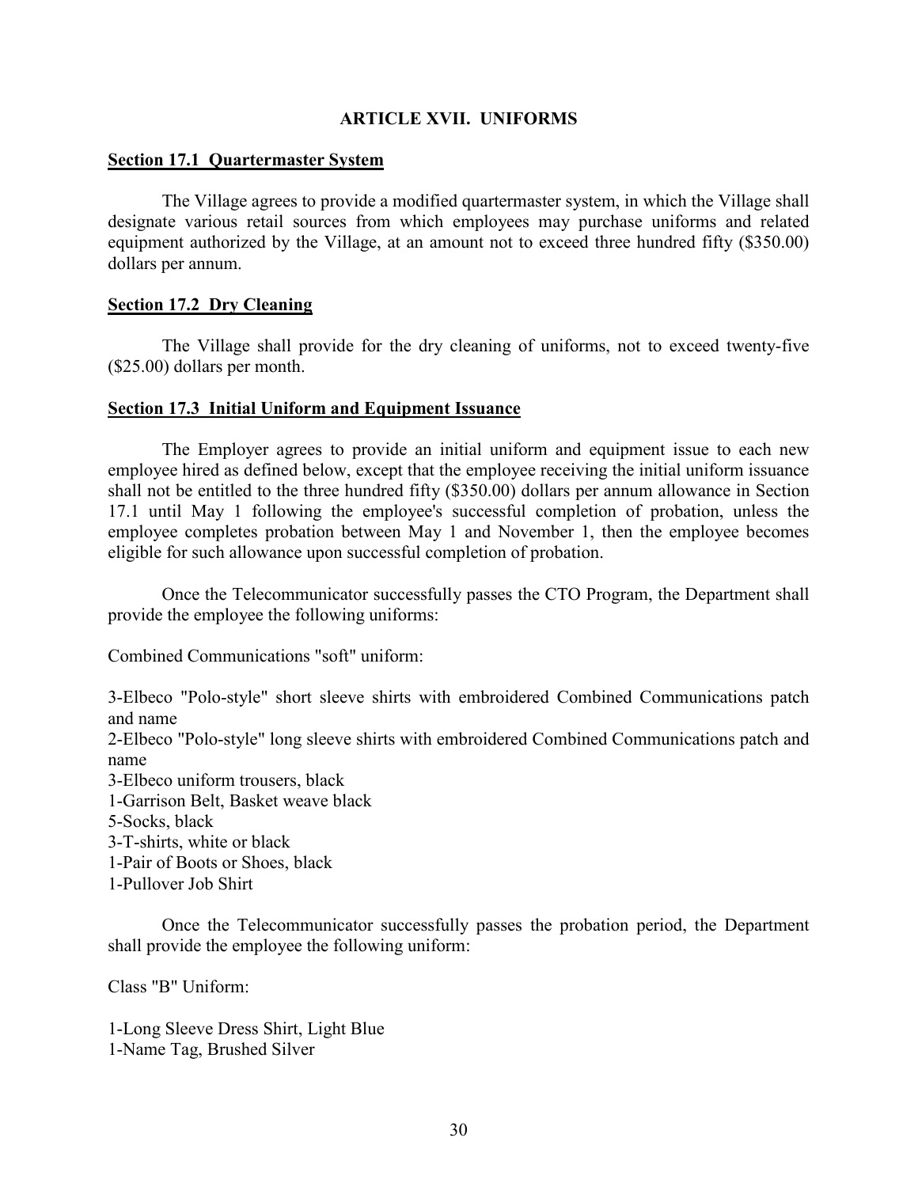## ARTICLE XVII. UNIFORMS

### Section 17.1 Quartermaster System

The Village agrees to provide a modified quartermaster system, in which the Village shall designate various retail sources from which employees may purchase uniforms and related equipment authorized by the Village, at an amount not to exceed three hundred fifty ($350.00) dollars per annum.

### Section 17.2 Dry Cleaning

The Village shall provide for the dry cleaning of uniforms, not to exceed twenty-five ($25.00) dollars per month.

### Section 17.3 Initial Uniform and Equipment Issuance

The Employer agrees to provide an initial uniform and equipment issue to each new employee hired as defined below, except that the employee receiving the initial uniform issuance shall not be entitled to the three hundred fifty ($350.00) dollars per annum allowance in Section 17.1 until May 1 following the employee's successful completion of probation, unless the employee completes probation between May 1 and November 1, then the employee becomes eligible for such allowance upon successful completion of probation.

Once the Telecommunicator successfully passes the CTO Program, the Department shall provide the employee the following uniforms:

Combined Communications "soft" uniform:

3-Elbeco "Polo-style" short sleeve shirts with embroidered Combined Communications patch and name
2-Elbeco "Polo-style" long sleeve shirts with embroidered Combined Communications patch and name
3-Elbeco uniform trousers, black
1-Garrison Belt, Basket weave black
5-Socks, black
3-T-shirts, white or black
1-Pair of Boots or Shoes, black
1-Pullover Job Shirt

Once the Telecommunicator successfully passes the probation period, the Department shall provide the employee the following uniform:

Class "B" Uniform:

1-Long Sleeve Dress Shirt, Light Blue
1-Name Tag, Brushed Silver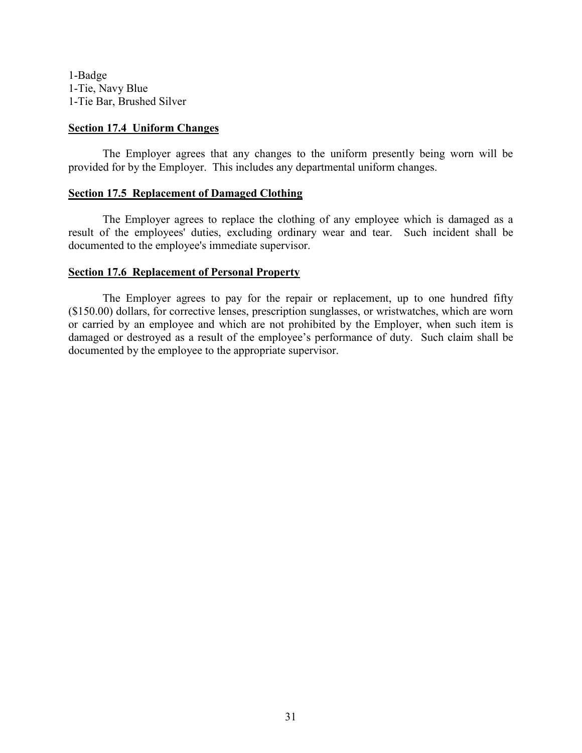1-Badge
1-Tie, Navy Blue
1-Tie Bar, Brushed Silver

**Section 17.4 Uniform Changes**

The Employer agrees that any changes to the uniform presently being worn will be provided for by the Employer. This includes any departmental uniform changes.

**Section 17.5 Replacement of Damaged Clothing**

The Employer agrees to replace the clothing of any employee which is damaged as a result of the employees' duties, excluding ordinary wear and tear. Such incident shall be documented to the employee's immediate supervisor.

**Section 17.6 Replacement of Personal Property**

The Employer agrees to pay for the repair or replacement, up to one hundred fifty ($150.00) dollars, for corrective lenses, prescription sunglasses, or wristwatches, which are worn or carried by an employee and which are not prohibited by the Employer, when such item is damaged or destroyed as a result of the employee's performance of duty. Such claim shall be documented by the employee to the appropriate supervisor.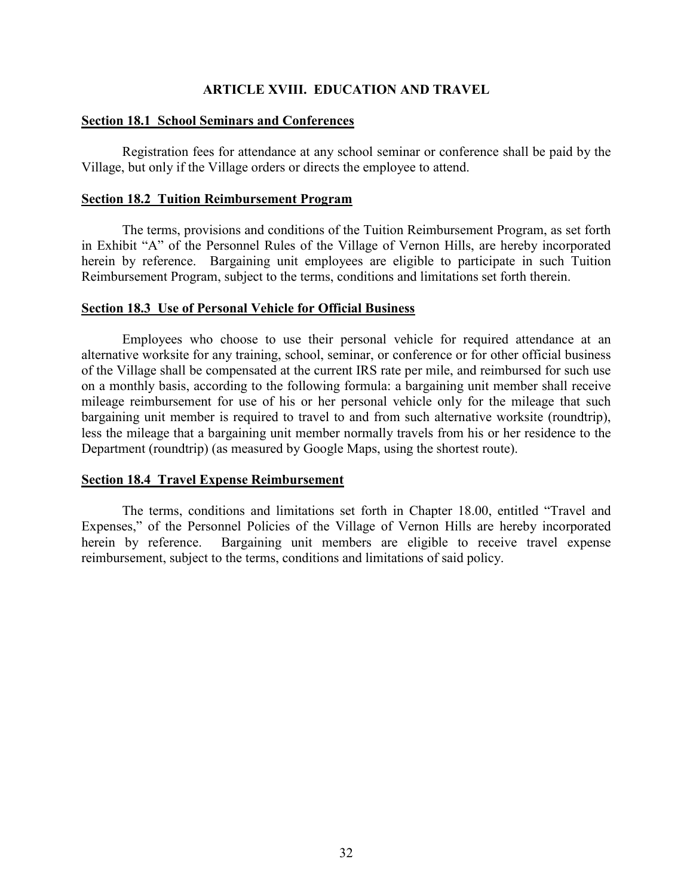## ARTICLE XVIII. EDUCATION AND TRAVEL

**Section 18.1 School Seminars and Conferences**

Registration fees for attendance at any school seminar or conference shall be paid by the Village, but only if the Village orders or directs the employee to attend.

**Section 18.2 Tuition Reimbursement Program**

The terms, provisions and conditions of the Tuition Reimbursement Program, as set forth in Exhibit "A" of the Personnel Rules of the Village of Vernon Hills, are hereby incorporated herein by reference. Bargaining unit employees are eligible to participate in such Tuition Reimbursement Program, subject to the terms, conditions and limitations set forth therein.

**Section 18.3 Use of Personal Vehicle for Official Business**

Employees who choose to use their personal vehicle for required attendance at an alternative worksite for any training, school, seminar, or conference or for other official business of the Village shall be compensated at the current IRS rate per mile, and reimbursed for such use on a monthly basis, according to the following formula: a bargaining unit member shall receive mileage reimbursement for use of his or her personal vehicle only for the mileage that such bargaining unit member is required to travel to and from such alternative worksite (roundtrip), less the mileage that a bargaining unit member normally travels from his or her residence to the Department (roundtrip) (as measured by Google Maps, using the shortest route).

**Section 18.4 Travel Expense Reimbursement**

The terms, conditions and limitations set forth in Chapter 18.00, entitled "Travel and Expenses," of the Personnel Policies of the Village of Vernon Hills are hereby incorporated herein by reference. Bargaining unit members are eligible to receive travel expense reimbursement, subject to the terms, conditions and limitations of said policy.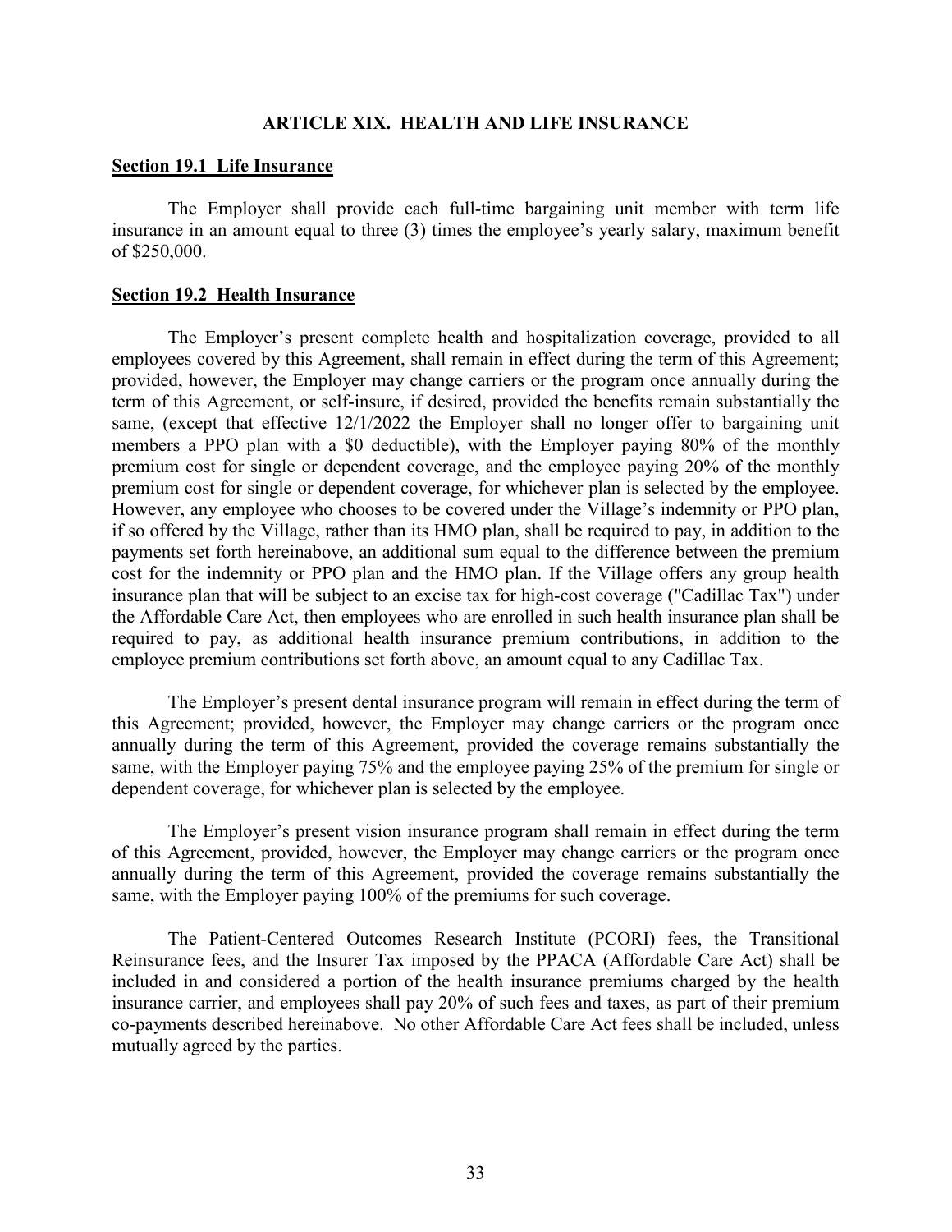## ARTICLE XIX. HEALTH AND LIFE INSURANCE

### Section 19.1 Life Insurance

The Employer shall provide each full-time bargaining unit member with term life insurance in an amount equal to three (3) times the employee's yearly salary, maximum benefit of $250,000.

### Section 19.2 Health Insurance

The Employer's present complete health and hospitalization coverage, provided to all employees covered by this Agreement, shall remain in effect during the term of this Agreement; provided, however, the Employer may change carriers or the program once annually during the term of this Agreement, or self-insure, if desired, provided the benefits remain substantially the same, (except that effective 12/1/2022 the Employer shall no longer offer to bargaining unit members a PPO plan with a $0 deductible), with the Employer paying 80% of the monthly premium cost for single or dependent coverage, and the employee paying 20% of the monthly premium cost for single or dependent coverage, for whichever plan is selected by the employee. However, any employee who chooses to be covered under the Village's indemnity or PPO plan, if so offered by the Village, rather than its HMO plan, shall be required to pay, in addition to the payments set forth hereinabove, an additional sum equal to the difference between the premium cost for the indemnity or PPO plan and the HMO plan. If the Village offers any group health insurance plan that will be subject to an excise tax for high-cost coverage ("Cadillac Tax") under the Affordable Care Act, then employees who are enrolled in such health insurance plan shall be required to pay, as additional health insurance premium contributions, in addition to the employee premium contributions set forth above, an amount equal to any Cadillac Tax.

The Employer's present dental insurance program will remain in effect during the term of this Agreement; provided, however, the Employer may change carriers or the program once annually during the term of this Agreement, provided the coverage remains substantially the same, with the Employer paying 75% and the employee paying 25% of the premium for single or dependent coverage, for whichever plan is selected by the employee.

The Employer's present vision insurance program shall remain in effect during the term of this Agreement, provided, however, the Employer may change carriers or the program once annually during the term of this Agreement, provided the coverage remains substantially the same, with the Employer paying 100% of the premiums for such coverage.

The Patient-Centered Outcomes Research Institute (PCORI) fees, the Transitional Reinsurance fees, and the Insurer Tax imposed by the PPACA (Affordable Care Act) shall be included in and considered a portion of the health insurance premiums charged by the health insurance carrier, and employees shall pay 20% of such fees and taxes, as part of their premium co-payments described hereinabove. No other Affordable Care Act fees shall be included, unless mutually agreed by the parties.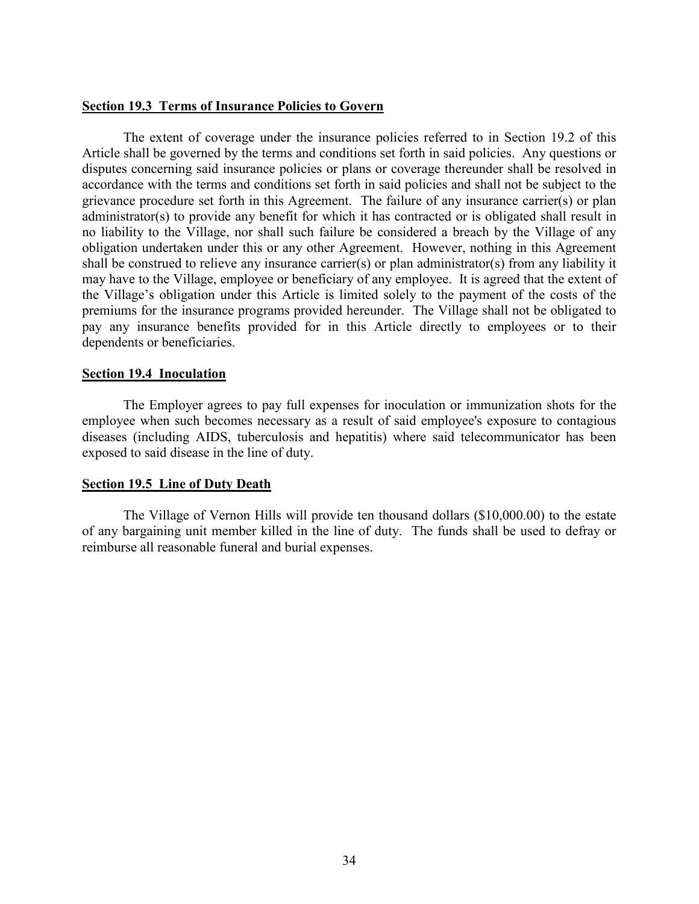**Section 19.3 Terms of Insurance Policies to Govern**

The extent of coverage under the insurance policies referred to in Section 19.2 of this Article shall be governed by the terms and conditions set forth in said policies. Any questions or disputes concerning said insurance policies or plans or coverage thereunder shall be resolved in accordance with the terms and conditions set forth in said policies and shall not be subject to the grievance procedure set forth in this Agreement. The failure of any insurance carrier(s) or plan administrator(s) to provide any benefit for which it has contracted or is obligated shall result in no liability to the Village, nor shall such failure be considered a breach by the Village of any obligation undertaken under this or any other Agreement. However, nothing in this Agreement shall be construed to relieve any insurance carrier(s) or plan administrator(s) from any liability it may have to the Village, employee or beneficiary of any employee. It is agreed that the extent of the Village's obligation under this Article is limited solely to the payment of the costs of the premiums for the insurance programs provided hereunder. The Village shall not be obligated to pay any insurance benefits provided for in this Article directly to employees or to their dependents or beneficiaries.

**Section 19.4 Inoculation**

The Employer agrees to pay full expenses for inoculation or immunization shots for the employee when such becomes necessary as a result of said employee's exposure to contagious diseases (including AIDS, tuberculosis and hepatitis) where said telecommunicator has been exposed to said disease in the line of duty.

**Section 19.5 Line of Duty Death**

The Village of Vernon Hills will provide ten thousand dollars ($10,000.00) to the estate of any bargaining unit member killed in the line of duty. The funds shall be used to defray or reimburse all reasonable funeral and burial expenses.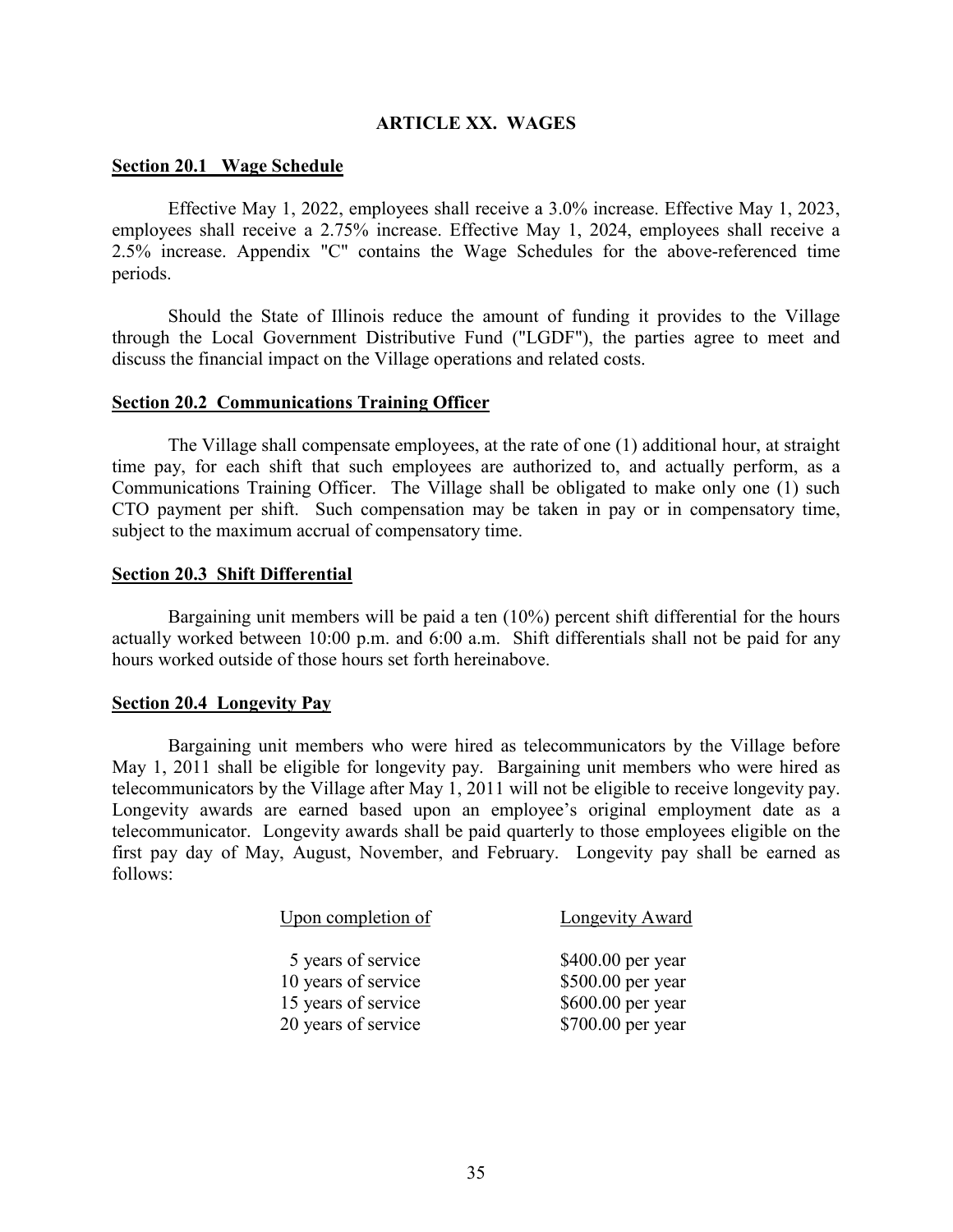## ARTICLE XX. WAGES

### Section 20.1 Wage Schedule

Effective May 1, 2022, employees shall receive a 3.0% increase. Effective May 1, 2023, employees shall receive a 2.75% increase. Effective May 1, 2024, employees shall receive a 2.5% increase. Appendix "C" contains the Wage Schedules for the above-referenced time periods.

Should the State of Illinois reduce the amount of funding it provides to the Village through the Local Government Distributive Fund ("LGDF"), the parties agree to meet and discuss the financial impact on the Village operations and related costs.

### Section 20.2 Communications Training Officer

The Village shall compensate employees, at the rate of one (1) additional hour, at straight time pay, for each shift that such employees are authorized to, and actually perform, as a Communications Training Officer. The Village shall be obligated to make only one (1) such CTO payment per shift. Such compensation may be taken in pay or in compensatory time, subject to the maximum accrual of compensatory time.

### Section 20.3 Shift Differential

Bargaining unit members will be paid a ten (10%) percent shift differential for the hours actually worked between 10:00 p.m. and 6:00 a.m. Shift differentials shall not be paid for any hours worked outside of those hours set forth hereinabove.

### Section 20.4 Longevity Pay

Bargaining unit members who were hired as telecommunicators by the Village before May 1, 2011 shall be eligible for longevity pay. Bargaining unit members who were hired as telecommunicators by the Village after May 1, 2011 will not be eligible to receive longevity pay. Longevity awards are earned based upon an employee's original employment date as a telecommunicator. Longevity awards shall be paid quarterly to those employees eligible on the first pay day of May, August, November, and February. Longevity pay shall be earned as follows:

| Upon completion of | Longevity Award |
|---|---|
| 5 years of service | $400.00 per year |
| 10 years of service | $500.00 per year |
| 15 years of service | $600.00 per year |
| 20 years of service | $700.00 per year |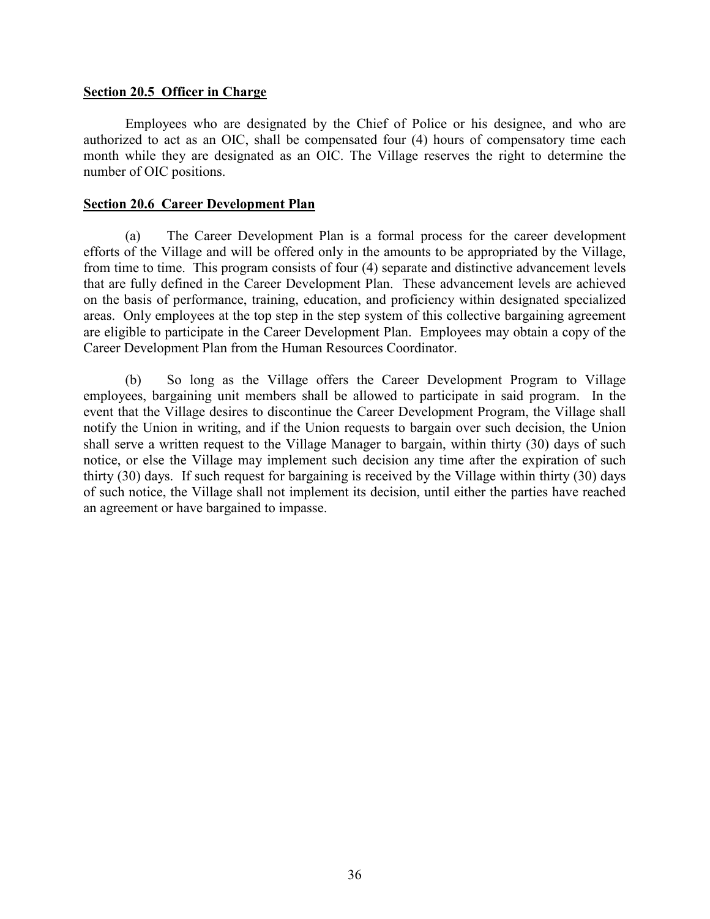**Section 20.5 Officer in Charge**

Employees who are designated by the Chief of Police or his designee, and who are authorized to act as an OIC, shall be compensated four (4) hours of compensatory time each month while they are designated as an OIC. The Village reserves the right to determine the number of OIC positions.

**Section 20.6 Career Development Plan**

(a) The Career Development Plan is a formal process for the career development efforts of the Village and will be offered only in the amounts to be appropriated by the Village, from time to time. This program consists of four (4) separate and distinctive advancement levels that are fully defined in the Career Development Plan. These advancement levels are achieved on the basis of performance, training, education, and proficiency within designated specialized areas. Only employees at the top step in the step system of this collective bargaining agreement are eligible to participate in the Career Development Plan. Employees may obtain a copy of the Career Development Plan from the Human Resources Coordinator.

(b) So long as the Village offers the Career Development Program to Village employees, bargaining unit members shall be allowed to participate in said program. In the event that the Village desires to discontinue the Career Development Program, the Village shall notify the Union in writing, and if the Union requests to bargain over such decision, the Union shall serve a written request to the Village Manager to bargain, within thirty (30) days of such notice, or else the Village may implement such decision any time after the expiration of such thirty (30) days. If such request for bargaining is received by the Village within thirty (30) days of such notice, the Village shall not implement its decision, until either the parties have reached an agreement or have bargained to impasse.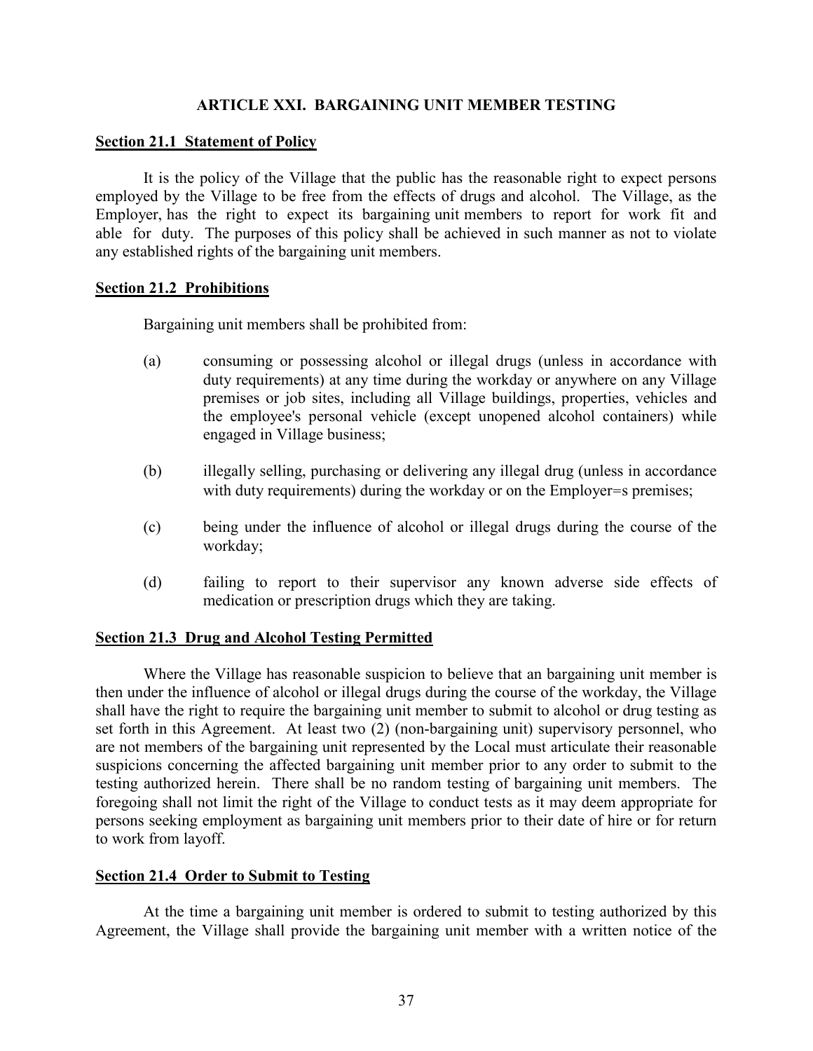## ARTICLE XXI. BARGAINING UNIT MEMBER TESTING

**Section 21.1 Statement of Policy**

It is the policy of the Village that the public has the reasonable right to expect persons employed by the Village to be free from the effects of drugs and alcohol. The Village, as the Employer, has the right to expect its bargaining unit members to report for work fit and able for duty. The purposes of this policy shall be achieved in such manner as not to violate any established rights of the bargaining unit members.

**Section 21.2 Prohibitions**

Bargaining unit members shall be prohibited from:

(a) consuming or possessing alcohol or illegal drugs (unless in accordance with duty requirements) at any time during the workday or anywhere on any Village premises or job sites, including all Village buildings, properties, vehicles and the employee's personal vehicle (except unopened alcohol containers) while engaged in Village business;

(b) illegally selling, purchasing or delivering any illegal drug (unless in accordance with duty requirements) during the workday or on the Employer=s premises;

(c) being under the influence of alcohol or illegal drugs during the course of the workday;

(d) failing to report to their supervisor any known adverse side effects of medication or prescription drugs which they are taking.

**Section 21.3 Drug and Alcohol Testing Permitted**

Where the Village has reasonable suspicion to believe that an bargaining unit member is then under the influence of alcohol or illegal drugs during the course of the workday, the Village shall have the right to require the bargaining unit member to submit to alcohol or drug testing as set forth in this Agreement. At least two (2) (non-bargaining unit) supervisory personnel, who are not members of the bargaining unit represented by the Local must articulate their reasonable suspicions concerning the affected bargaining unit member prior to any order to submit to the testing authorized herein. There shall be no random testing of bargaining unit members. The foregoing shall not limit the right of the Village to conduct tests as it may deem appropriate for persons seeking employment as bargaining unit members prior to their date of hire or for return to work from layoff.

**Section 21.4 Order to Submit to Testing**

At the time a bargaining unit member is ordered to submit to testing authorized by this Agreement, the Village shall provide the bargaining unit member with a written notice of the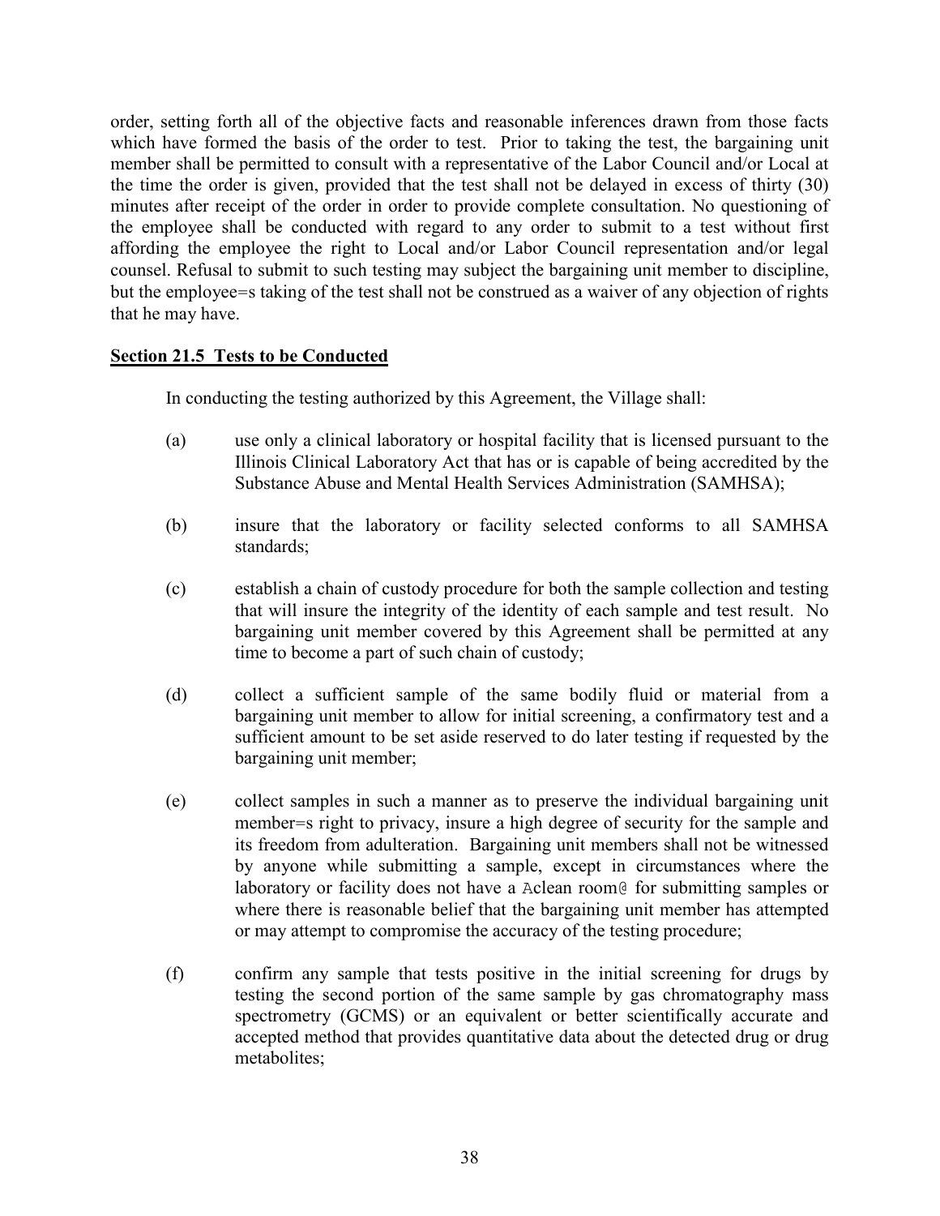order, setting forth all of the objective facts and reasonable inferences drawn from those facts which have formed the basis of the order to test. Prior to taking the test, the bargaining unit member shall be permitted to consult with a representative of the Labor Council and/or Local at the time the order is given, provided that the test shall not be delayed in excess of thirty (30) minutes after receipt of the order in order to provide complete consultation. No questioning of the employee shall be conducted with regard to any order to submit to a test without first affording the employee the right to Local and/or Labor Council representation and/or legal counsel. Refusal to submit to such testing may subject the bargaining unit member to discipline, but the employee=s taking of the test shall not be construed as a waiver of any objection of rights that he may have.

**Section 21.5 Tests to be Conducted**

In conducting the testing authorized by this Agreement, the Village shall:

(a) use only a clinical laboratory or hospital facility that is licensed pursuant to the Illinois Clinical Laboratory Act that has or is capable of being accredited by the Substance Abuse and Mental Health Services Administration (SAMHSA);

(b) insure that the laboratory or facility selected conforms to all SAMHSA standards;

(c) establish a chain of custody procedure for both the sample collection and testing that will insure the integrity of the identity of each sample and test result. No bargaining unit member covered by this Agreement shall be permitted at any time to become a part of such chain of custody;

(d) collect a sufficient sample of the same bodily fluid or material from a bargaining unit member to allow for initial screening, a confirmatory test and a sufficient amount to be set aside reserved to do later testing if requested by the bargaining unit member;

(e) collect samples in such a manner as to preserve the individual bargaining unit member=s right to privacy, insure a high degree of security for the sample and its freedom from adulteration. Bargaining unit members shall not be witnessed by anyone while submitting a sample, except in circumstances where the laboratory or facility does not have a Aclean room@ for submitting samples or where there is reasonable belief that the bargaining unit member has attempted or may attempt to compromise the accuracy of the testing procedure;

(f) confirm any sample that tests positive in the initial screening for drugs by testing the second portion of the same sample by gas chromatography mass spectrometry (GCMS) or an equivalent or better scientifically accurate and accepted method that provides quantitative data about the detected drug or drug metabolites;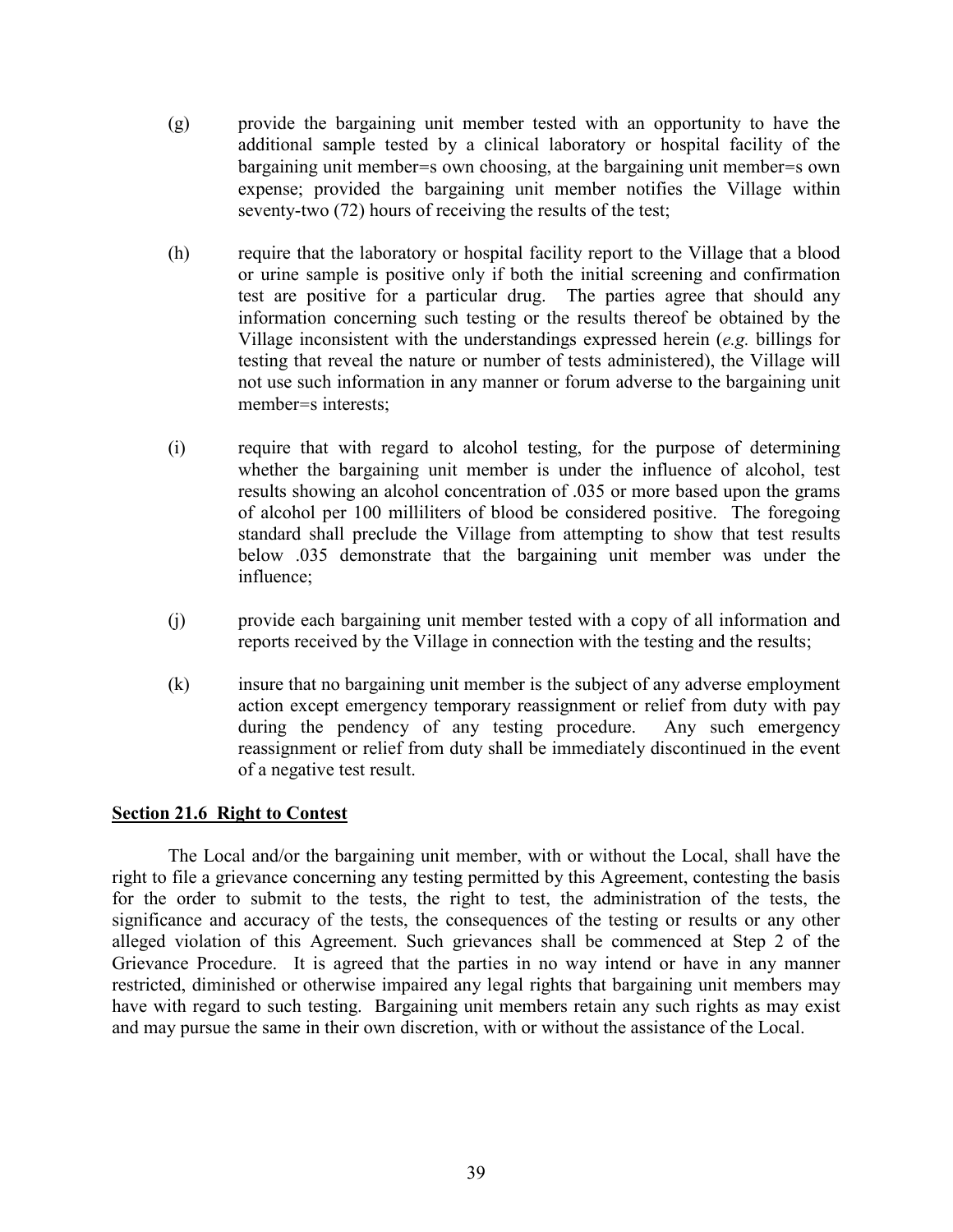(g) provide the bargaining unit member tested with an opportunity to have the additional sample tested by a clinical laboratory or hospital facility of the bargaining unit member=s own choosing, at the bargaining unit member=s own expense; provided the bargaining unit member notifies the Village within seventy-two (72) hours of receiving the results of the test;

(h) require that the laboratory or hospital facility report to the Village that a blood or urine sample is positive only if both the initial screening and confirmation test are positive for a particular drug. The parties agree that should any information concerning such testing or the results thereof be obtained by the Village inconsistent with the understandings expressed herein (*e.g.* billings for testing that reveal the nature or number of tests administered), the Village will not use such information in any manner or forum adverse to the bargaining unit member=s interests;

(i) require that with regard to alcohol testing, for the purpose of determining whether the bargaining unit member is under the influence of alcohol, test results showing an alcohol concentration of .035 or more based upon the grams of alcohol per 100 milliliters of blood be considered positive. The foregoing standard shall preclude the Village from attempting to show that test results below .035 demonstrate that the bargaining unit member was under the influence;

(j) provide each bargaining unit member tested with a copy of all information and reports received by the Village in connection with the testing and the results;

(k) insure that no bargaining unit member is the subject of any adverse employment action except emergency temporary reassignment or relief from duty with pay during the pendency of any testing procedure. Any such emergency reassignment or relief from duty shall be immediately discontinued in the event of a negative test result.

**Section 21.6 Right to Contest**

The Local and/or the bargaining unit member, with or without the Local, shall have the right to file a grievance concerning any testing permitted by this Agreement, contesting the basis for the order to submit to the tests, the right to test, the administration of the tests, the significance and accuracy of the tests, the consequences of the testing or results or any other alleged violation of this Agreement. Such grievances shall be commenced at Step 2 of the Grievance Procedure. It is agreed that the parties in no way intend or have in any manner restricted, diminished or otherwise impaired any legal rights that bargaining unit members may have with regard to such testing. Bargaining unit members retain any such rights as may exist and may pursue the same in their own discretion, with or without the assistance of the Local.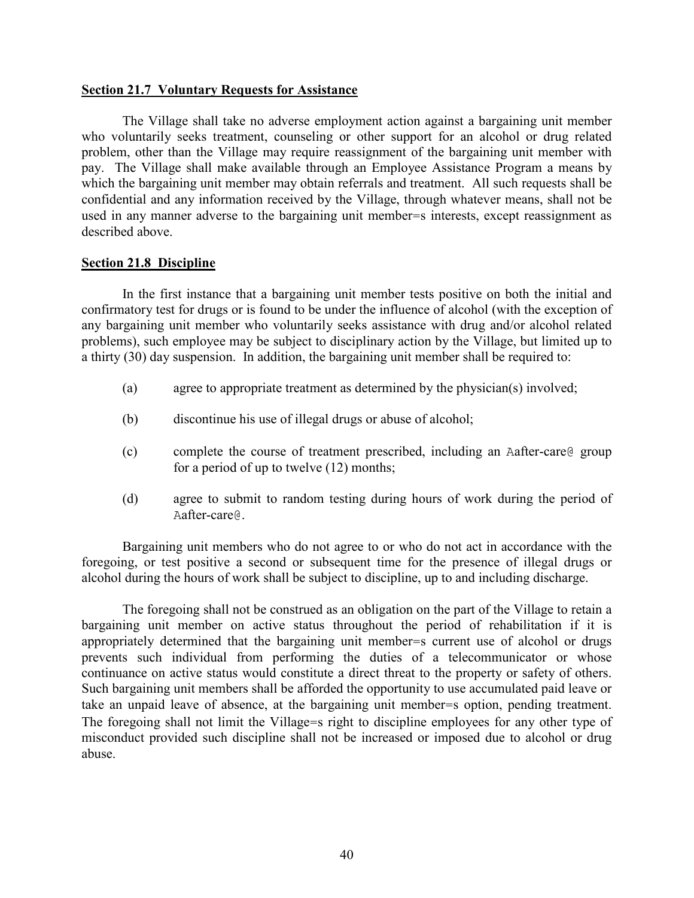**Section 21.7 Voluntary Requests for Assistance**

The Village shall take no adverse employment action against a bargaining unit member who voluntarily seeks treatment, counseling or other support for an alcohol or drug related problem, other than the Village may require reassignment of the bargaining unit member with pay. The Village shall make available through an Employee Assistance Program a means by which the bargaining unit member may obtain referrals and treatment. All such requests shall be confidential and any information received by the Village, through whatever means, shall not be used in any manner adverse to the bargaining unit member=s interests, except reassignment as described above.

**Section 21.8 Discipline**

In the first instance that a bargaining unit member tests positive on both the initial and confirmatory test for drugs or is found to be under the influence of alcohol (with the exception of any bargaining unit member who voluntarily seeks assistance with drug and/or alcohol related problems), such employee may be subject to disciplinary action by the Village, but limited up to a thirty (30) day suspension. In addition, the bargaining unit member shall be required to:

(a) agree to appropriate treatment as determined by the physician(s) involved;

(b) discontinue his use of illegal drugs or abuse of alcohol;

(c) complete the course of treatment prescribed, including an Aafter-care@ group for a period of up to twelve (12) months;

(d) agree to submit to random testing during hours of work during the period of Aafter-care@.

Bargaining unit members who do not agree to or who do not act in accordance with the foregoing, or test positive a second or subsequent time for the presence of illegal drugs or alcohol during the hours of work shall be subject to discipline, up to and including discharge.

The foregoing shall not be construed as an obligation on the part of the Village to retain a bargaining unit member on active status throughout the period of rehabilitation if it is appropriately determined that the bargaining unit member=s current use of alcohol or drugs prevents such individual from performing the duties of a telecommunicator or whose continuance on active status would constitute a direct threat to the property or safety of others. Such bargaining unit members shall be afforded the opportunity to use accumulated paid leave or take an unpaid leave of absence, at the bargaining unit member=s option, pending treatment. The foregoing shall not limit the Village=s right to discipline employees for any other type of misconduct provided such discipline shall not be increased or imposed due to alcohol or drug abuse.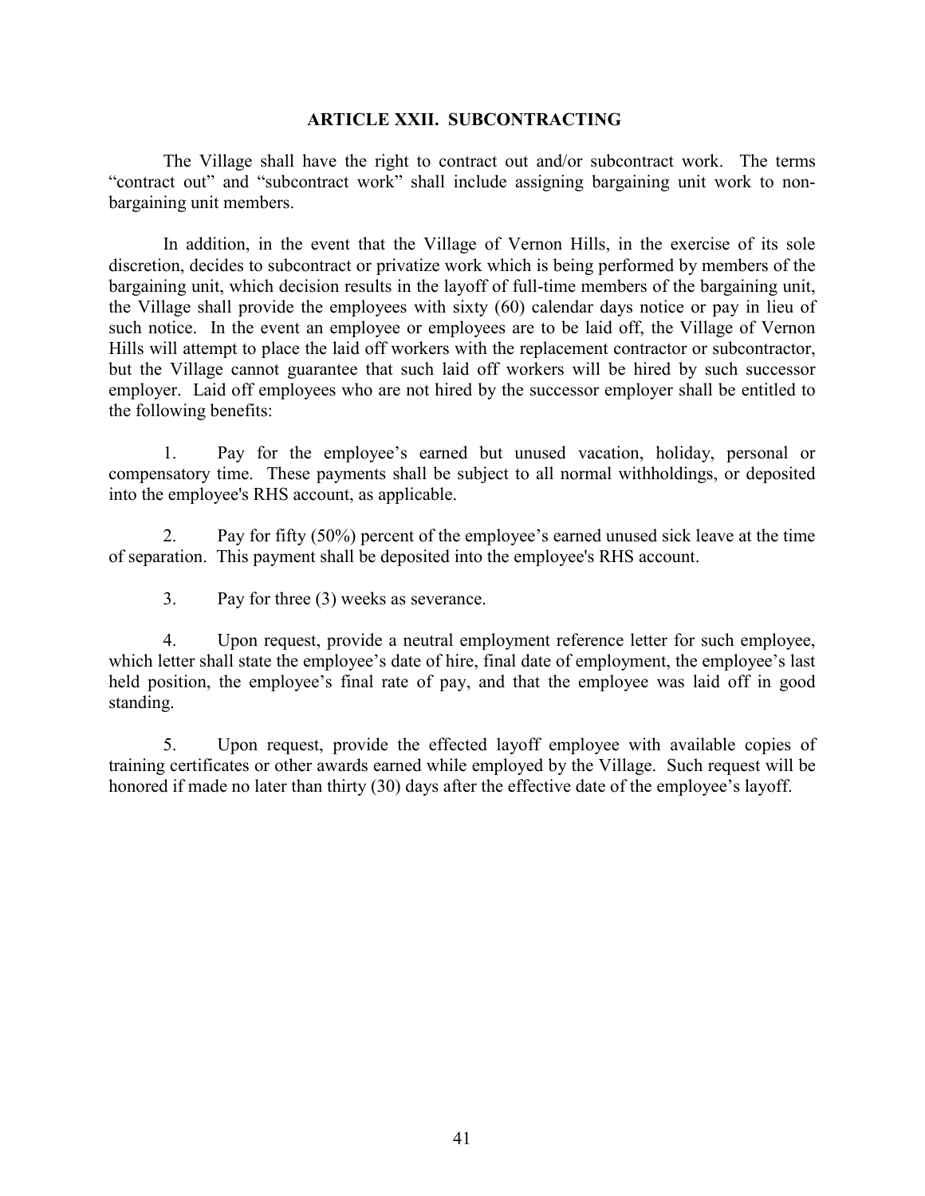## ARTICLE XXII. SUBCONTRACTING

The Village shall have the right to contract out and/or subcontract work. The terms "contract out" and "subcontract work" shall include assigning bargaining unit work to non-bargaining unit members.

In addition, in the event that the Village of Vernon Hills, in the exercise of its sole discretion, decides to subcontract or privatize work which is being performed by members of the bargaining unit, which decision results in the layoff of full-time members of the bargaining unit, the Village shall provide the employees with sixty (60) calendar days notice or pay in lieu of such notice. In the event an employee or employees are to be laid off, the Village of Vernon Hills will attempt to place the laid off workers with the replacement contractor or subcontractor, but the Village cannot guarantee that such laid off workers will be hired by such successor employer. Laid off employees who are not hired by the successor employer shall be entitled to the following benefits:

1. Pay for the employee's earned but unused vacation, holiday, personal or compensatory time. These payments shall be subject to all normal withholdings, or deposited into the employee's RHS account, as applicable.

2. Pay for fifty (50%) percent of the employee's earned unused sick leave at the time of separation. This payment shall be deposited into the employee's RHS account.

3. Pay for three (3) weeks as severance.

4. Upon request, provide a neutral employment reference letter for such employee, which letter shall state the employee's date of hire, final date of employment, the employee's last held position, the employee's final rate of pay, and that the employee was laid off in good standing.

5. Upon request, provide the effected layoff employee with available copies of training certificates or other awards earned while employed by the Village. Such request will be honored if made no later than thirty (30) days after the effective date of the employee's layoff.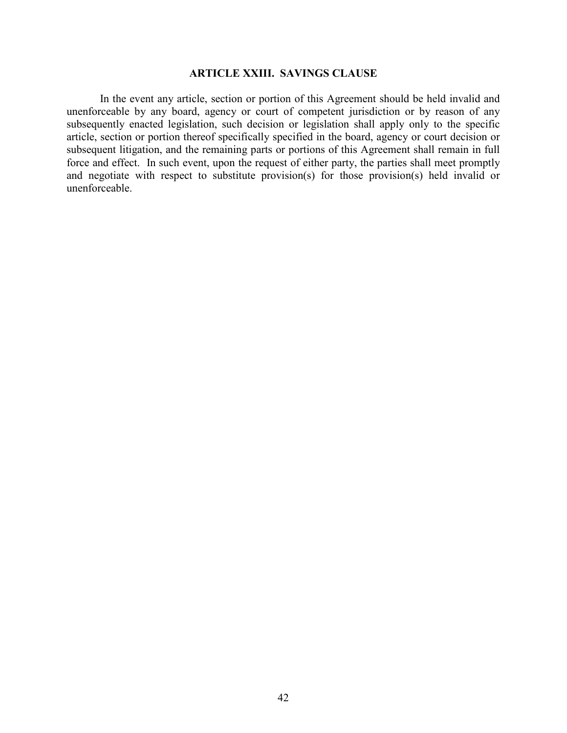## ARTICLE XXIII. SAVINGS CLAUSE

In the event any article, section or portion of this Agreement should be held invalid and unenforceable by any board, agency or court of competent jurisdiction or by reason of any subsequently enacted legislation, such decision or legislation shall apply only to the specific article, section or portion thereof specifically specified in the board, agency or court decision or subsequent litigation, and the remaining parts or portions of this Agreement shall remain in full force and effect. In such event, upon the request of either party, the parties shall meet promptly and negotiate with respect to substitute provision(s) for those provision(s) held invalid or unenforceable.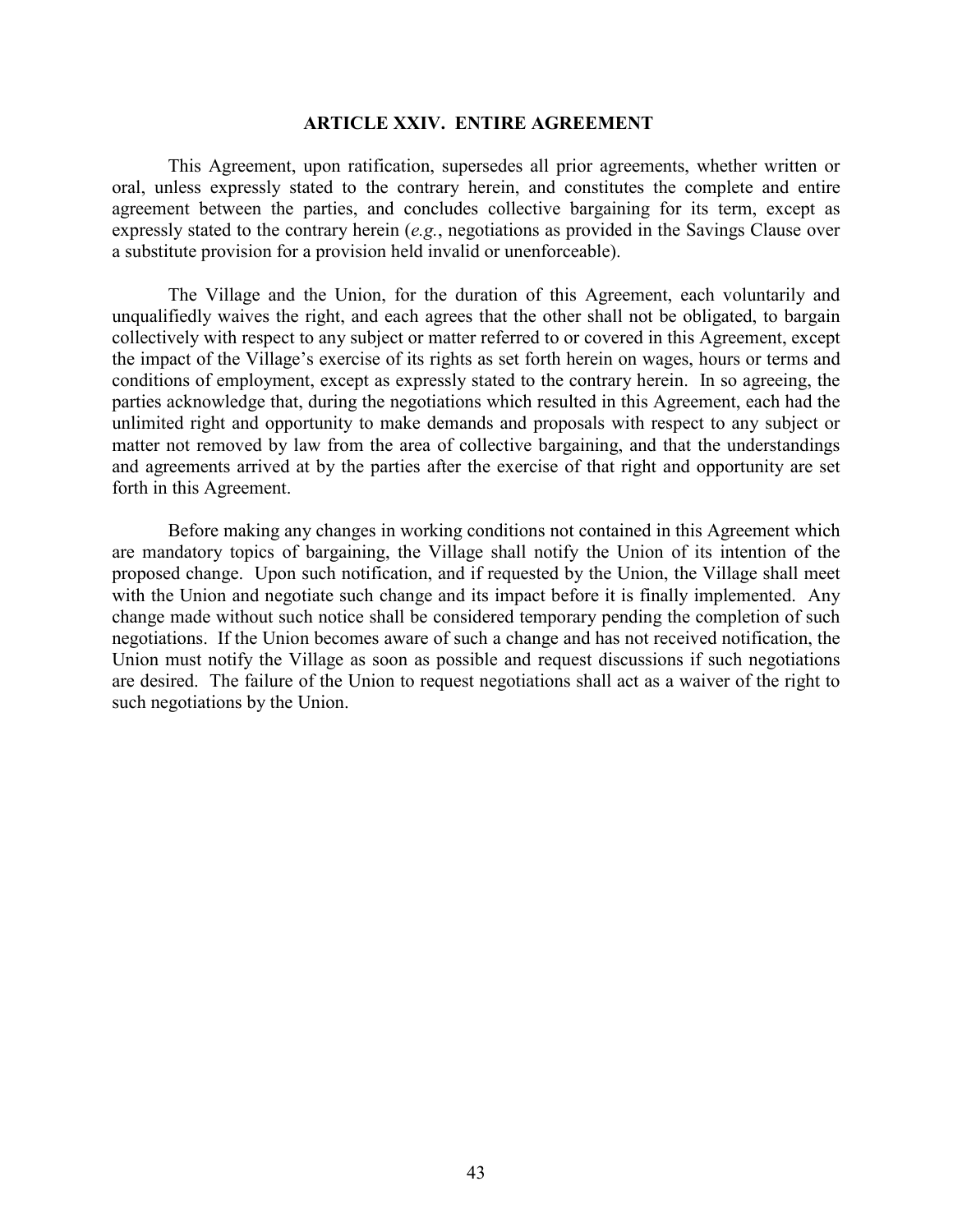## ARTICLE XXIV. ENTIRE AGREEMENT

This Agreement, upon ratification, supersedes all prior agreements, whether written or oral, unless expressly stated to the contrary herein, and constitutes the complete and entire agreement between the parties, and concludes collective bargaining for its term, except as expressly stated to the contrary herein (*e.g.*, negotiations as provided in the Savings Clause over a substitute provision for a provision held invalid or unenforceable).

The Village and the Union, for the duration of this Agreement, each voluntarily and unqualifiedly waives the right, and each agrees that the other shall not be obligated, to bargain collectively with respect to any subject or matter referred to or covered in this Agreement, except the impact of the Village's exercise of its rights as set forth herein on wages, hours or terms and conditions of employment, except as expressly stated to the contrary herein. In so agreeing, the parties acknowledge that, during the negotiations which resulted in this Agreement, each had the unlimited right and opportunity to make demands and proposals with respect to any subject or matter not removed by law from the area of collective bargaining, and that the understandings and agreements arrived at by the parties after the exercise of that right and opportunity are set forth in this Agreement.

Before making any changes in working conditions not contained in this Agreement which are mandatory topics of bargaining, the Village shall notify the Union of its intention of the proposed change. Upon such notification, and if requested by the Union, the Village shall meet with the Union and negotiate such change and its impact before it is finally implemented. Any change made without such notice shall be considered temporary pending the completion of such negotiations. If the Union becomes aware of such a change and has not received notification, the Union must notify the Village as soon as possible and request discussions if such negotiations are desired. The failure of the Union to request negotiations shall act as a waiver of the right to such negotiations by the Union.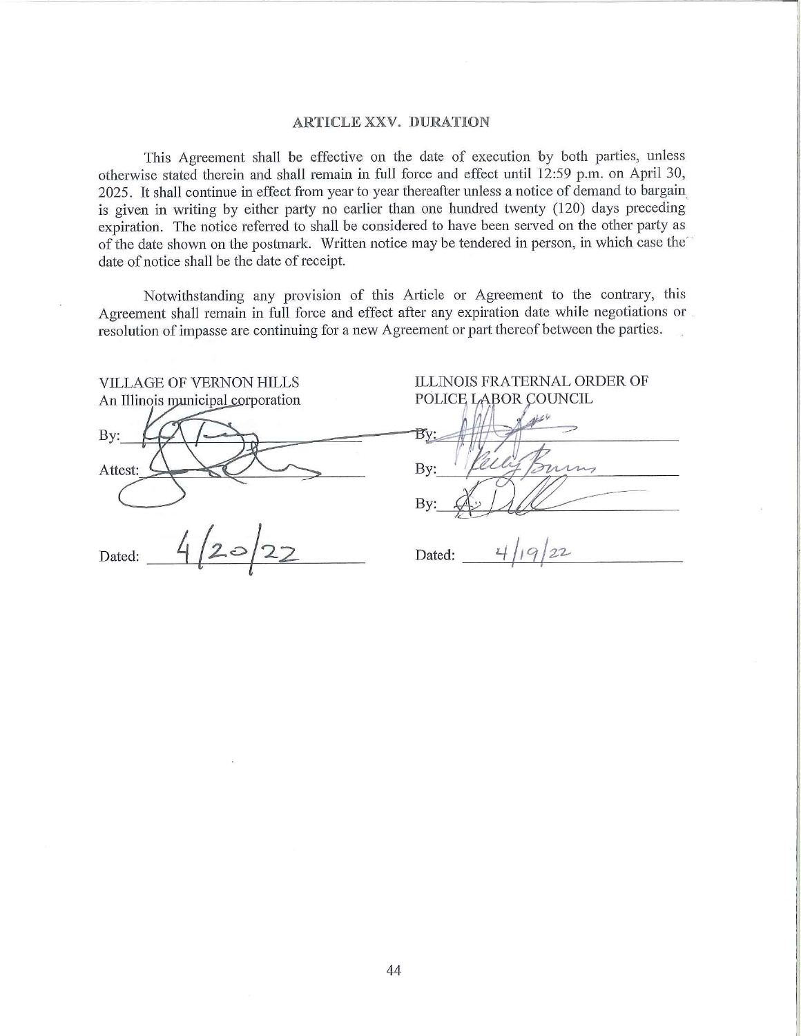## ARTICLE XXV. DURATION

This Agreement shall be effective on the date of execution by both parties, unless otherwise stated therein and shall remain in full force and effect until 12:59 p.m. on April 30, 2025. It shall continue in effect from year to year thereafter unless a notice of demand to bargain is given in writing by either party no earlier than one hundred twenty (120) days preceding expiration. The notice referred to shall be considered to have been served on the other party as of the date shown on the postmark. Written notice may be tendered in person, in which case the date of notice shall be the date of receipt.

Notwithstanding any provision of this Article or Agreement to the contrary, this Agreement shall remain in full force and effect after any expiration date while negotiations or resolution of impasse are continuing for a new Agreement or part thereof between the parties.

| | |
|---|---|
| VILLAGE OF VERNON HILLS<br>An Illinois municipal corporation | ILLINOIS FRATERNAL ORDER OF<br>POLICE LABOR COUNCIL |
| By: ____________ | By: ____________ |
| Attest: ____________ | By: ____________ |
| | By: ____________ |
| Dated: 4/20/22 | Dated: 4/19/22 |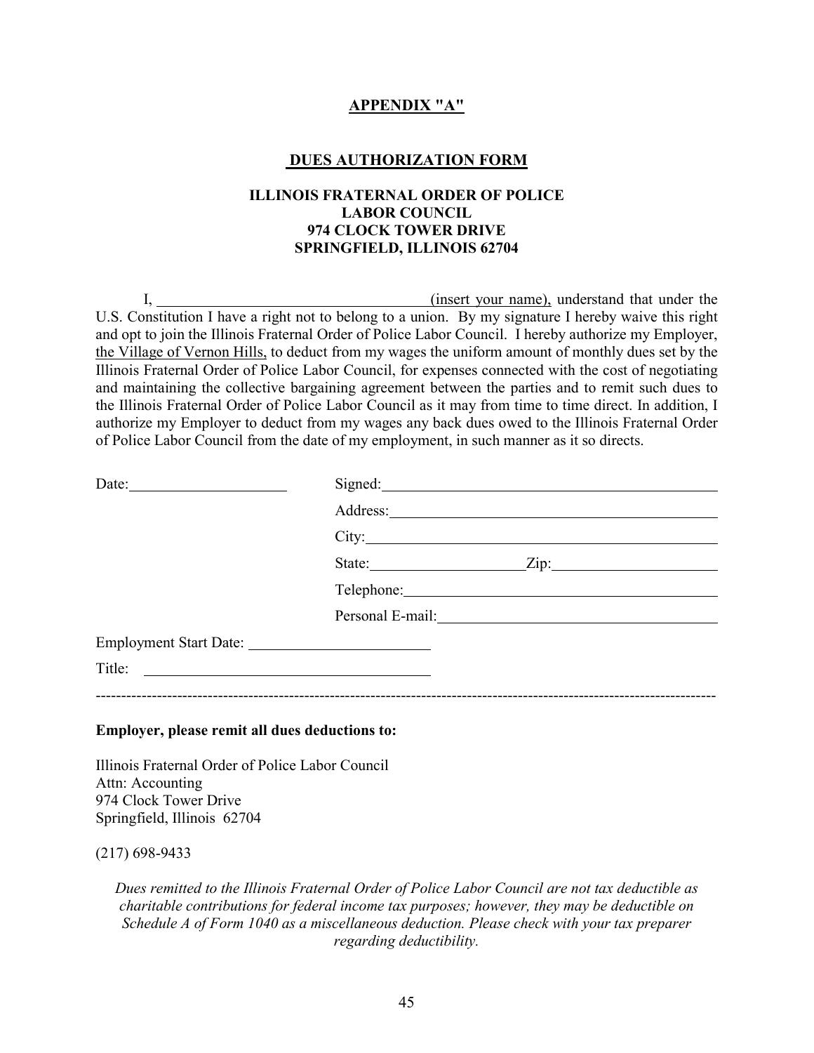## APPENDIX "A"

## DUES AUTHORIZATION FORM

**ILLINOIS FRATERNAL ORDER OF POLICE**
**LABOR COUNCIL**
**974 CLOCK TOWER DRIVE**
**SPRINGFIELD, ILLINOIS 62704**

I, ______________________________ (insert your name), understand that under the U.S. Constitution I have a right not to belong to a union. By my signature I hereby waive this right and opt to join the Illinois Fraternal Order of Police Labor Council. I hereby authorize my Employer, the Village of Vernon Hills, to deduct from my wages the uniform amount of monthly dues set by the Illinois Fraternal Order of Police Labor Council, for expenses connected with the cost of negotiating and maintaining the collective bargaining agreement between the parties and to remit such dues to the Illinois Fraternal Order of Police Labor Council as it may from time to time direct. In addition, I authorize my Employer to deduct from my wages any back dues owed to the Illinois Fraternal Order of Police Labor Council from the date of my employment, in such manner as it so directs.

Date: ____________________ Signed: ______________________________

Address: ______________________________

City: ______________________________

State: ____________________ Zip: ____________________

Telephone: ______________________________

Personal E-mail: ______________________________

Employment Start Date: ____________________

Title: ______________________________

---

**Employer, please remit all dues deductions to:**

Illinois Fraternal Order of Police Labor Council
Attn: Accounting
974 Clock Tower Drive
Springfield, Illinois 62704

(217) 698-9433

*Dues remitted to the Illinois Fraternal Order of Police Labor Council are not tax deductible as charitable contributions for federal income tax purposes; however, they may be deductible on Schedule A of Form 1040 as a miscellaneous deduction. Please check with your tax preparer regarding deductibility.*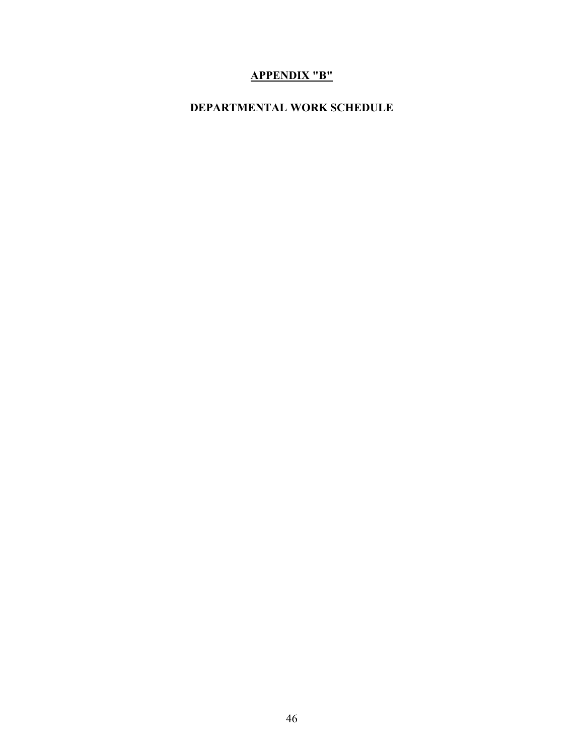## APPENDIX "B"

## DEPARTMENTAL WORK SCHEDULE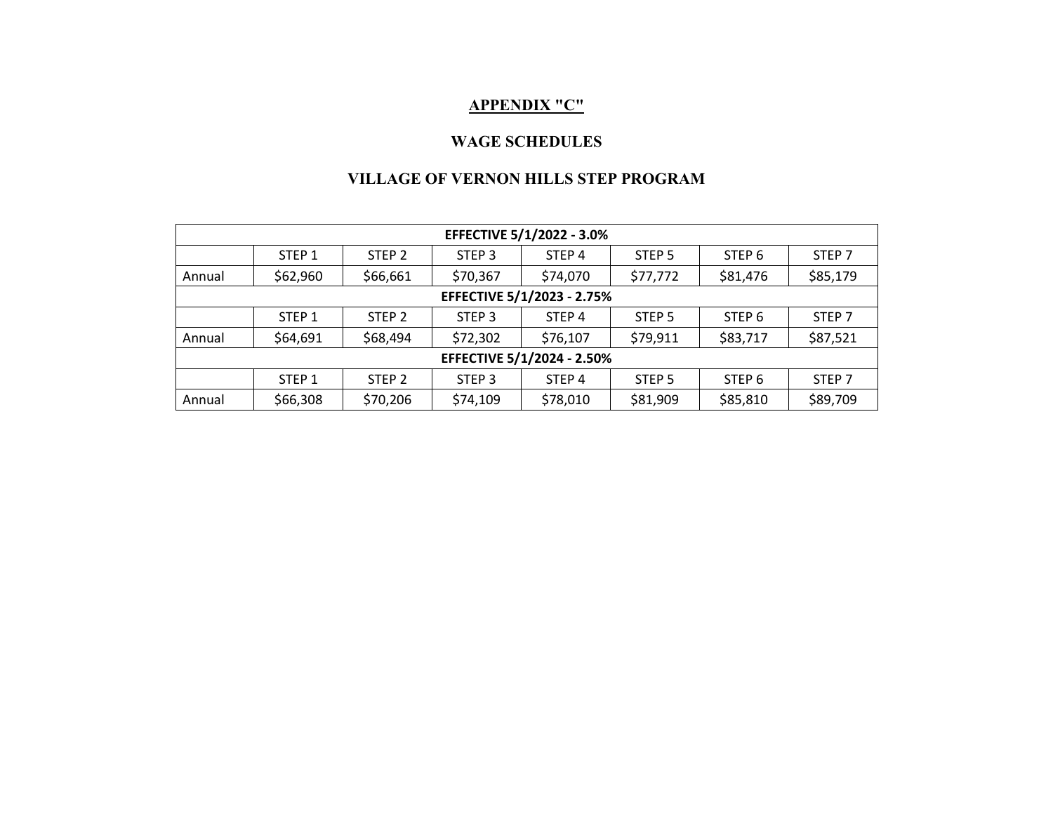# APPENDIX "C"

## WAGE SCHEDULES

## VILLAGE OF VERNON HILLS STEP PROGRAM

| **EFFECTIVE 5/1/2022 - 3.0%** | | | | | | | |
|---|---|---|---|---|---|---|---|
| | STEP 1 | STEP 2 | STEP 3 | STEP 4 | STEP 5 | STEP 6 | STEP 7 |
| Annual | $62,960 | $66,661 | $70,367 | $74,070 | $77,772 | $81,476 | $85,179 |
| **EFFECTIVE 5/1/2023 - 2.75%** | | | | | | | |
| | STEP 1 | STEP 2 | STEP 3 | STEP 4 | STEP 5 | STEP 6 | STEP 7 |
| Annual | $64,691 | $68,494 | $72,302 | $76,107 | $79,911 | $83,717 | $87,521 |
| **EFFECTIVE 5/1/2024 - 2.50%** | | | | | | | |
| | STEP 1 | STEP 2 | STEP 3 | STEP 4 | STEP 5 | STEP 6 | STEP 7 |
| Annual | $66,308 | $70,206 | $74,109 | $78,010 | $81,909 | $85,810 | $89,709 |